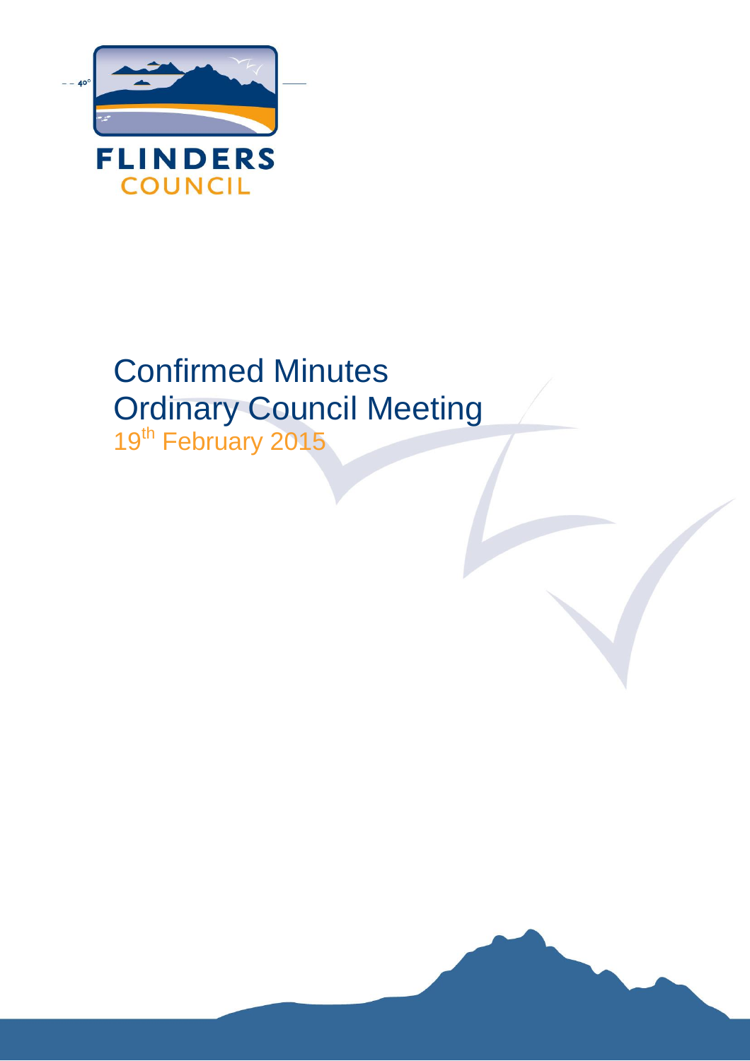FLINDERS COUNCIL

# Confirmed Minutes
# Ordinary Council Meeting

19th February 2015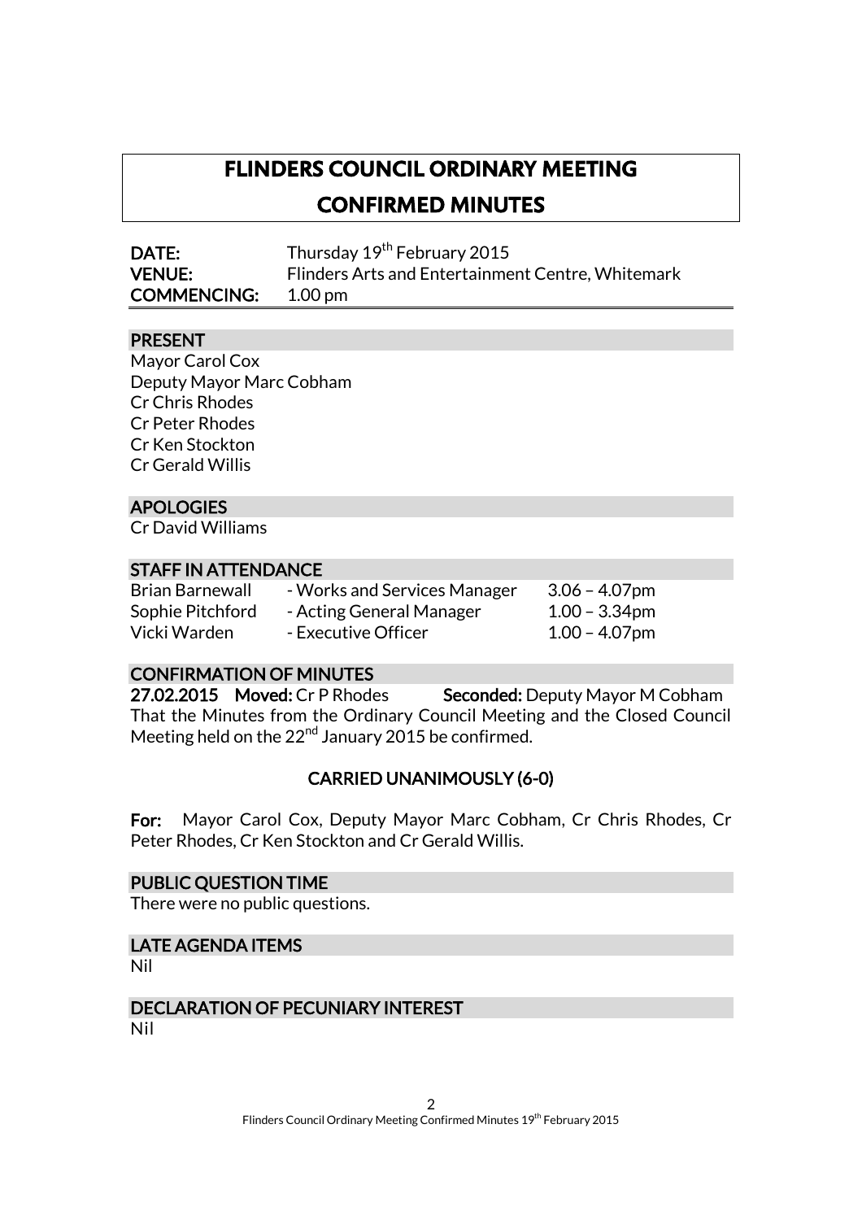# FLINDERS COUNCIL ORDINARY MEETING
# CONFIRMED MINUTES

**DATE:** Thursday 19th February 2015
**VENUE:** Flinders Arts and Entertainment Centre, Whitemark
**COMMENCING:** 1.00 pm

## PRESENT

Mayor Carol Cox
Deputy Mayor Marc Cobham
Cr Chris Rhodes
Cr Peter Rhodes
Cr Ken Stockton
Cr Gerald Willis

## APOLOGIES

Cr David Williams

## STAFF IN ATTENDANCE

| | | |
|---|---|---|
| Brian Barnewall | - Works and Services Manager | 3.06 – 4.07pm |
| Sophie Pitchford | - Acting General Manager | 1.00 – 3.34pm |
| Vicki Warden | - Executive Officer | 1.00 – 4.07pm |

## CONFIRMATION OF MINUTES

**27.02.2015 Moved:** Cr P Rhodes **Seconded:** Deputy Mayor M Cobham

That the Minutes from the Ordinary Council Meeting and the Closed Council Meeting held on the 22nd January 2015 be confirmed.

**CARRIED UNANIMOUSLY (6-0)**

**For:** Mayor Carol Cox, Deputy Mayor Marc Cobham, Cr Chris Rhodes, Cr Peter Rhodes, Cr Ken Stockton and Cr Gerald Willis.

## PUBLIC QUESTION TIME

There were no public questions.

## LATE AGENDA ITEMS

Nil

## DECLARATION OF PECUNIARY INTEREST

Nil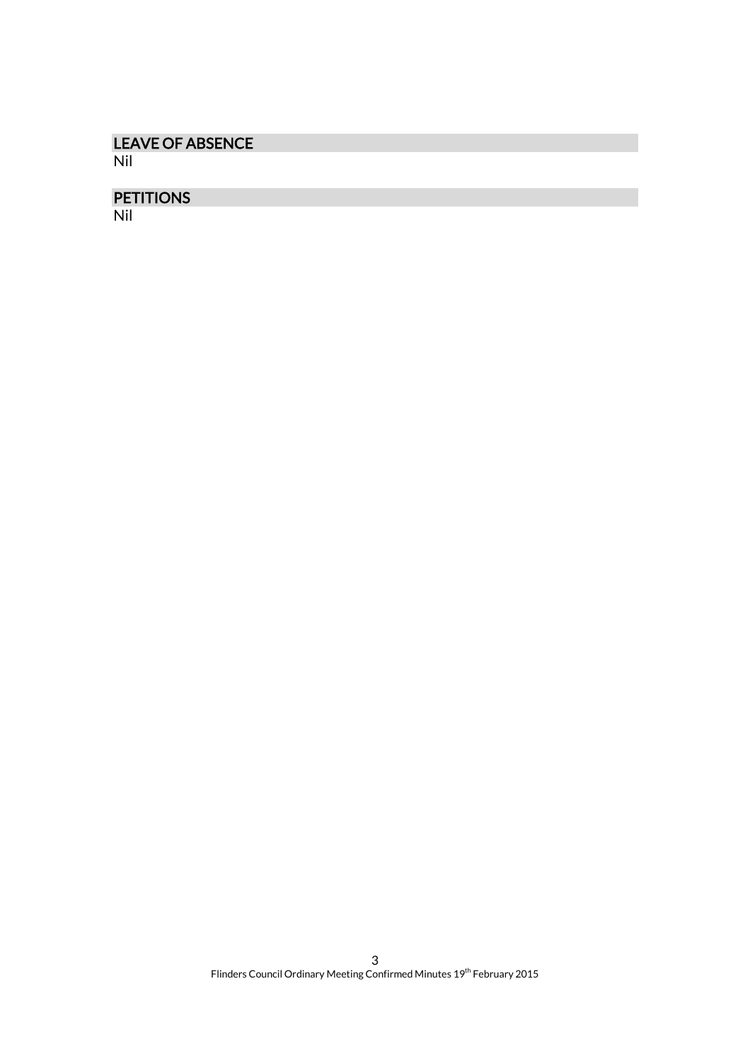## LEAVE OF ABSENCE

Nil

## PETITIONS

Nil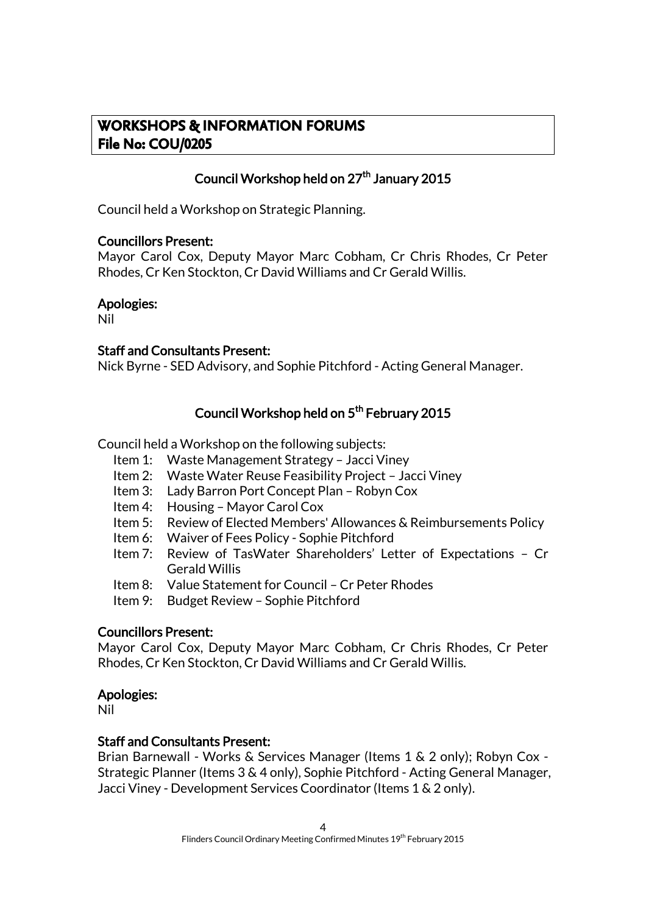## WORKSHOPS & INFORMATION FORUMS
## File No: COU/0205

### Council Workshop held on 27th January 2015

Council held a Workshop on Strategic Planning.

**Councillors Present:**
Mayor Carol Cox, Deputy Mayor Marc Cobham, Cr Chris Rhodes, Cr Peter Rhodes, Cr Ken Stockton, Cr David Williams and Cr Gerald Willis.

**Apologies:**
Nil

**Staff and Consultants Present:**
Nick Byrne - SED Advisory, and Sophie Pitchford - Acting General Manager.

### Council Workshop held on 5th February 2015

Council held a Workshop on the following subjects:

- Item 1: Waste Management Strategy – Jacci Viney
- Item 2: Waste Water Reuse Feasibility Project – Jacci Viney
- Item 3: Lady Barron Port Concept Plan – Robyn Cox
- Item 4: Housing – Mayor Carol Cox
- Item 5: Review of Elected Members' Allowances & Reimbursements Policy
- Item 6: Waiver of Fees Policy - Sophie Pitchford
- Item 7: Review of TasWater Shareholders' Letter of Expectations – Cr Gerald Willis
- Item 8: Value Statement for Council – Cr Peter Rhodes
- Item 9: Budget Review – Sophie Pitchford

**Councillors Present:**
Mayor Carol Cox, Deputy Mayor Marc Cobham, Cr Chris Rhodes, Cr Peter Rhodes, Cr Ken Stockton, Cr David Williams and Cr Gerald Willis.

**Apologies:**
Nil

**Staff and Consultants Present:**
Brian Barnewall - Works & Services Manager (Items 1 & 2 only); Robyn Cox - Strategic Planner (Items 3 & 4 only), Sophie Pitchford - Acting General Manager, Jacci Viney - Development Services Coordinator (Items 1 & 2 only).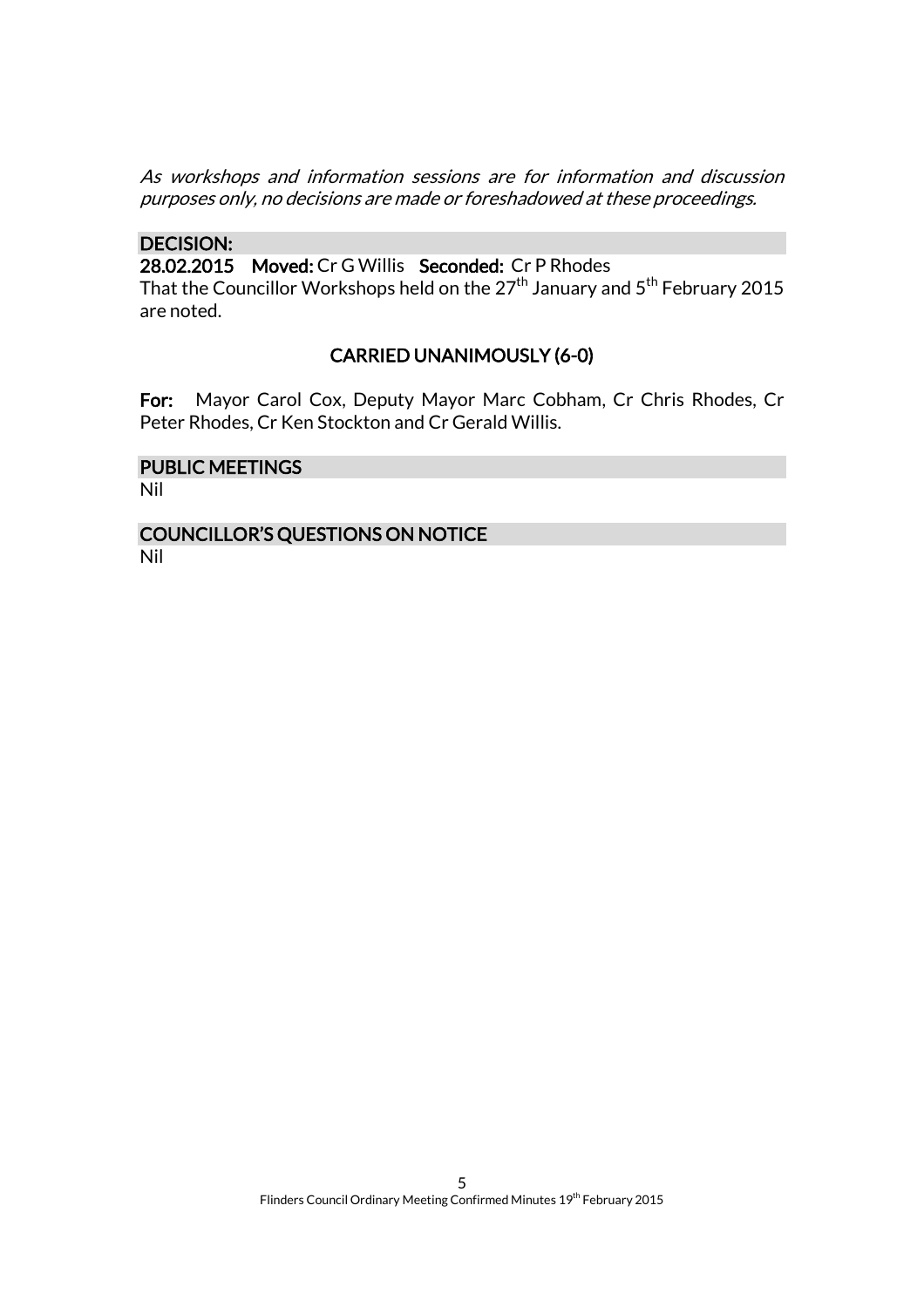*As workshops and information sessions are for information and discussion purposes only, no decisions are made or foreshadowed at these proceedings.*

## DECISION:

**28.02.2015 Moved:** Cr G Willis **Seconded:** Cr P Rhodes

That the Councillor Workshops held on the 27th January and 5th February 2015 are noted.

**CARRIED UNANIMOUSLY (6-0)**

**For:** Mayor Carol Cox, Deputy Mayor Marc Cobham, Cr Chris Rhodes, Cr Peter Rhodes, Cr Ken Stockton and Cr Gerald Willis.

## PUBLIC MEETINGS

Nil

## COUNCILLOR'S QUESTIONS ON NOTICE

Nil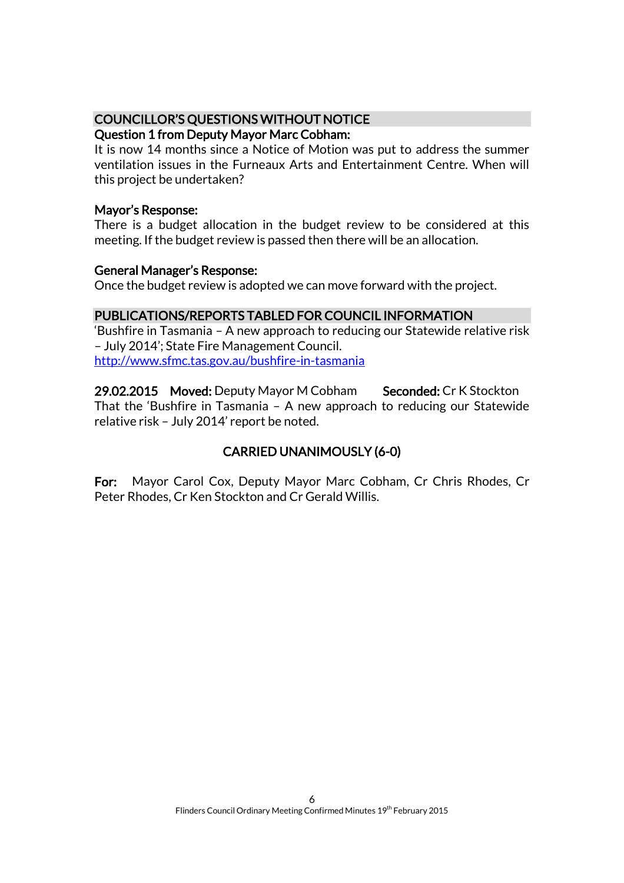## COUNCILLOR'S QUESTIONS WITHOUT NOTICE

**Question 1 from Deputy Mayor Marc Cobham:**

It is now 14 months since a Notice of Motion was put to address the summer ventilation issues in the Furneaux Arts and Entertainment Centre. When will this project be undertaken?

**Mayor's Response:**

There is a budget allocation in the budget review to be considered at this meeting. If the budget review is passed then there will be an allocation.

**General Manager's Response:**

Once the budget review is adopted we can move forward with the project.

## PUBLICATIONS/REPORTS TABLED FOR COUNCIL INFORMATION

'Bushfire in Tasmania – A new approach to reducing our Statewide relative risk – July 2014'; State Fire Management Council.
[http://www.sfmc.tas.gov.au/bushfire-in-tasmania](http://www.sfmc.tas.gov.au/bushfire-in-tasmania)

**29.02.2015 Moved:** Deputy Mayor M Cobham **Seconded:** Cr K Stockton

That the 'Bushfire in Tasmania – A new approach to reducing our Statewide relative risk – July 2014' report be noted.

**CARRIED UNANIMOUSLY (6-0)**

**For:** Mayor Carol Cox, Deputy Mayor Marc Cobham, Cr Chris Rhodes, Cr Peter Rhodes, Cr Ken Stockton and Cr Gerald Willis.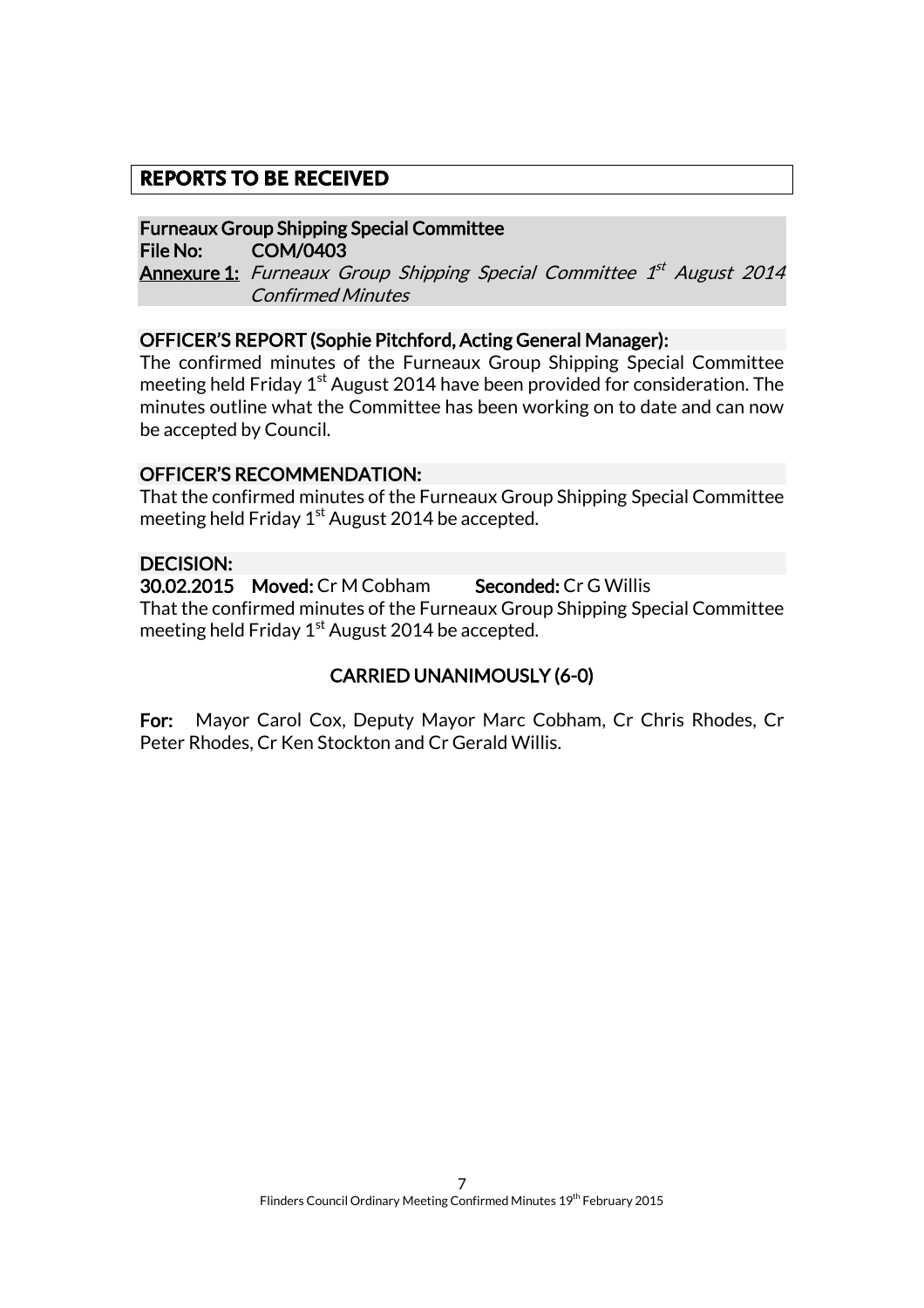## REPORTS TO BE RECEIVED

### Furneaux Group Shipping Special Committee

**File No:** COM/0403

**Annexure 1:** *Furneaux Group Shipping Special Committee 1st August 2014 Confirmed Minutes*

### OFFICER'S REPORT (Sophie Pitchford, Acting General Manager):

The confirmed minutes of the Furneaux Group Shipping Special Committee meeting held Friday 1st August 2014 have been provided for consideration. The minutes outline what the Committee has been working on to date and can now be accepted by Council.

### OFFICER'S RECOMMENDATION:

That the confirmed minutes of the Furneaux Group Shipping Special Committee meeting held Friday 1st August 2014 be accepted.

### DECISION:

**30.02.2015 Moved:** Cr M Cobham **Seconded:** Cr G Willis

That the confirmed minutes of the Furneaux Group Shipping Special Committee meeting held Friday 1st August 2014 be accepted.

**CARRIED UNANIMOUSLY (6-0)**

**For:** Mayor Carol Cox, Deputy Mayor Marc Cobham, Cr Chris Rhodes, Cr Peter Rhodes, Cr Ken Stockton and Cr Gerald Willis.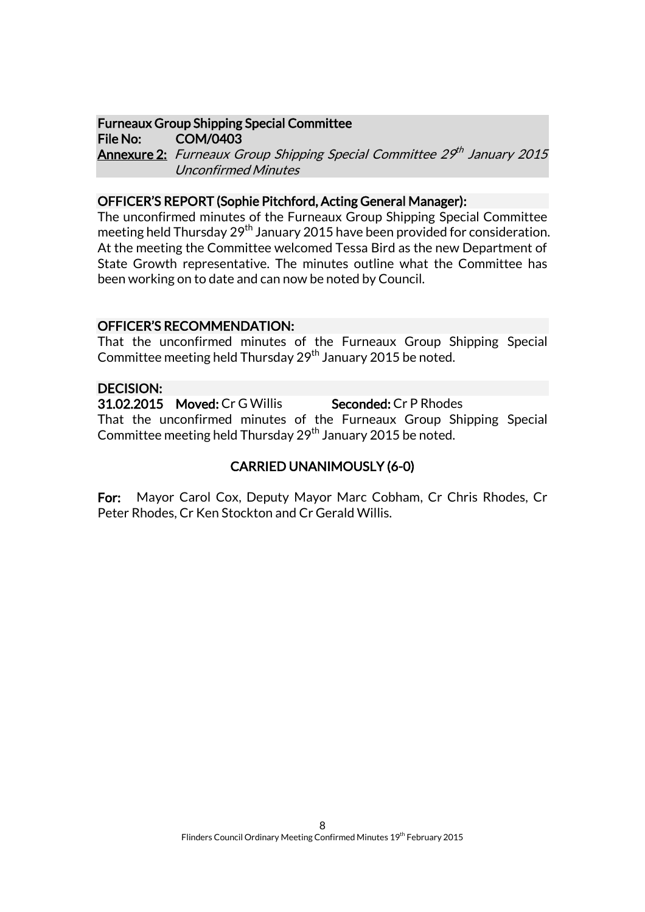**Furneaux Group Shipping Special Committee**
**File No:** **COM/0403**
**Annexure 2:** *Furneaux Group Shipping Special Committee 29th January 2015 Unconfirmed Minutes*

**OFFICER'S REPORT (Sophie Pitchford, Acting General Manager):**

The unconfirmed minutes of the Furneaux Group Shipping Special Committee meeting held Thursday 29th January 2015 have been provided for consideration. At the meeting the Committee welcomed Tessa Bird as the new Department of State Growth representative. The minutes outline what the Committee has been working on to date and can now be noted by Council.

**OFFICER'S RECOMMENDATION:**

That the unconfirmed minutes of the Furneaux Group Shipping Special Committee meeting held Thursday 29th January 2015 be noted.

**DECISION:**

**31.02.2015** **Moved:** Cr G Willis **Seconded:** Cr P Rhodes

That the unconfirmed minutes of the Furneaux Group Shipping Special Committee meeting held Thursday 29th January 2015 be noted.

**CARRIED UNANIMOUSLY (6-0)**

**For:** Mayor Carol Cox, Deputy Mayor Marc Cobham, Cr Chris Rhodes, Cr Peter Rhodes, Cr Ken Stockton and Cr Gerald Willis.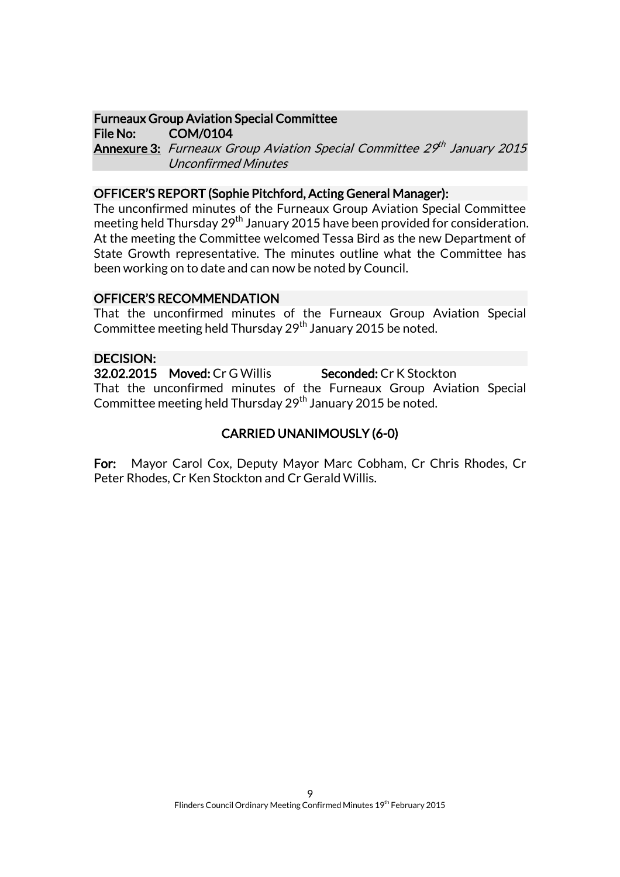**Furneaux Group Aviation Special Committee**
**File No:** **COM/0104**
**Annexure 3:** *Furneaux Group Aviation Special Committee 29th January 2015 Unconfirmed Minutes*

**OFFICER'S REPORT (Sophie Pitchford, Acting General Manager):**

The unconfirmed minutes of the Furneaux Group Aviation Special Committee meeting held Thursday 29th January 2015 have been provided for consideration. At the meeting the Committee welcomed Tessa Bird as the new Department of State Growth representative. The minutes outline what the Committee has been working on to date and can now be noted by Council.

**OFFICER'S RECOMMENDATION**

That the unconfirmed minutes of the Furneaux Group Aviation Special Committee meeting held Thursday 29th January 2015 be noted.

**DECISION:**

**32.02.2015** **Moved:** Cr G Willis **Seconded:** Cr K Stockton

That the unconfirmed minutes of the Furneaux Group Aviation Special Committee meeting held Thursday 29th January 2015 be noted.

**CARRIED UNANIMOUSLY (6-0)**

**For:** Mayor Carol Cox, Deputy Mayor Marc Cobham, Cr Chris Rhodes, Cr Peter Rhodes, Cr Ken Stockton and Cr Gerald Willis.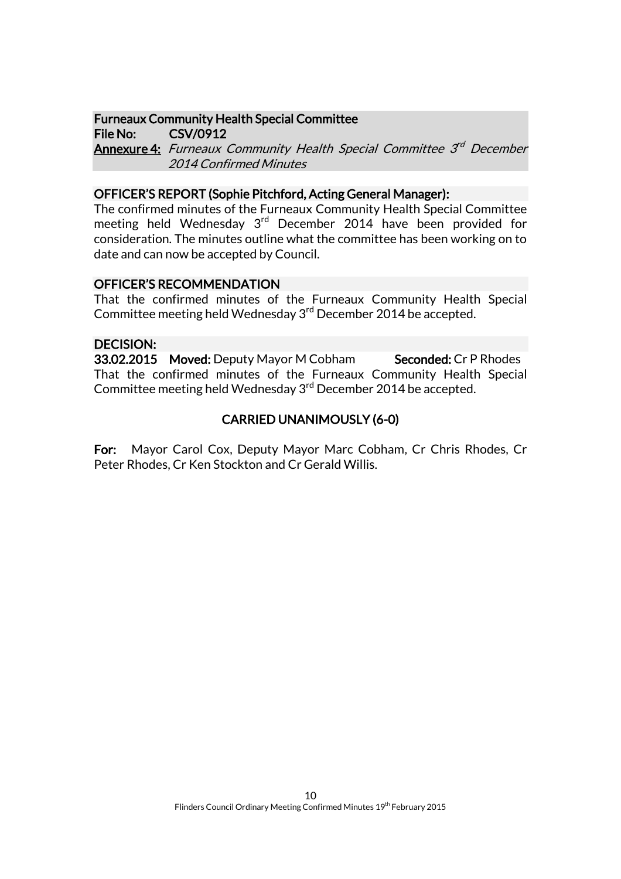**Furneaux Community Health Special Committee**
**File No: CSV/0912**
**Annexure 4:** *Furneaux Community Health Special Committee 3rd December 2014 Confirmed Minutes*

**OFFICER'S REPORT (Sophie Pitchford, Acting General Manager):**

The confirmed minutes of the Furneaux Community Health Special Committee meeting held Wednesday 3rd December 2014 have been provided for consideration. The minutes outline what the committee has been working on to date and can now be accepted by Council.

**OFFICER'S RECOMMENDATION**

That the confirmed minutes of the Furneaux Community Health Special Committee meeting held Wednesday 3rd December 2014 be accepted.

**DECISION:**

**33.02.2015 Moved:** Deputy Mayor M Cobham **Seconded:** Cr P Rhodes

That the confirmed minutes of the Furneaux Community Health Special Committee meeting held Wednesday 3rd December 2014 be accepted.

**CARRIED UNANIMOUSLY (6-0)**

**For:** Mayor Carol Cox, Deputy Mayor Marc Cobham, Cr Chris Rhodes, Cr Peter Rhodes, Cr Ken Stockton and Cr Gerald Willis.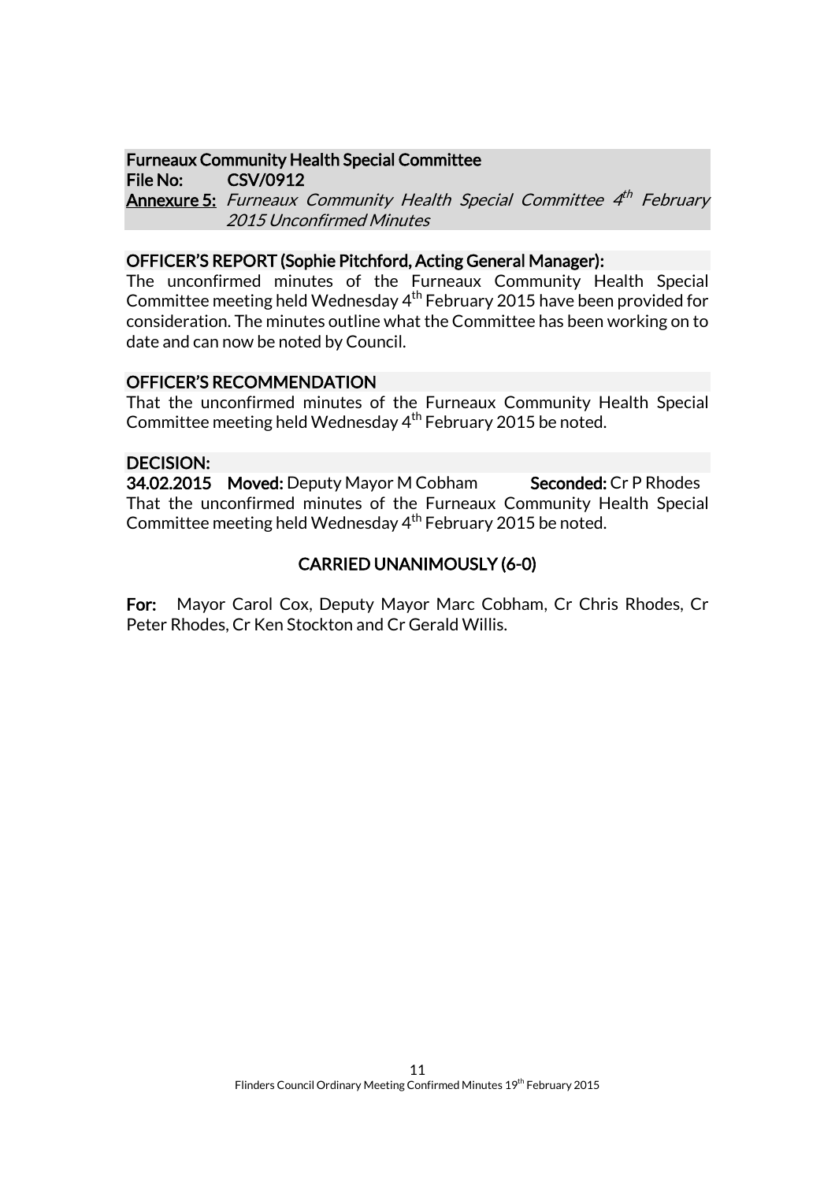**Furneaux Community Health Special Committee**
**File No:** **CSV/0912**
**Annexure 5:** *Furneaux Community Health Special Committee 4th February 2015 Unconfirmed Minutes*

**OFFICER'S REPORT (Sophie Pitchford, Acting General Manager):**

The unconfirmed minutes of the Furneaux Community Health Special Committee meeting held Wednesday 4th February 2015 have been provided for consideration. The minutes outline what the Committee has been working on to date and can now be noted by Council.

**OFFICER'S RECOMMENDATION**

That the unconfirmed minutes of the Furneaux Community Health Special Committee meeting held Wednesday 4th February 2015 be noted.

**DECISION:**

**34.02.2015** **Moved:** Deputy Mayor M Cobham **Seconded:** Cr P Rhodes

That the unconfirmed minutes of the Furneaux Community Health Special Committee meeting held Wednesday 4th February 2015 be noted.

**CARRIED UNANIMOUSLY (6-0)**

**For:** Mayor Carol Cox, Deputy Mayor Marc Cobham, Cr Chris Rhodes, Cr Peter Rhodes, Cr Ken Stockton and Cr Gerald Willis.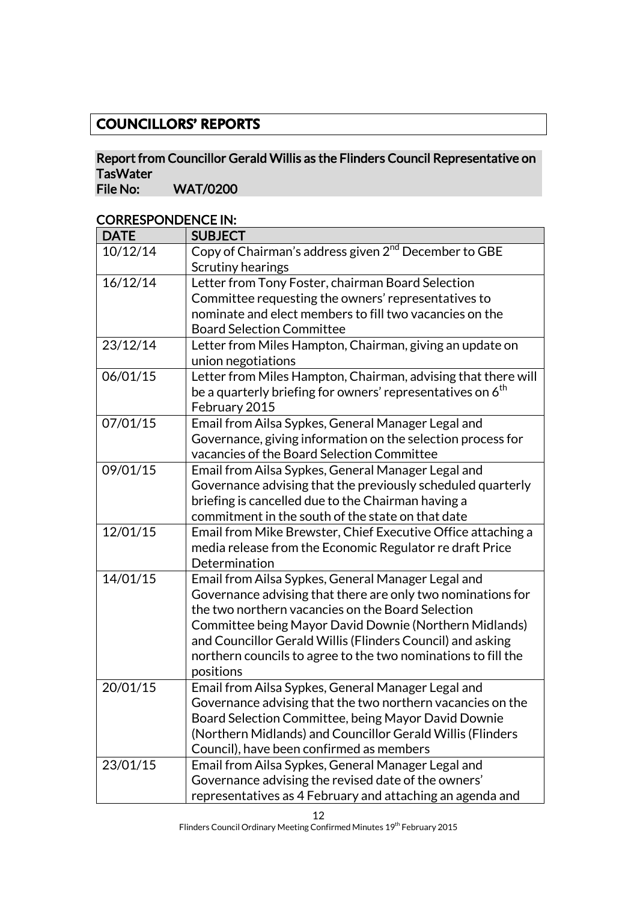# COUNCILLORS' REPORTS

## Report from Councillor Gerald Willis as the Flinders Council Representative on TasWater

**File No: WAT/0200**

### CORRESPONDENCE IN:

| DATE | SUBJECT |
|---|---|
| 10/12/14 | Copy of Chairman's address given 2nd December to GBE Scrutiny hearings |
| 16/12/14 | Letter from Tony Foster, chairman Board Selection Committee requesting the owners' representatives to nominate and elect members to fill two vacancies on the Board Selection Committee |
| 23/12/14 | Letter from Miles Hampton, Chairman, giving an update on union negotiations |
| 06/01/15 | Letter from Miles Hampton, Chairman, advising that there will be a quarterly briefing for owners' representatives on 6th February 2015 |
| 07/01/15 | Email from Ailsa Sypkes, General Manager Legal and Governance, giving information on the selection process for vacancies of the Board Selection Committee |
| 09/01/15 | Email from Ailsa Sypkes, General Manager Legal and Governance advising that the previously scheduled quarterly briefing is cancelled due to the Chairman having a commitment in the south of the state on that date |
| 12/01/15 | Email from Mike Brewster, Chief Executive Office attaching a media release from the Economic Regulator re draft Price Determination |
| 14/01/15 | Email from Ailsa Sypkes, General Manager Legal and Governance advising that there are only two nominations for the two northern vacancies on the Board Selection Committee being Mayor David Downie (Northern Midlands) and Councillor Gerald Willis (Flinders Council) and asking northern councils to agree to the two nominations to fill the positions |
| 20/01/15 | Email from Ailsa Sypkes, General Manager Legal and Governance advising that the two northern vacancies on the Board Selection Committee, being Mayor David Downie (Northern Midlands) and Councillor Gerald Willis (Flinders Council), have been confirmed as members |
| 23/01/15 | Email from Ailsa Sypkes, General Manager Legal and Governance advising the revised date of the owners' representatives as 4 February and attaching an agenda and |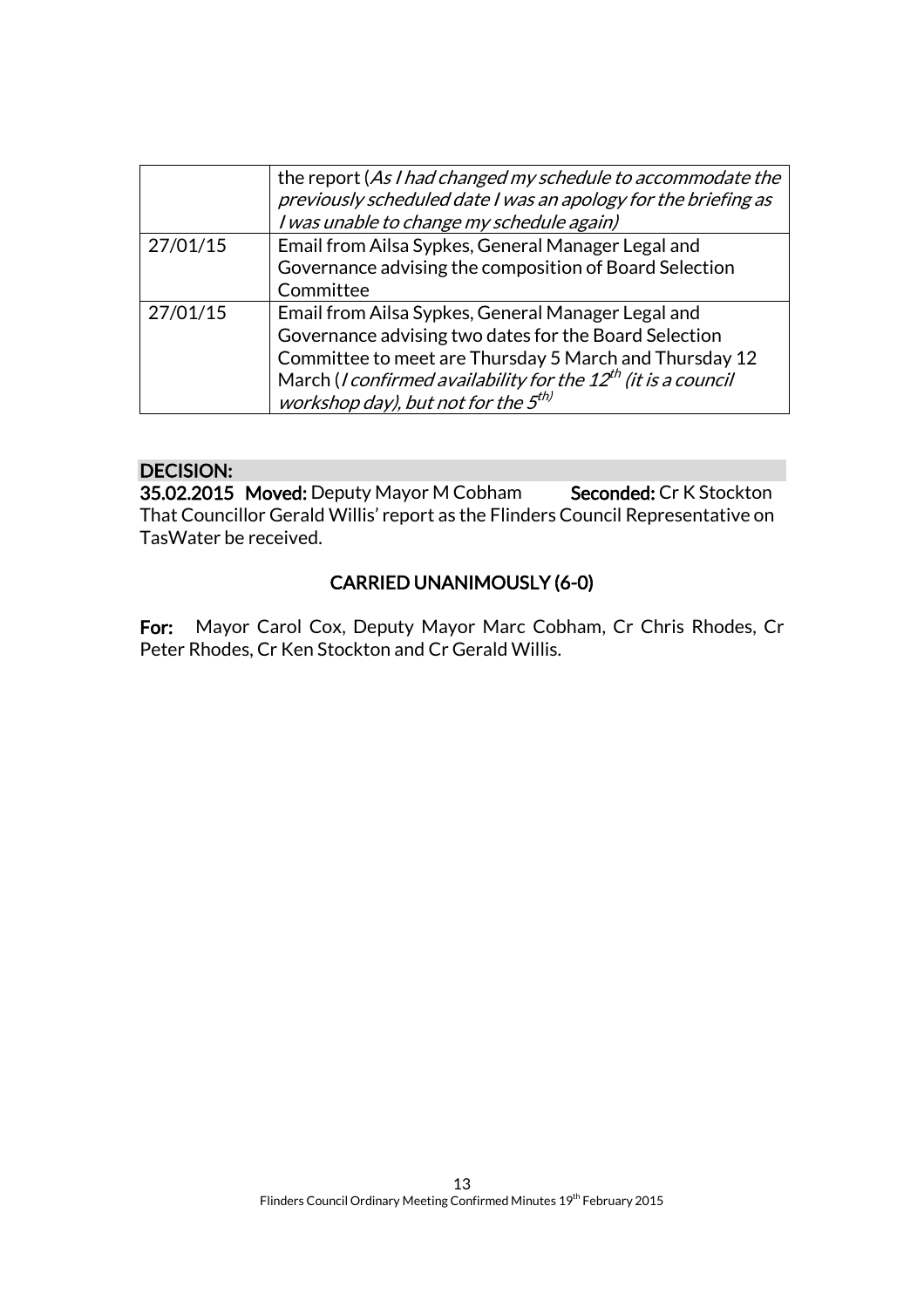| | |
|---|---|
| | the report (*As I had changed my schedule to accommodate the previously scheduled date I was an apology for the briefing as I was unable to change my schedule again)* |
| 27/01/15 | Email from Ailsa Sypkes, General Manager Legal and Governance advising the composition of Board Selection Committee |
| 27/01/15 | Email from Ailsa Sypkes, General Manager Legal and Governance advising two dates for the Board Selection Committee to meet are Thursday 5 March and Thursday 12 March (*I confirmed availability for the 12th (it is a council workshop day), but not for the 5th)* |

**DECISION:**

**35.02.2015 Moved:** Deputy Mayor M Cobham **Seconded:** Cr K Stockton

That Councillor Gerald Willis' report as the Flinders Council Representative on TasWater be received.

**CARRIED UNANIMOUSLY (6-0)**

**For:** Mayor Carol Cox, Deputy Mayor Marc Cobham, Cr Chris Rhodes, Cr Peter Rhodes, Cr Ken Stockton and Cr Gerald Willis.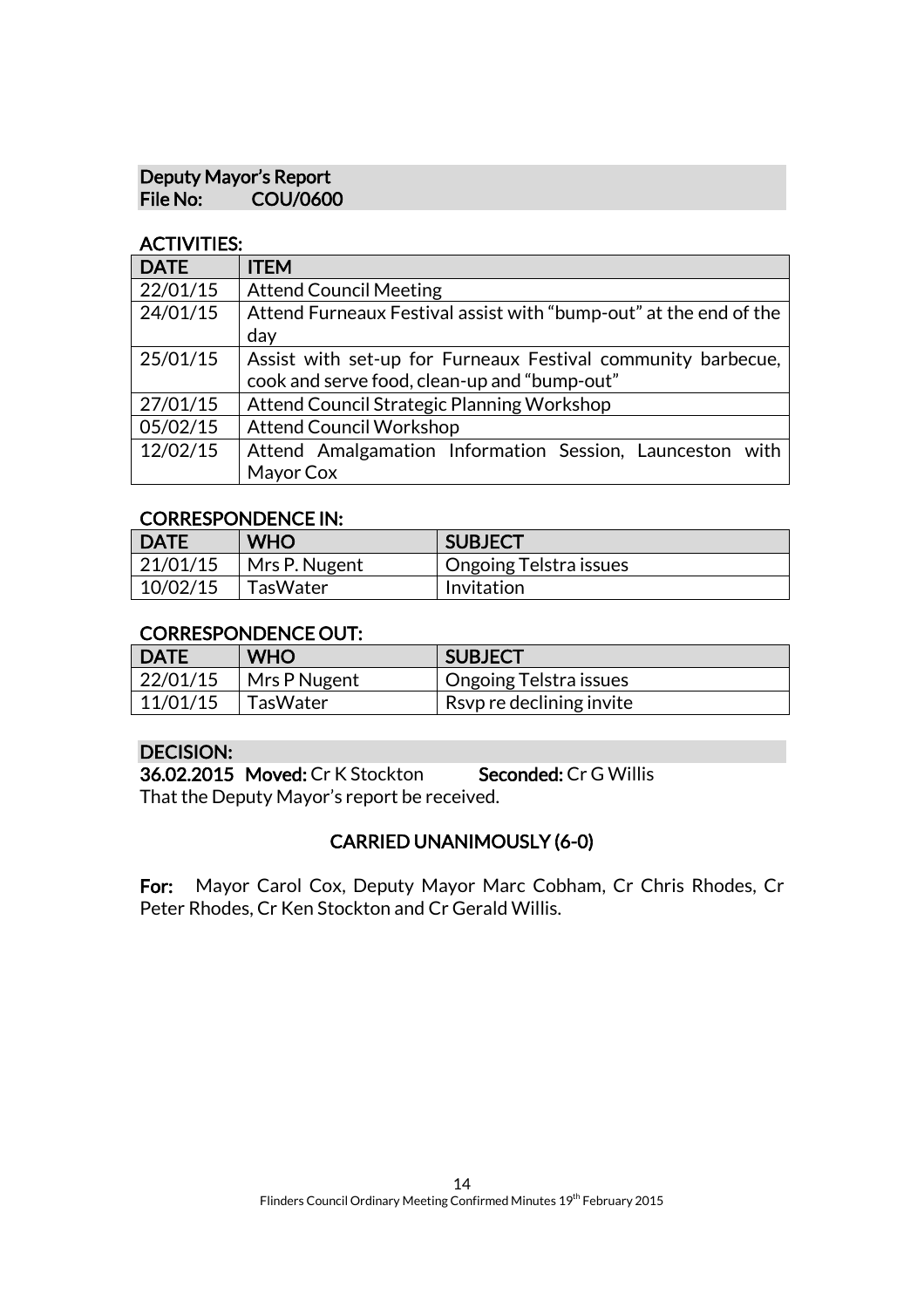## Deputy Mayor's Report
**File No: COU/0600**

### ACTIVITIES:

| DATE | ITEM |
|---|---|
| 22/01/15 | Attend Council Meeting |
| 24/01/15 | Attend Furneaux Festival assist with "bump-out" at the end of the day |
| 25/01/15 | Assist with set-up for Furneaux Festival community barbecue, cook and serve food, clean-up and "bump-out" |
| 27/01/15 | Attend Council Strategic Planning Workshop |
| 05/02/15 | Attend Council Workshop |
| 12/02/15 | Attend Amalgamation Information Session, Launceston with Mayor Cox |

### CORRESPONDENCE IN:

| DATE | WHO | SUBJECT |
|---|---|---|
| 21/01/15 | Mrs P. Nugent | Ongoing Telstra issues |
| 10/02/15 | TasWater | Invitation |

### CORRESPONDENCE OUT:

| DATE | WHO | SUBJECT |
|---|---|---|
| 22/01/15 | Mrs P Nugent | Ongoing Telstra issues |
| 11/01/15 | TasWater | Rsvp re declining invite |

### DECISION:

**36.02.2015 Moved:** Cr K Stockton **Seconded:** Cr G Willis

That the Deputy Mayor's report be received.

**CARRIED UNANIMOUSLY (6-0)**

**For:** Mayor Carol Cox, Deputy Mayor Marc Cobham, Cr Chris Rhodes, Cr Peter Rhodes, Cr Ken Stockton and Cr Gerald Willis.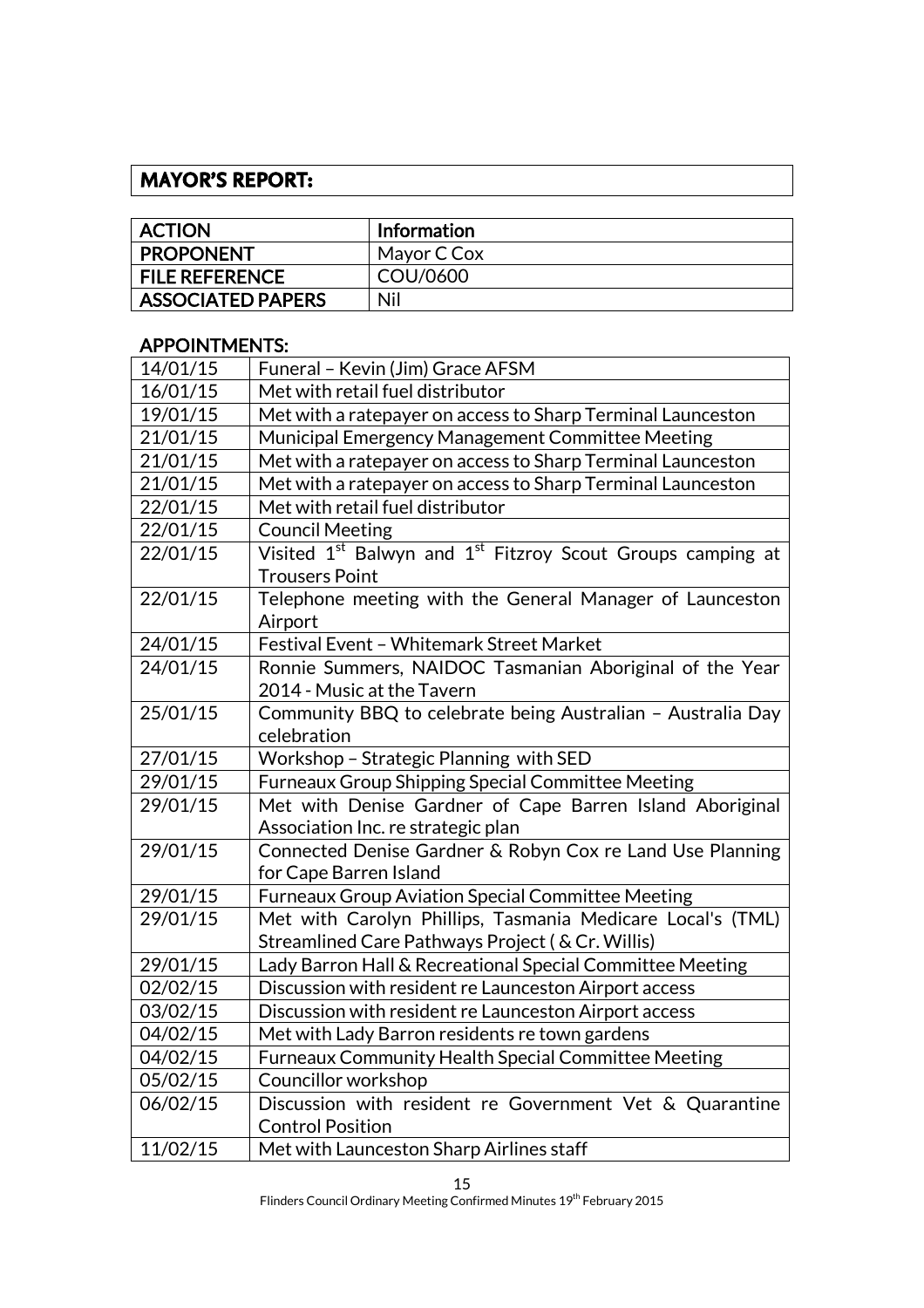## MAYOR'S REPORT:

| ACTION | Information |
|---|---|
| PROPONENT | Mayor C Cox |
| FILE REFERENCE | COU/0600 |
| ASSOCIATED PAPERS | Nil |

### APPOINTMENTS:

| Date | Appointment |
|---|---|
| 14/01/15 | Funeral – Kevin (Jim) Grace AFSM |
| 16/01/15 | Met with retail fuel distributor |
| 19/01/15 | Met with a ratepayer on access to Sharp Terminal Launceston |
| 21/01/15 | Municipal Emergency Management Committee Meeting |
| 21/01/15 | Met with a ratepayer on access to Sharp Terminal Launceston |
| 21/01/15 | Met with a ratepayer on access to Sharp Terminal Launceston |
| 22/01/15 | Met with retail fuel distributor |
| 22/01/15 | Council Meeting |
| 22/01/15 | Visited 1st Balwyn and 1st Fitzroy Scout Groups camping at Trousers Point |
| 22/01/15 | Telephone meeting with the General Manager of Launceston Airport |
| 24/01/15 | Festival Event – Whitemark Street Market |
| 24/01/15 | Ronnie Summers, NAIDOC Tasmanian Aboriginal of the Year 2014 - Music at the Tavern |
| 25/01/15 | Community BBQ to celebrate being Australian – Australia Day celebration |
| 27/01/15 | Workshop – Strategic Planning with SED |
| 29/01/15 | Furneaux Group Shipping Special Committee Meeting |
| 29/01/15 | Met with Denise Gardner of Cape Barren Island Aboriginal Association Inc. re strategic plan |
| 29/01/15 | Connected Denise Gardner & Robyn Cox re Land Use Planning for Cape Barren Island |
| 29/01/15 | Furneaux Group Aviation Special Committee Meeting |
| 29/01/15 | Met with Carolyn Phillips, Tasmania Medicare Local's (TML) Streamlined Care Pathways Project ( & Cr. Willis) |
| 29/01/15 | Lady Barron Hall & Recreational Special Committee Meeting |
| 02/02/15 | Discussion with resident re Launceston Airport access |
| 03/02/15 | Discussion with resident re Launceston Airport access |
| 04/02/15 | Met with Lady Barron residents re town gardens |
| 04/02/15 | Furneaux Community Health Special Committee Meeting |
| 05/02/15 | Councillor workshop |
| 06/02/15 | Discussion with resident re Government Vet & Quarantine Control Position |
| 11/02/15 | Met with Launceston Sharp Airlines staff |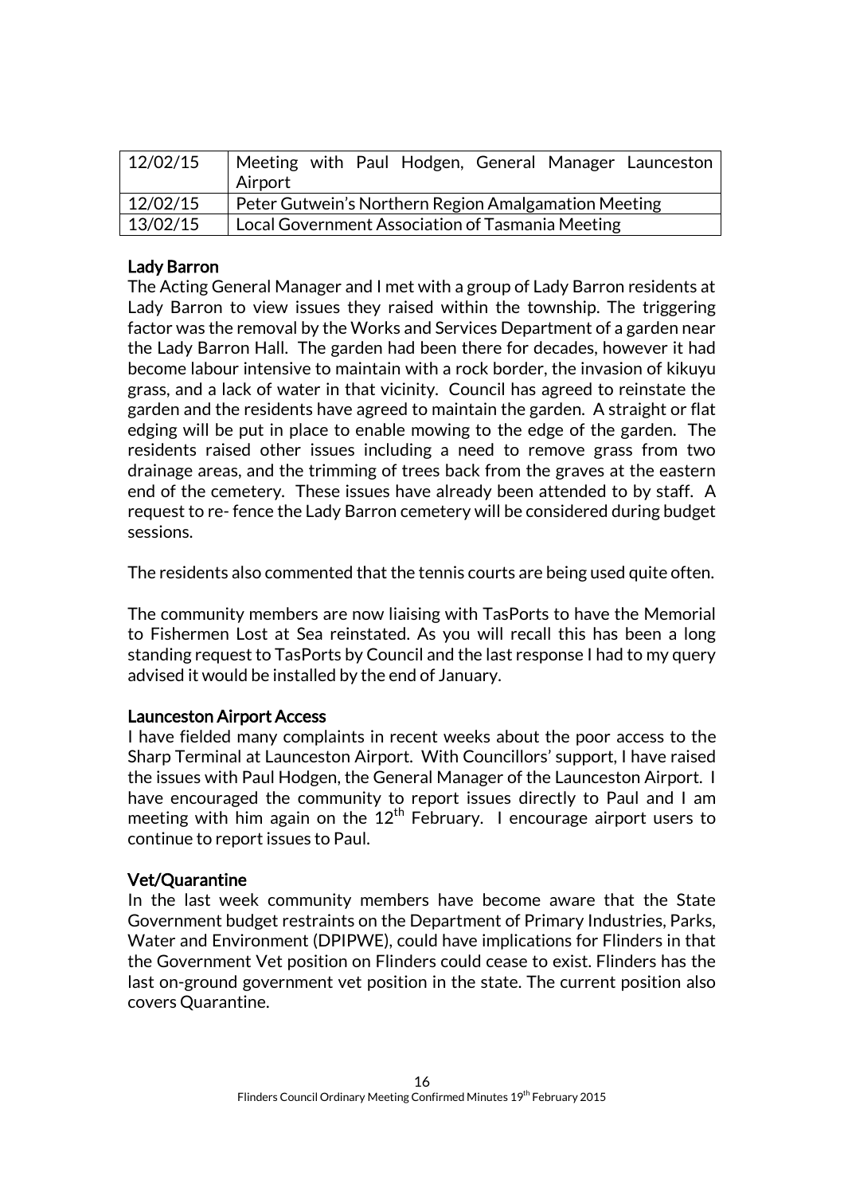| 12/02/15 | Meeting with Paul Hodgen, General Manager Launceston Airport |
|---|---|
| 12/02/15 | Peter Gutwein's Northern Region Amalgamation Meeting |
| 13/02/15 | Local Government Association of Tasmania Meeting |

**Lady Barron**

The Acting General Manager and I met with a group of Lady Barron residents at Lady Barron to view issues they raised within the township. The triggering factor was the removal by the Works and Services Department of a garden near the Lady Barron Hall. The garden had been there for decades, however it had become labour intensive to maintain with a rock border, the invasion of kikuyu grass, and a lack of water in that vicinity. Council has agreed to reinstate the garden and the residents have agreed to maintain the garden. A straight or flat edging will be put in place to enable mowing to the edge of the garden. The residents raised other issues including a need to remove grass from two drainage areas, and the trimming of trees back from the graves at the eastern end of the cemetery. These issues have already been attended to by staff. A request to re- fence the Lady Barron cemetery will be considered during budget sessions.

The residents also commented that the tennis courts are being used quite often.

The community members are now liaising with TasPorts to have the Memorial to Fishermen Lost at Sea reinstated. As you will recall this has been a long standing request to TasPorts by Council and the last response I had to my query advised it would be installed by the end of January.

**Launceston Airport Access**

I have fielded many complaints in recent weeks about the poor access to the Sharp Terminal at Launceston Airport. With Councillors' support, I have raised the issues with Paul Hodgen, the General Manager of the Launceston Airport. I have encouraged the community to report issues directly to Paul and I am meeting with him again on the 12th February. I encourage airport users to continue to report issues to Paul.

**Vet/Quarantine**

In the last week community members have become aware that the State Government budget restraints on the Department of Primary Industries, Parks, Water and Environment (DPIPWE), could have implications for Flinders in that the Government Vet position on Flinders could cease to exist. Flinders has the last on-ground government vet position in the state. The current position also covers Quarantine.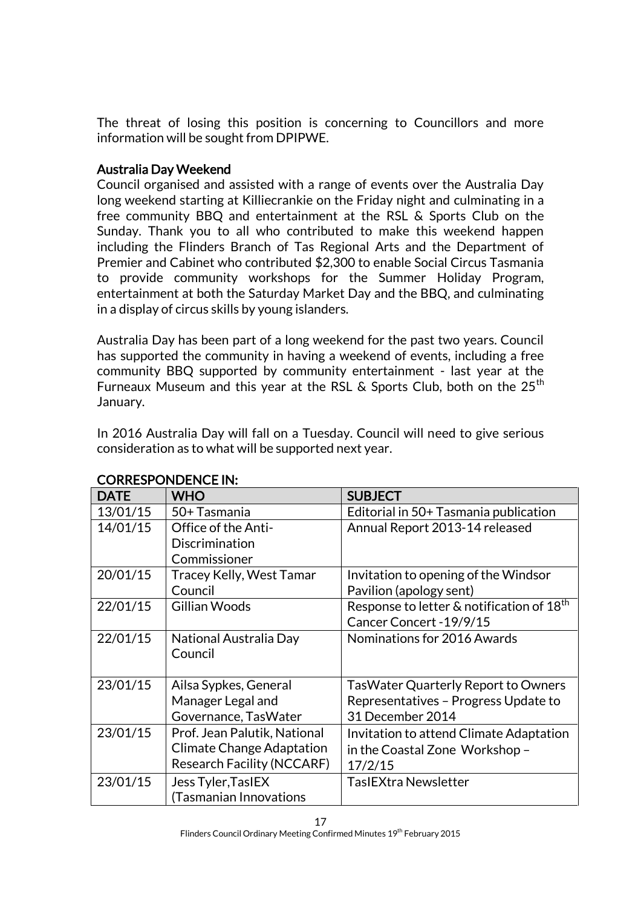The threat of losing this position is concerning to Councillors and more information will be sought from DPIPWE.

### Australia Day Weekend

Council organised and assisted with a range of events over the Australia Day long weekend starting at Killiecrankie on the Friday night and culminating in a free community BBQ and entertainment at the RSL & Sports Club on the Sunday. Thank you to all who contributed to make this weekend happen including the Flinders Branch of Tas Regional Arts and the Department of Premier and Cabinet who contributed $2,300 to enable Social Circus Tasmania to provide community workshops for the Summer Holiday Program, entertainment at both the Saturday Market Day and the BBQ, and culminating in a display of circus skills by young islanders.

Australia Day has been part of a long weekend for the past two years. Council has supported the community in having a weekend of events, including a free community BBQ supported by community entertainment - last year at the Furneaux Museum and this year at the RSL & Sports Club, both on the 25th January.

In 2016 Australia Day will fall on a Tuesday. Council will need to give serious consideration as to what will be supported next year.

### CORRESPONDENCE IN:

| DATE | WHO | SUBJECT |
|---|---|---|
| 13/01/15 | 50+ Tasmania | Editorial in 50+ Tasmania publication |
| 14/01/15 | Office of the Anti-Discrimination Commissioner | Annual Report 2013-14 released |
| 20/01/15 | Tracey Kelly, West Tamar Council | Invitation to opening of the Windsor Pavilion (apology sent) |
| 22/01/15 | Gillian Woods | Response to letter & notification of 18th Cancer Concert -19/9/15 |
| 22/01/15 | National Australia Day Council | Nominations for 2016 Awards |
| 23/01/15 | Ailsa Sypkes, General Manager Legal and Governance, TasWater | TasWater Quarterly Report to Owners Representatives – Progress Update to 31 December 2014 |
| 23/01/15 | Prof. Jean Palutik, National Climate Change Adaptation Research Facility (NCCARF) | Invitation to attend Climate Adaptation in the Coastal Zone Workshop – 17/2/15 |
| 23/01/15 | Jess Tyler,TasIEX (Tasmanian Innovations | TasIEXtra Newsletter |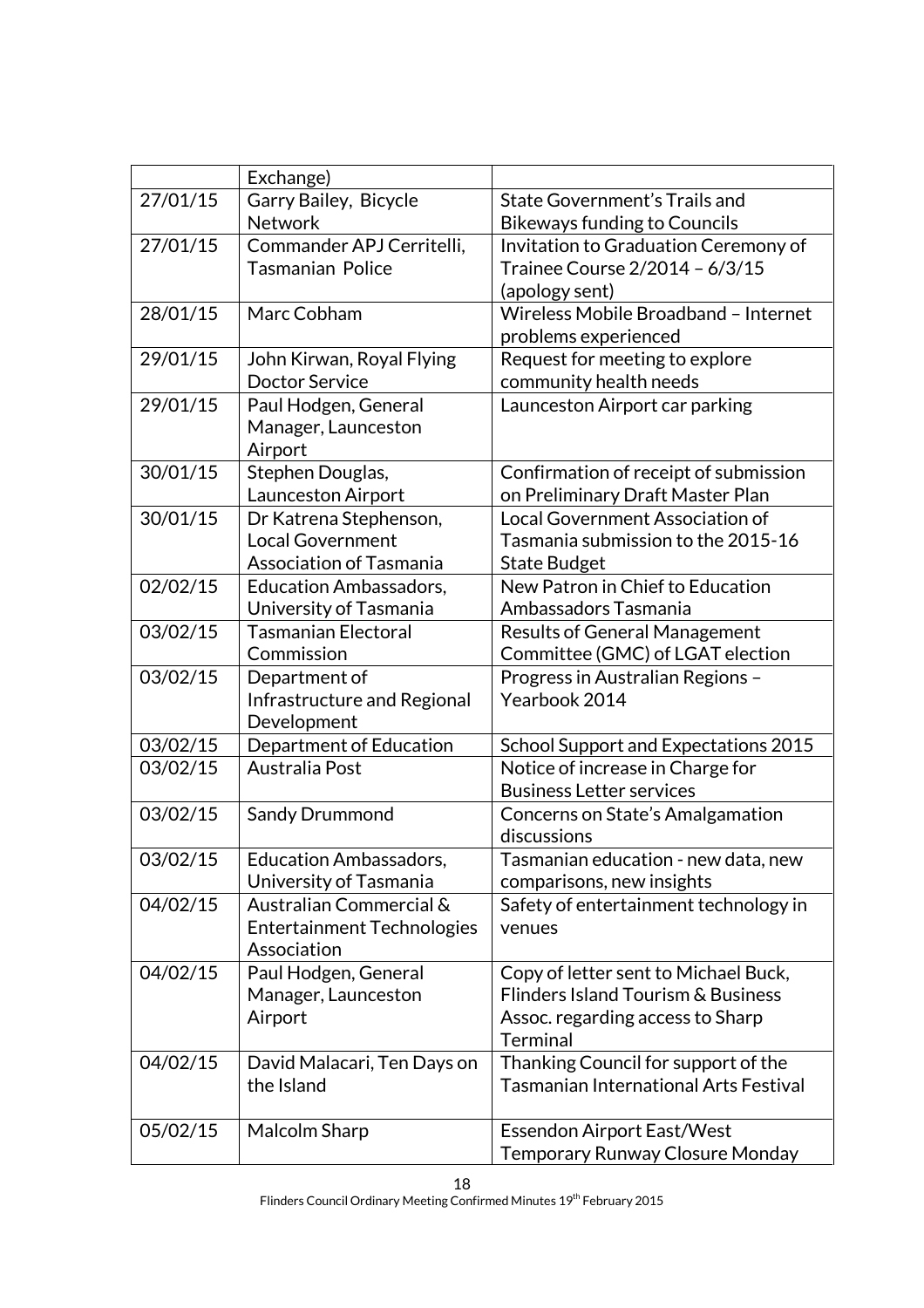| | | |
|---|---|---|
| | Exchange) | |
| 27/01/15 | Garry Bailey, Bicycle Network | State Government's Trails and Bikeways funding to Councils |
| 27/01/15 | Commander APJ Cerritelli, Tasmanian Police | Invitation to Graduation Ceremony of Trainee Course 2/2014 – 6/3/15 (apology sent) |
| 28/01/15 | Marc Cobham | Wireless Mobile Broadband – Internet problems experienced |
| 29/01/15 | John Kirwan, Royal Flying Doctor Service | Request for meeting to explore community health needs |
| 29/01/15 | Paul Hodgen, General Manager, Launceston Airport | Launceston Airport car parking |
| 30/01/15 | Stephen Douglas, Launceston Airport | Confirmation of receipt of submission on Preliminary Draft Master Plan |
| 30/01/15 | Dr Katrena Stephenson, Local Government Association of Tasmania | Local Government Association of Tasmania submission to the 2015-16 State Budget |
| 02/02/15 | Education Ambassadors, University of Tasmania | New Patron in Chief to Education Ambassadors Tasmania |
| 03/02/15 | Tasmanian Electoral Commission | Results of General Management Committee (GMC) of LGAT election |
| 03/02/15 | Department of Infrastructure and Regional Development | Progress in Australian Regions – Yearbook 2014 |
| 03/02/15 | Department of Education | School Support and Expectations 2015 |
| 03/02/15 | Australia Post | Notice of increase in Charge for Business Letter services |
| 03/02/15 | Sandy Drummond | Concerns on State's Amalgamation discussions |
| 03/02/15 | Education Ambassadors, University of Tasmania | Tasmanian education - new data, new comparisons, new insights |
| 04/02/15 | Australian Commercial & Entertainment Technologies Association | Safety of entertainment technology in venues |
| 04/02/15 | Paul Hodgen, General Manager, Launceston Airport | Copy of letter sent to Michael Buck, Flinders Island Tourism & Business Assoc. regarding access to Sharp Terminal |
| 04/02/15 | David Malacari, Ten Days on the Island | Thanking Council for support of the Tasmanian International Arts Festival |
| 05/02/15 | Malcolm Sharp | Essendon Airport East/West Temporary Runway Closure Monday |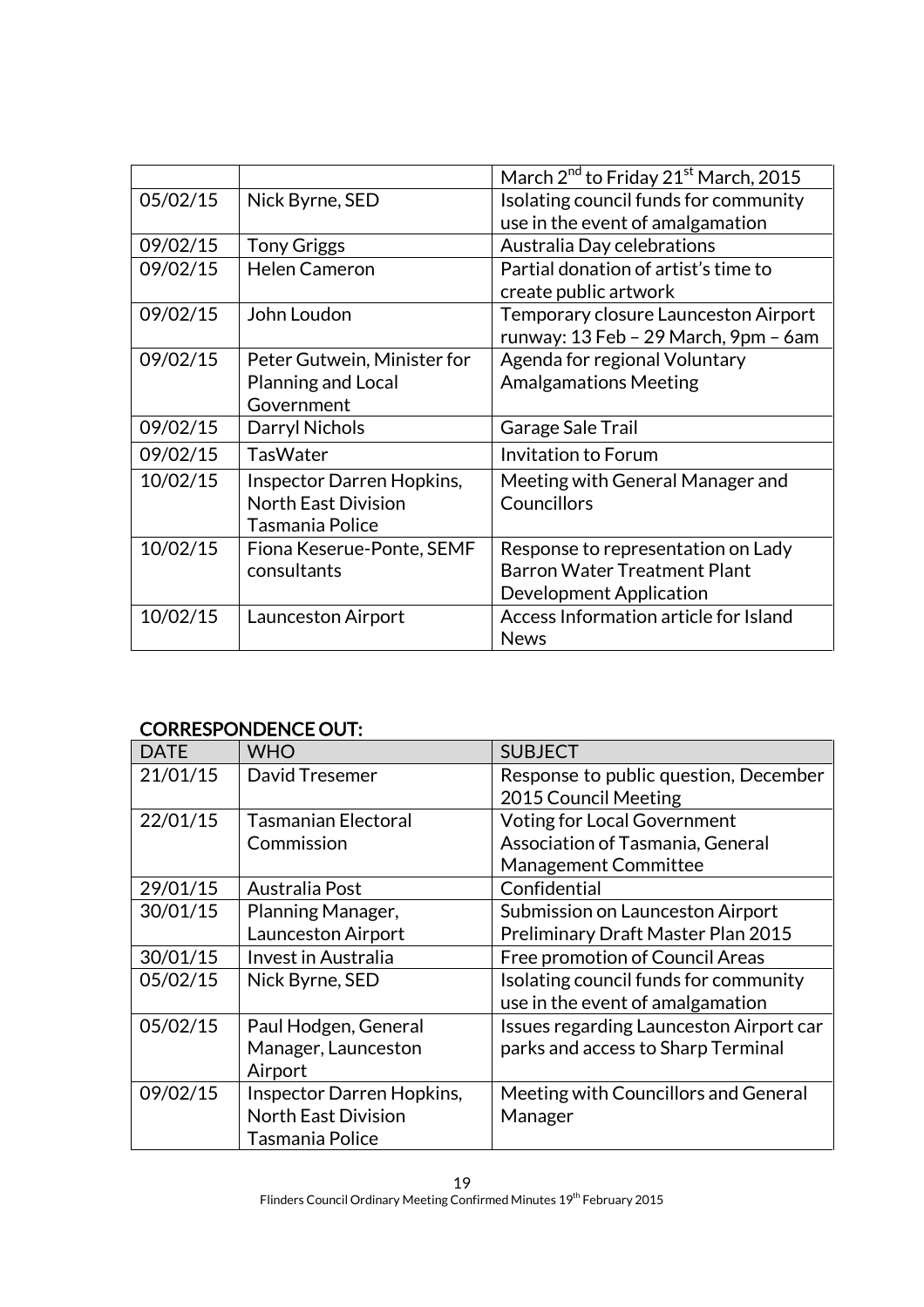| | | March $2^{nd}$ to Friday $21^{st}$ March, 2015 |
|---|---|---|
| 05/02/15 | Nick Byrne, SED | Isolating council funds for community use in the event of amalgamation |
| 09/02/15 | Tony Griggs | Australia Day celebrations |
| 09/02/15 | Helen Cameron | Partial donation of artist's time to create public artwork |
| 09/02/15 | John Loudon | Temporary closure Launceston Airport runway: 13 Feb – 29 March, 9pm – 6am |
| 09/02/15 | Peter Gutwein, Minister for Planning and Local Government | Agenda for regional Voluntary Amalgamations Meeting |
| 09/02/15 | Darryl Nichols | Garage Sale Trail |
| 09/02/15 | TasWater | Invitation to Forum |
| 10/02/15 | Inspector Darren Hopkins, North East Division Tasmania Police | Meeting with General Manager and Councillors |
| 10/02/15 | Fiona Keserue-Ponte, SEMF consultants | Response to representation on Lady Barron Water Treatment Plant Development Application |
| 10/02/15 | Launceston Airport | Access Information article for Island News |

## CORRESPONDENCE OUT:

| DATE | WHO | SUBJECT |
|---|---|---|
| 21/01/15 | David Tresemer | Response to public question, December 2015 Council Meeting |
| 22/01/15 | Tasmanian Electoral Commission | Voting for Local Government Association of Tasmania, General Management Committee |
| 29/01/15 | Australia Post | Confidential |
| 30/01/15 | Planning Manager, Launceston Airport | Submission on Launceston Airport Preliminary Draft Master Plan 2015 |
| 30/01/15 | Invest in Australia | Free promotion of Council Areas |
| 05/02/15 | Nick Byrne, SED | Isolating council funds for community use in the event of amalgamation |
| 05/02/15 | Paul Hodgen, General Manager, Launceston Airport | Issues regarding Launceston Airport car parks and access to Sharp Terminal |
| 09/02/15 | Inspector Darren Hopkins, North East Division Tasmania Police | Meeting with Councillors and General Manager |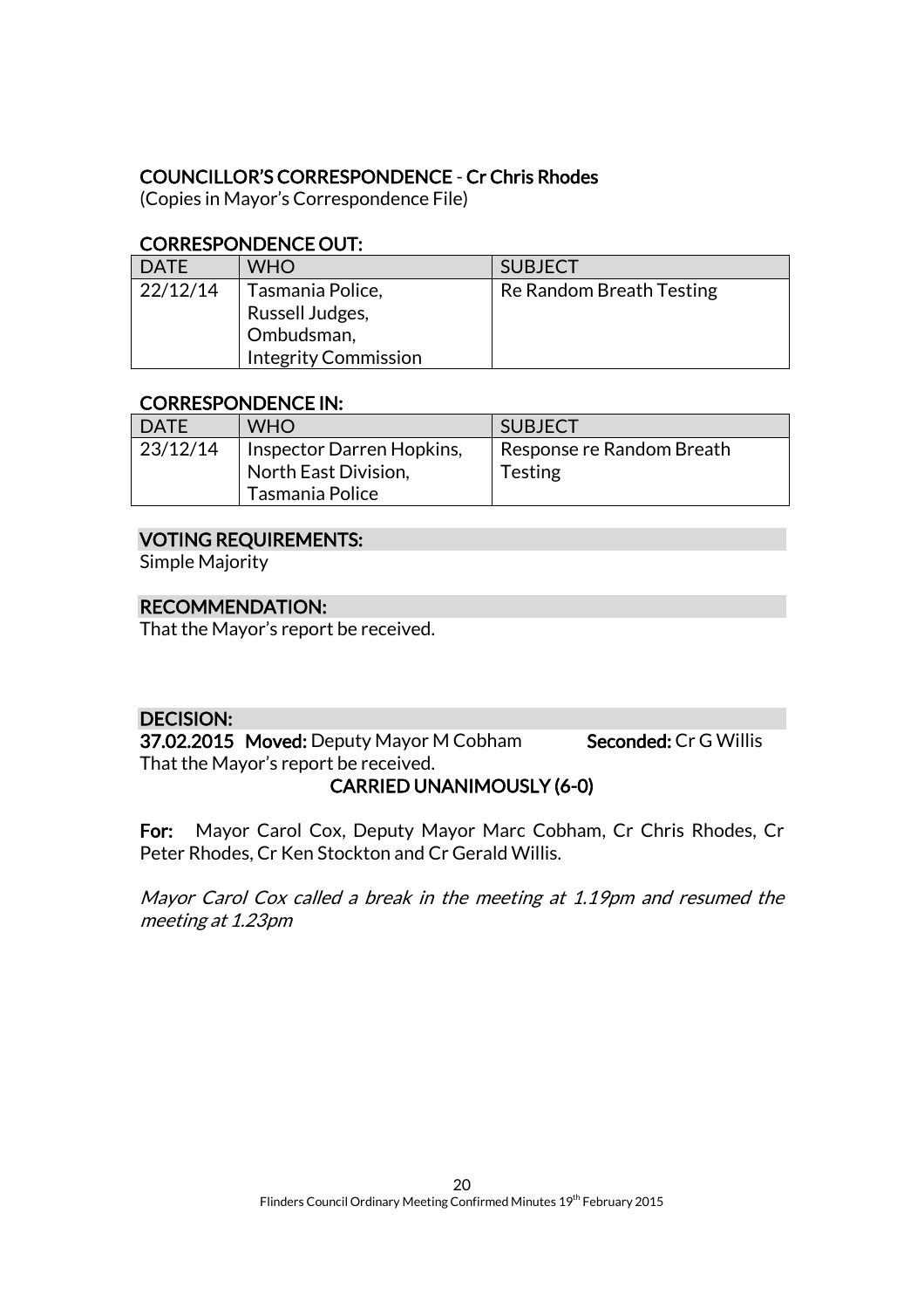**COUNCILLOR'S CORRESPONDENCE** - **Cr Chris Rhodes**
(Copies in Mayor's Correspondence File)

**CORRESPONDENCE OUT:**

| DATE | WHO | SUBJECT |
|---|---|---|
| 22/12/14 | Tasmania Police, Russell Judges, Ombudsman, Integrity Commission | Re Random Breath Testing |

**CORRESPONDENCE IN:**

| DATE | WHO | SUBJECT |
|---|---|---|
| 23/12/14 | Inspector Darren Hopkins, North East Division, Tasmania Police | Response re Random Breath Testing |

**VOTING REQUIREMENTS:**
Simple Majority

**RECOMMENDATION:**
That the Mayor's report be received.

**DECISION:**
**37.02.2015 Moved:** Deputy Mayor M Cobham **Seconded:** Cr G Willis
That the Mayor's report be received.

**CARRIED UNANIMOUSLY (6-0)**

**For:** Mayor Carol Cox, Deputy Mayor Marc Cobham, Cr Chris Rhodes, Cr Peter Rhodes, Cr Ken Stockton and Cr Gerald Willis.

*Mayor Carol Cox called a break in the meeting at 1.19pm and resumed the meeting at 1.23pm*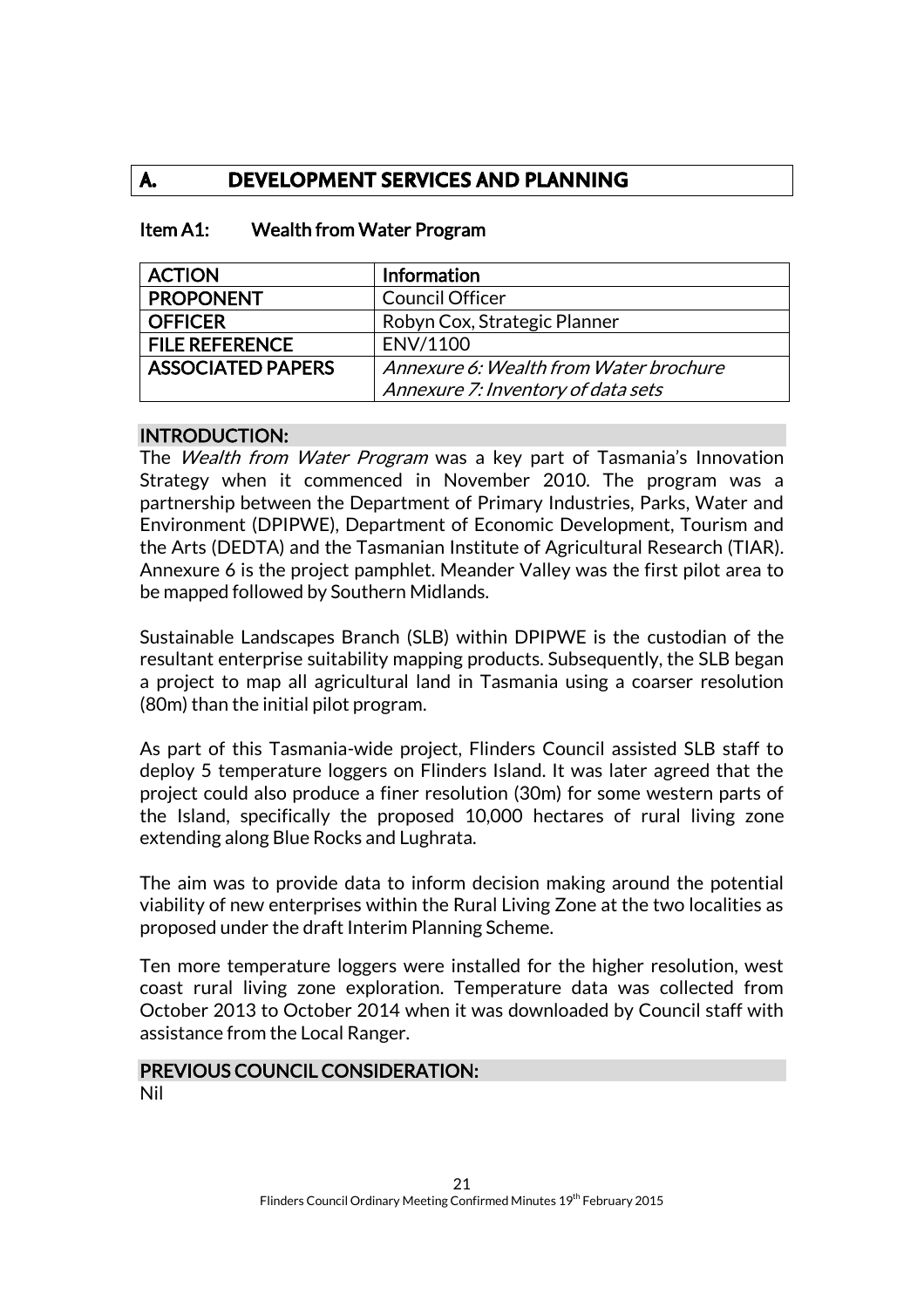## A. DEVELOPMENT SERVICES AND PLANNING

### Item A1: Wealth from Water Program

| ACTION | Information |
|---|---|
| PROPONENT | Council Officer |
| OFFICER | Robyn Cox, Strategic Planner |
| FILE REFERENCE | ENV/1100 |
| ASSOCIATED PAPERS | *Annexure 6: Wealth from Water brochure*<br>*Annexure 7: Inventory of data sets* |

#### INTRODUCTION:

The *Wealth from Water Program* was a key part of Tasmania's Innovation Strategy when it commenced in November 2010. The program was a partnership between the Department of Primary Industries, Parks, Water and Environment (DPIPWE), Department of Economic Development, Tourism and the Arts (DEDTA) and the Tasmanian Institute of Agricultural Research (TIAR). Annexure 6 is the project pamphlet. Meander Valley was the first pilot area to be mapped followed by Southern Midlands.

Sustainable Landscapes Branch (SLB) within DPIPWE is the custodian of the resultant enterprise suitability mapping products. Subsequently, the SLB began a project to map all agricultural land in Tasmania using a coarser resolution (80m) than the initial pilot program.

As part of this Tasmania-wide project, Flinders Council assisted SLB staff to deploy 5 temperature loggers on Flinders Island. It was later agreed that the project could also produce a finer resolution (30m) for some western parts of the Island, specifically the proposed 10,000 hectares of rural living zone extending along Blue Rocks and Lughrata.

The aim was to provide data to inform decision making around the potential viability of new enterprises within the Rural Living Zone at the two localities as proposed under the draft Interim Planning Scheme.

Ten more temperature loggers were installed for the higher resolution, west coast rural living zone exploration. Temperature data was collected from October 2013 to October 2014 when it was downloaded by Council staff with assistance from the Local Ranger.

#### PREVIOUS COUNCIL CONSIDERATION:

Nil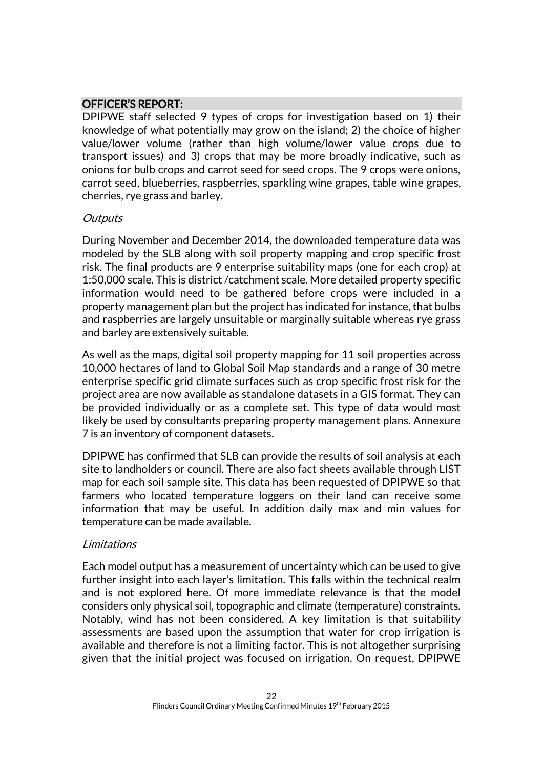## OFFICER'S REPORT:

DPIPWE staff selected 9 types of crops for investigation based on 1) their knowledge of what potentially may grow on the island; 2) the choice of higher value/lower volume (rather than high volume/lower value crops due to transport issues) and 3) crops that may be more broadly indicative, such as onions for bulb crops and carrot seed for seed crops. The 9 crops were onions, carrot seed, blueberries, raspberries, sparkling wine grapes, table wine grapes, cherries, rye grass and barley.

*Outputs*

During November and December 2014, the downloaded temperature data was modeled by the SLB along with soil property mapping and crop specific frost risk. The final products are 9 enterprise suitability maps (one for each crop) at 1:50,000 scale. This is district /catchment scale. More detailed property specific information would need to be gathered before crops were included in a property management plan but the project has indicated for instance, that bulbs and raspberries are largely unsuitable or marginally suitable whereas rye grass and barley are extensively suitable.

As well as the maps, digital soil property mapping for 11 soil properties across 10,000 hectares of land to Global Soil Map standards and a range of 30 metre enterprise specific grid climate surfaces such as crop specific frost risk for the project area are now available as standalone datasets in a GIS format. They can be provided individually or as a complete set. This type of data would most likely be used by consultants preparing property management plans. Annexure 7 is an inventory of component datasets.

DPIPWE has confirmed that SLB can provide the results of soil analysis at each site to landholders or council. There are also fact sheets available through LIST map for each soil sample site. This data has been requested of DPIPWE so that farmers who located temperature loggers on their land can receive some information that may be useful. In addition daily max and min values for temperature can be made available.

*Limitations*

Each model output has a measurement of uncertainty which can be used to give further insight into each layer's limitation. This falls within the technical realm and is not explored here. Of more immediate relevance is that the model considers only physical soil, topographic and climate (temperature) constraints. Notably, wind has not been considered. A key limitation is that suitability assessments are based upon the assumption that water for crop irrigation is available and therefore is not a limiting factor. This is not altogether surprising given that the initial project was focused on irrigation. On request, DPIPWE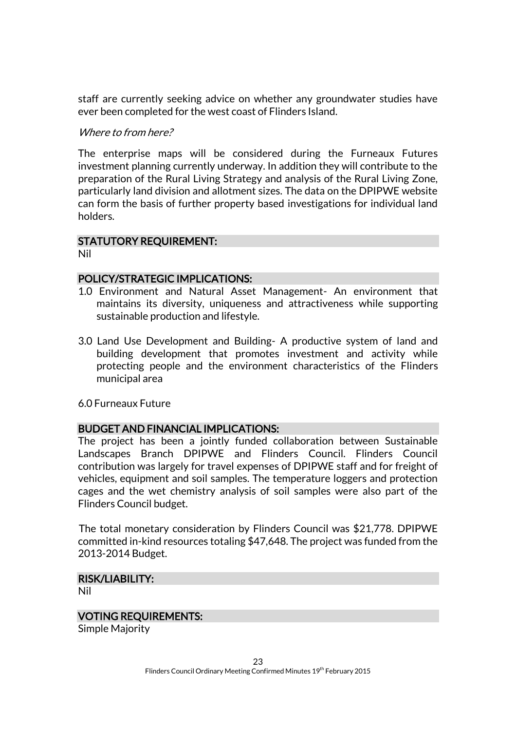staff are currently seeking advice on whether any groundwater studies have ever been completed for the west coast of Flinders Island.

*Where to from here?*

The enterprise maps will be considered during the Furneaux Futures investment planning currently underway. In addition they will contribute to the preparation of the Rural Living Strategy and analysis of the Rural Living Zone, particularly land division and allotment sizes. The data on the DPIPWE website can form the basis of further property based investigations for individual land holders.

## STATUTORY REQUIREMENT:

Nil

## POLICY/STRATEGIC IMPLICATIONS:

1.0 Environment and Natural Asset Management- An environment that maintains its diversity, uniqueness and attractiveness while supporting sustainable production and lifestyle.

3.0 Land Use Development and Building- A productive system of land and building development that promotes investment and activity while protecting people and the environment characteristics of the Flinders municipal area

6.0 Furneaux Future

## BUDGET AND FINANCIAL IMPLICATIONS:

The project has been a jointly funded collaboration between Sustainable Landscapes Branch DPIPWE and Flinders Council. Flinders Council contribution was largely for travel expenses of DPIPWE staff and for freight of vehicles, equipment and soil samples. The temperature loggers and protection cages and the wet chemistry analysis of soil samples were also part of the Flinders Council budget.

The total monetary consideration by Flinders Council was $21,778. DPIPWE committed in-kind resources totaling $47,648. The project was funded from the 2013-2014 Budget.

## RISK/LIABILITY:

Nil

## VOTING REQUIREMENTS:

Simple Majority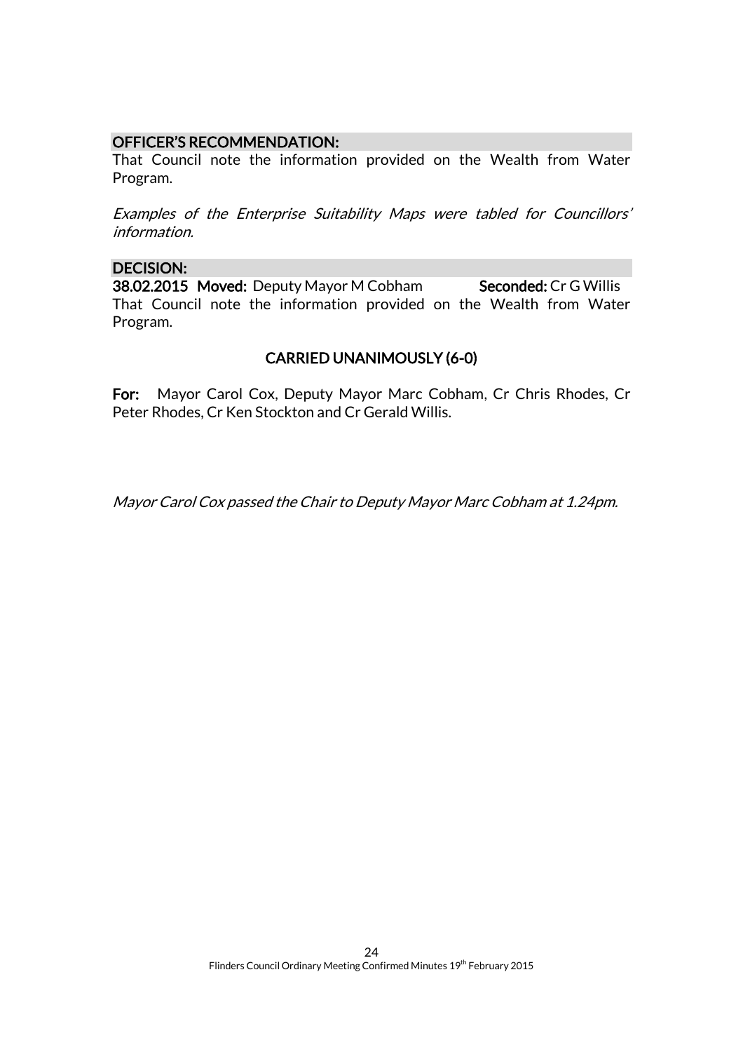**OFFICER'S RECOMMENDATION:**

That Council note the information provided on the Wealth from Water Program.

*Examples of the Enterprise Suitability Maps were tabled for Councillors' information.*

**DECISION:**

**38.02.2015 Moved:** Deputy Mayor M Cobham **Seconded:** Cr G Willis

That Council note the information provided on the Wealth from Water Program.

**CARRIED UNANIMOUSLY (6-0)**

**For:** Mayor Carol Cox, Deputy Mayor Marc Cobham, Cr Chris Rhodes, Cr Peter Rhodes, Cr Ken Stockton and Cr Gerald Willis.

*Mayor Carol Cox passed the Chair to Deputy Mayor Marc Cobham at 1.24pm.*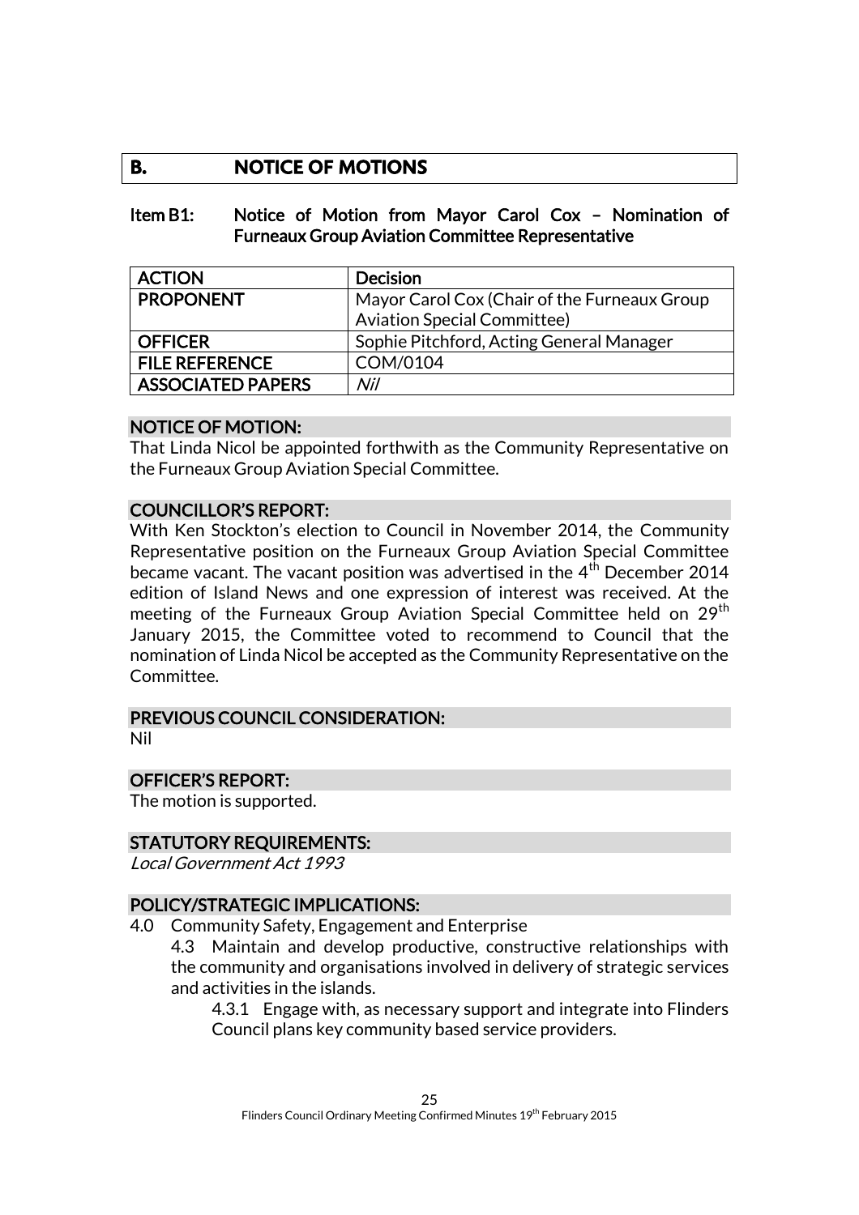## B. NOTICE OF MOTIONS

### Item B1: Notice of Motion from Mayor Carol Cox – Nomination of Furneaux Group Aviation Committee Representative

| ACTION | Decision |
|---|---|
| PROPONENT | Mayor Carol Cox (Chair of the Furneaux Group Aviation Special Committee) |
| OFFICER | Sophie Pitchford, Acting General Manager |
| FILE REFERENCE | COM/0104 |
| ASSOCIATED PAPERS | *Nil* |

**NOTICE OF MOTION:**

That Linda Nicol be appointed forthwith as the Community Representative on the Furneaux Group Aviation Special Committee.

**COUNCILLOR'S REPORT:**

With Ken Stockton's election to Council in November 2014, the Community Representative position on the Furneaux Group Aviation Special Committee became vacant. The vacant position was advertised in the 4th December 2014 edition of Island News and one expression of interest was received. At the meeting of the Furneaux Group Aviation Special Committee held on 29th January 2015, the Committee voted to recommend to Council that the nomination of Linda Nicol be accepted as the Community Representative on the Committee.

**PREVIOUS COUNCIL CONSIDERATION:**

Nil

**OFFICER'S REPORT:**

The motion is supported.

**STATUTORY REQUIREMENTS:**

*Local Government Act 1993*

**POLICY/STRATEGIC IMPLICATIONS:**

4.0 Community Safety, Engagement and Enterprise

4.3 Maintain and develop productive, constructive relationships with the community and organisations involved in delivery of strategic services and activities in the islands.

4.3.1 Engage with, as necessary support and integrate into Flinders Council plans key community based service providers.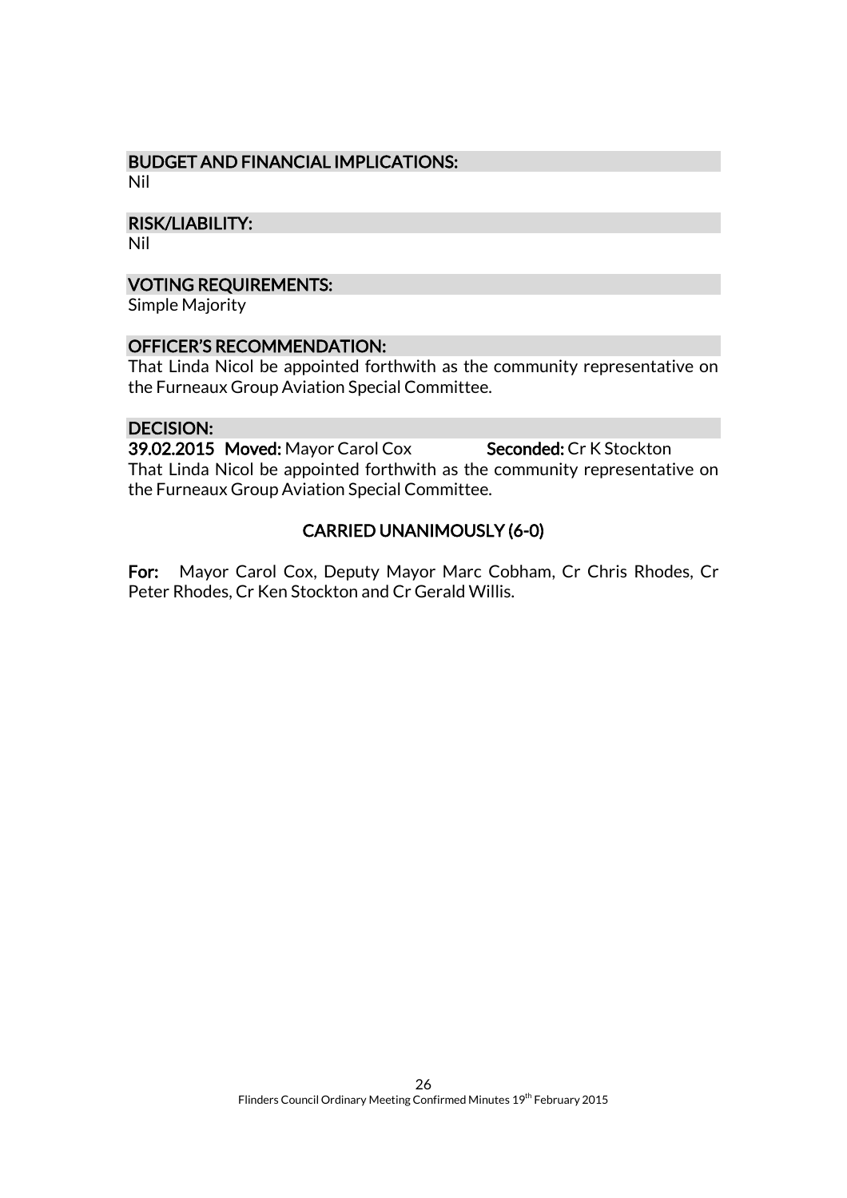### BUDGET AND FINANCIAL IMPLICATIONS:

Nil

### RISK/LIABILITY:

Nil

### VOTING REQUIREMENTS:

Simple Majority

### OFFICER'S RECOMMENDATION:

That Linda Nicol be appointed forthwith as the community representative on the Furneaux Group Aviation Special Committee.

### DECISION:

**39.02.2015 Moved:** Mayor Carol Cox **Seconded:** Cr K Stockton

That Linda Nicol be appointed forthwith as the community representative on the Furneaux Group Aviation Special Committee.

**CARRIED UNANIMOUSLY (6-0)**

**For:** Mayor Carol Cox, Deputy Mayor Marc Cobham, Cr Chris Rhodes, Cr Peter Rhodes, Cr Ken Stockton and Cr Gerald Willis.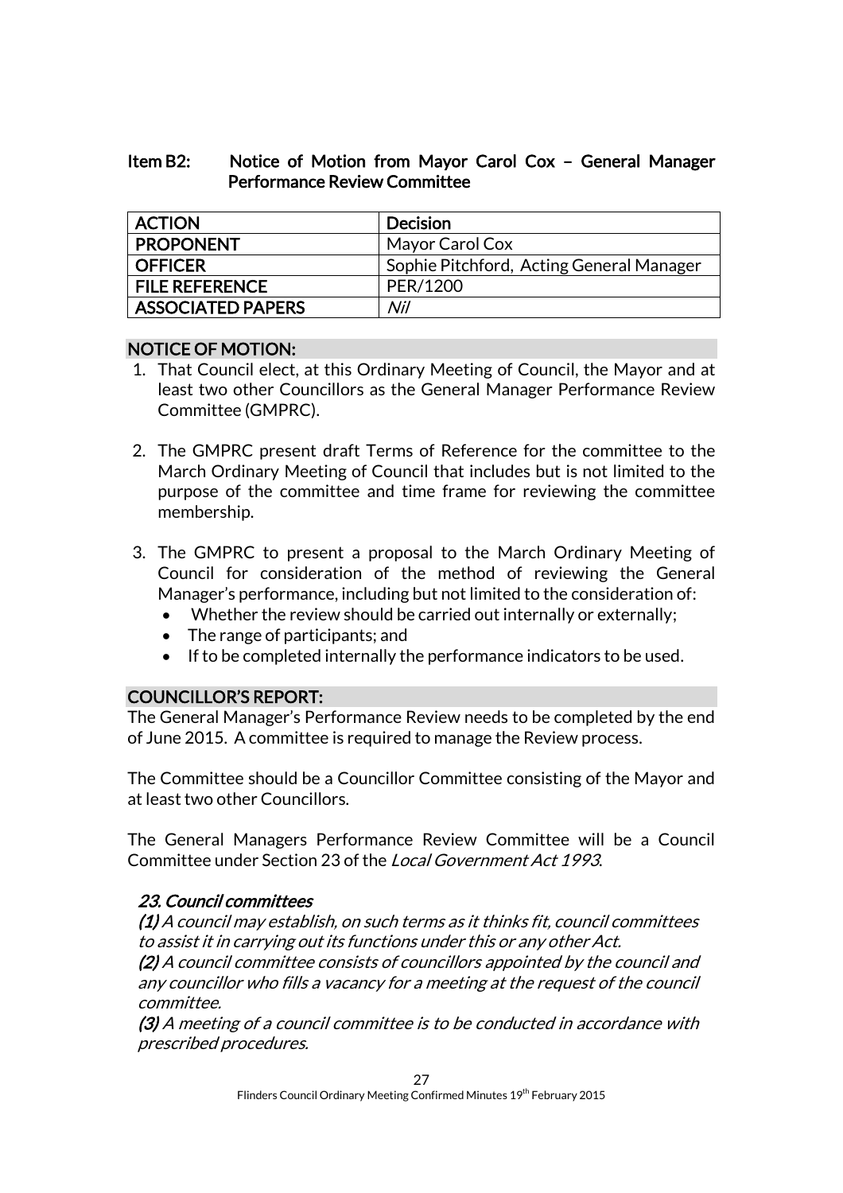## Item B2: Notice of Motion from Mayor Carol Cox – General Manager Performance Review Committee

| ACTION | Decision |
|---|---|
| PROPONENT | Mayor Carol Cox |
| OFFICER | Sophie Pitchford, Acting General Manager |
| FILE REFERENCE | PER/1200 |
| ASSOCIATED PAPERS | *Nil* |

### NOTICE OF MOTION:

1. That Council elect, at this Ordinary Meeting of Council, the Mayor and at least two other Councillors as the General Manager Performance Review Committee (GMPRC).

2. The GMPRC present draft Terms of Reference for the committee to the March Ordinary Meeting of Council that includes but is not limited to the purpose of the committee and time frame for reviewing the committee membership.

3. The GMPRC to present a proposal to the March Ordinary Meeting of Council for consideration of the method of reviewing the General Manager's performance, including but not limited to the consideration of:
   - Whether the review should be carried out internally or externally;
   - The range of participants; and
   - If to be completed internally the performance indicators to be used.

### COUNCILLOR'S REPORT:

The General Manager's Performance Review needs to be completed by the end of June 2015. A committee is required to manage the Review process.

The Committee should be a Councillor Committee consisting of the Mayor and at least two other Councillors.

The General Managers Performance Review Committee will be a Council Committee under Section 23 of the *Local Government Act 1993*.

***23. Council committees***

***(1)*** *A council may establish, on such terms as it thinks fit, council committees to assist it in carrying out its functions under this or any other Act.*

***(2)*** *A council committee consists of councillors appointed by the council and any councillor who fills a vacancy for a meeting at the request of the council committee.*

***(3)*** *A meeting of a council committee is to be conducted in accordance with prescribed procedures.*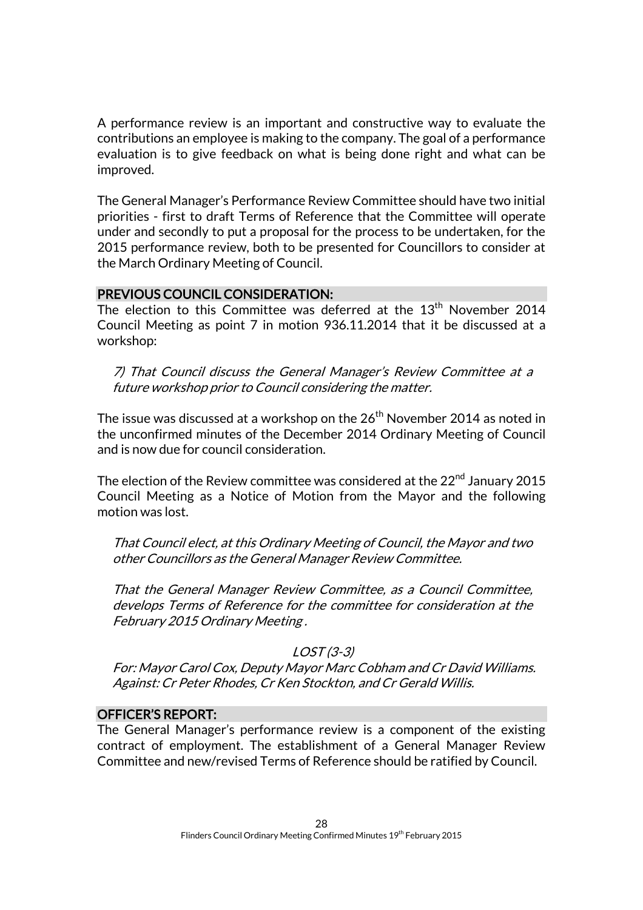A performance review is an important and constructive way to evaluate the contributions an employee is making to the company. The goal of a performance evaluation is to give feedback on what is being done right and what can be improved.

The General Manager's Performance Review Committee should have two initial priorities - first to draft Terms of Reference that the Committee will operate under and secondly to put a proposal for the process to be undertaken, for the 2015 performance review, both to be presented for Councillors to consider at the March Ordinary Meeting of Council.

## PREVIOUS COUNCIL CONSIDERATION:

The election to this Committee was deferred at the 13th November 2014 Council Meeting as point 7 in motion 936.11.2014 that it be discussed at a workshop:

*7) That Council discuss the General Manager's Review Committee at a future workshop prior to Council considering the matter.*

The issue was discussed at a workshop on the 26th November 2014 as noted in the unconfirmed minutes of the December 2014 Ordinary Meeting of Council and is now due for council consideration.

The election of the Review committee was considered at the 22nd January 2015 Council Meeting as a Notice of Motion from the Mayor and the following motion was lost.

*That Council elect, at this Ordinary Meeting of Council, the Mayor and two other Councillors as the General Manager Review Committee.*

*That the General Manager Review Committee, as a Council Committee, develops Terms of Reference for the committee for consideration at the February 2015 Ordinary Meeting .*

*LOST (3-3)*

*For: Mayor Carol Cox, Deputy Mayor Marc Cobham and Cr David Williams.*
*Against: Cr Peter Rhodes, Cr Ken Stockton, and Cr Gerald Willis.*

## OFFICER'S REPORT:

The General Manager's performance review is a component of the existing contract of employment. The establishment of a General Manager Review Committee and new/revised Terms of Reference should be ratified by Council.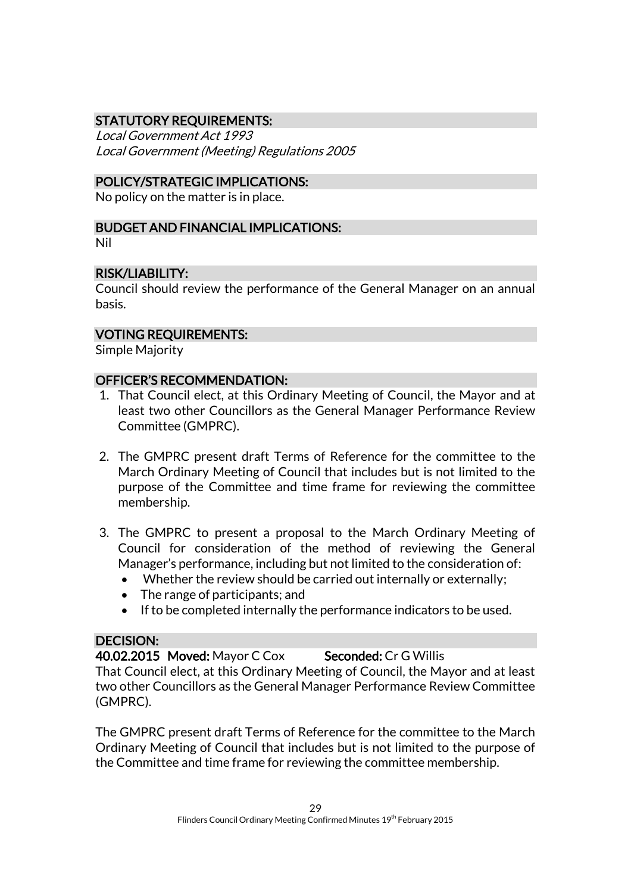## STATUTORY REQUIREMENTS:

*Local Government Act 1993*
*Local Government (Meeting) Regulations 2005*

## POLICY/STRATEGIC IMPLICATIONS:

No policy on the matter is in place.

## BUDGET AND FINANCIAL IMPLICATIONS:

Nil

## RISK/LIABILITY:

Council should review the performance of the General Manager on an annual basis.

## VOTING REQUIREMENTS:

Simple Majority

## OFFICER'S RECOMMENDATION:

1. That Council elect, at this Ordinary Meeting of Council, the Mayor and at least two other Councillors as the General Manager Performance Review Committee (GMPRC).

2. The GMPRC present draft Terms of Reference for the committee to the March Ordinary Meeting of Council that includes but is not limited to the purpose of the Committee and time frame for reviewing the committee membership.

3. The GMPRC to present a proposal to the March Ordinary Meeting of Council for consideration of the method of reviewing the General Manager's performance, including but not limited to the consideration of:
   - Whether the review should be carried out internally or externally;
   - The range of participants; and
   - If to be completed internally the performance indicators to be used.

## DECISION:

**40.02.2015 Moved:** Mayor C Cox **Seconded:** Cr G Willis

That Council elect, at this Ordinary Meeting of Council, the Mayor and at least two other Councillors as the General Manager Performance Review Committee (GMPRC).

The GMPRC present draft Terms of Reference for the committee to the March Ordinary Meeting of Council that includes but is not limited to the purpose of the Committee and time frame for reviewing the committee membership.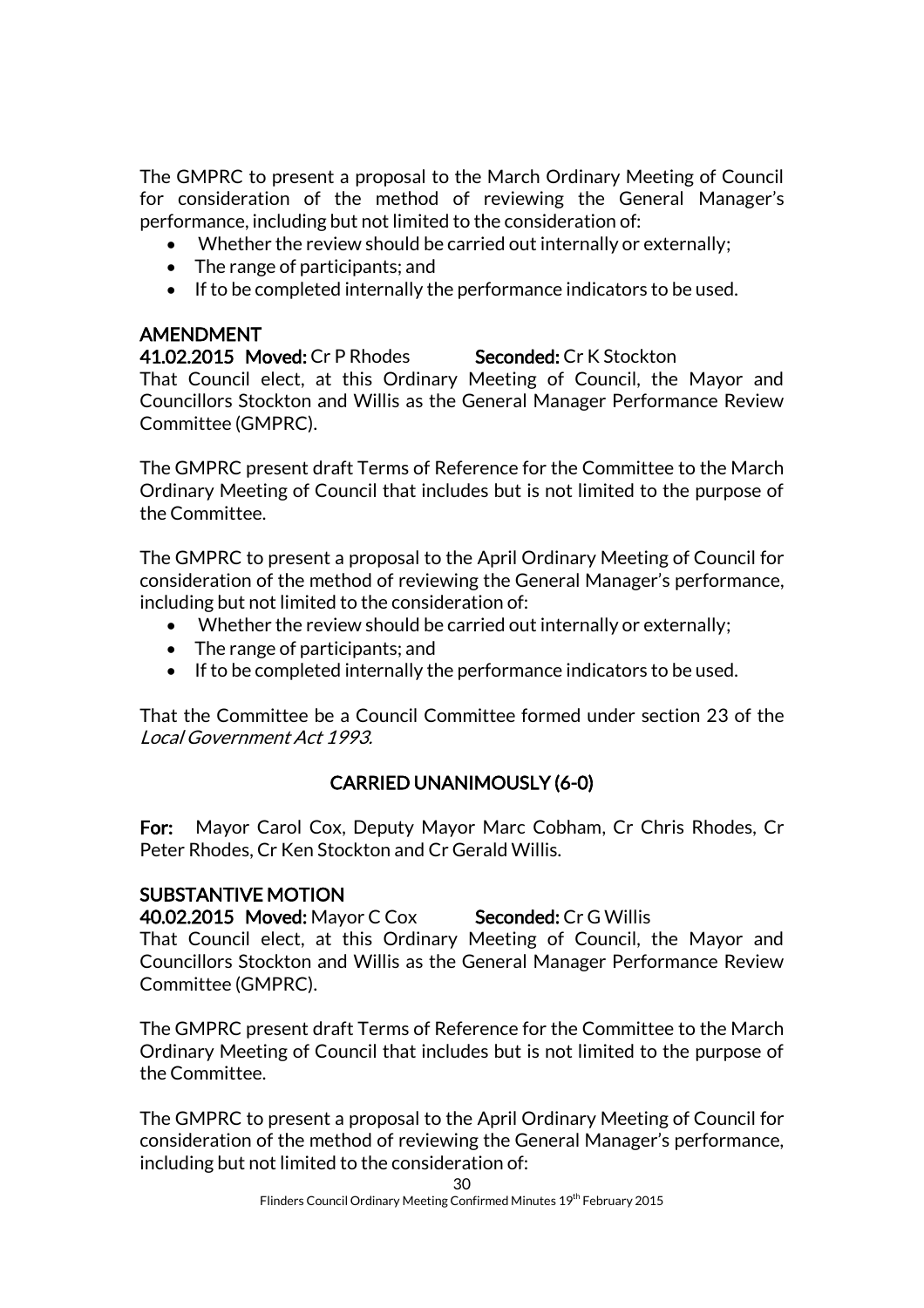The GMPRC to present a proposal to the March Ordinary Meeting of Council for consideration of the method of reviewing the General Manager's performance, including but not limited to the consideration of:

- Whether the review should be carried out internally or externally;
- The range of participants; and
- If to be completed internally the performance indicators to be used.

### AMENDMENT

**41.02.2015 Moved:** Cr P Rhodes **Seconded:** Cr K Stockton

That Council elect, at this Ordinary Meeting of Council, the Mayor and Councillors Stockton and Willis as the General Manager Performance Review Committee (GMPRC).

The GMPRC present draft Terms of Reference for the Committee to the March Ordinary Meeting of Council that includes but is not limited to the purpose of the Committee.

The GMPRC to present a proposal to the April Ordinary Meeting of Council for consideration of the method of reviewing the General Manager's performance, including but not limited to the consideration of:

- Whether the review should be carried out internally or externally;
- The range of participants; and
- If to be completed internally the performance indicators to be used.

That the Committee be a Council Committee formed under section 23 of the *Local Government Act 1993*.

**CARRIED UNANIMOUSLY (6-0)**

**For:** Mayor Carol Cox, Deputy Mayor Marc Cobham, Cr Chris Rhodes, Cr Peter Rhodes, Cr Ken Stockton and Cr Gerald Willis.

### SUBSTANTIVE MOTION

**40.02.2015 Moved:** Mayor C Cox **Seconded:** Cr G Willis

That Council elect, at this Ordinary Meeting of Council, the Mayor and Councillors Stockton and Willis as the General Manager Performance Review Committee (GMPRC).

The GMPRC present draft Terms of Reference for the Committee to the March Ordinary Meeting of Council that includes but is not limited to the purpose of the Committee.

The GMPRC to present a proposal to the April Ordinary Meeting of Council for consideration of the method of reviewing the General Manager's performance, including but not limited to the consideration of: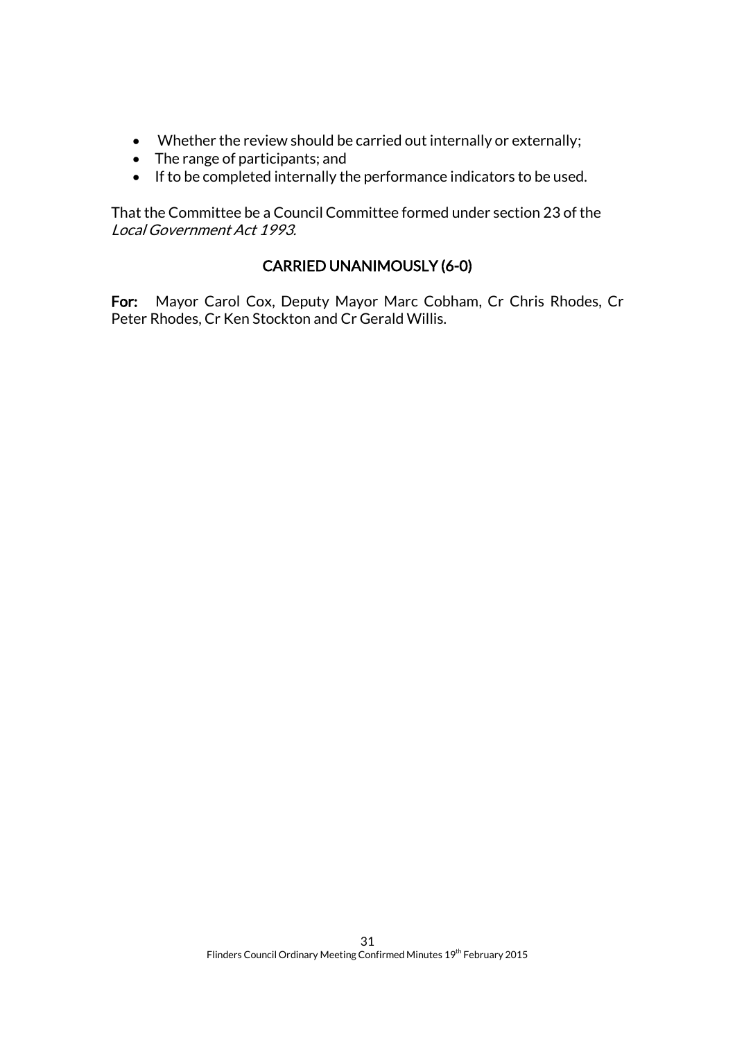- Whether the review should be carried out internally or externally;
- The range of participants; and
- If to be completed internally the performance indicators to be used.

That the Committee be a Council Committee formed under section 23 of the *Local Government Act 1993*.

**CARRIED UNANIMOUSLY (6-0)**

**For:** Mayor Carol Cox, Deputy Mayor Marc Cobham, Cr Chris Rhodes, Cr Peter Rhodes, Cr Ken Stockton and Cr Gerald Willis.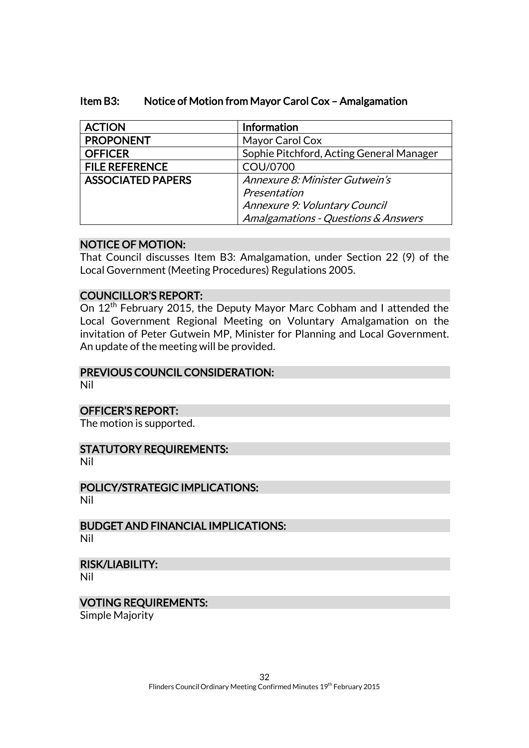## Item B3: Notice of Motion from Mayor Carol Cox – Amalgamation

| ACTION | Information |
| --- | --- |
| PROPONENT | Mayor Carol Cox |
| OFFICER | Sophie Pitchford, Acting General Manager |
| FILE REFERENCE | COU/0700 |
| ASSOCIATED PAPERS | *Annexure 8: Minister Gutwein's Presentation* *Annexure 9: Voluntary Council Amalgamations - Questions & Answers* |

### NOTICE OF MOTION:

That Council discusses Item B3: Amalgamation, under Section 22 (9) of the Local Government (Meeting Procedures) Regulations 2005.

### COUNCILLOR'S REPORT:

On 12th February 2015, the Deputy Mayor Marc Cobham and I attended the Local Government Regional Meeting on Voluntary Amalgamation on the invitation of Peter Gutwein MP, Minister for Planning and Local Government. An update of the meeting will be provided.

### PREVIOUS COUNCIL CONSIDERATION:

Nil

### OFFICER'S REPORT:

The motion is supported.

### STATUTORY REQUIREMENTS:

Nil

### POLICY/STRATEGIC IMPLICATIONS:

Nil

### BUDGET AND FINANCIAL IMPLICATIONS:

Nil

### RISK/LIABILITY:

Nil

### VOTING REQUIREMENTS:

Simple Majority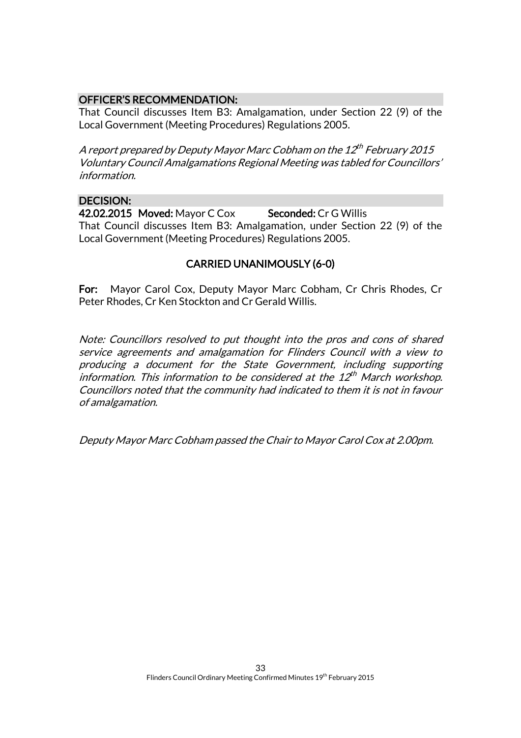**OFFICER'S RECOMMENDATION:**

That Council discusses Item B3: Amalgamation, under Section 22 (9) of the Local Government (Meeting Procedures) Regulations 2005.

*A report prepared by Deputy Mayor Marc Cobham on the 12th February 2015 Voluntary Council Amalgamations Regional Meeting was tabled for Councillors' information.*

**DECISION:**

**42.02.2015 Moved:** Mayor C Cox **Seconded:** Cr G Willis

That Council discusses Item B3: Amalgamation, under Section 22 (9) of the Local Government (Meeting Procedures) Regulations 2005.

**CARRIED UNANIMOUSLY (6-0)**

**For:** Mayor Carol Cox, Deputy Mayor Marc Cobham, Cr Chris Rhodes, Cr Peter Rhodes, Cr Ken Stockton and Cr Gerald Willis.

*Note: Councillors resolved to put thought into the pros and cons of shared service agreements and amalgamation for Flinders Council with a view to producing a document for the State Government, including supporting information. This information to be considered at the 12th March workshop. Councillors noted that the community had indicated to them it is not in favour of amalgamation.*

*Deputy Mayor Marc Cobham passed the Chair to Mayor Carol Cox at 2.00pm.*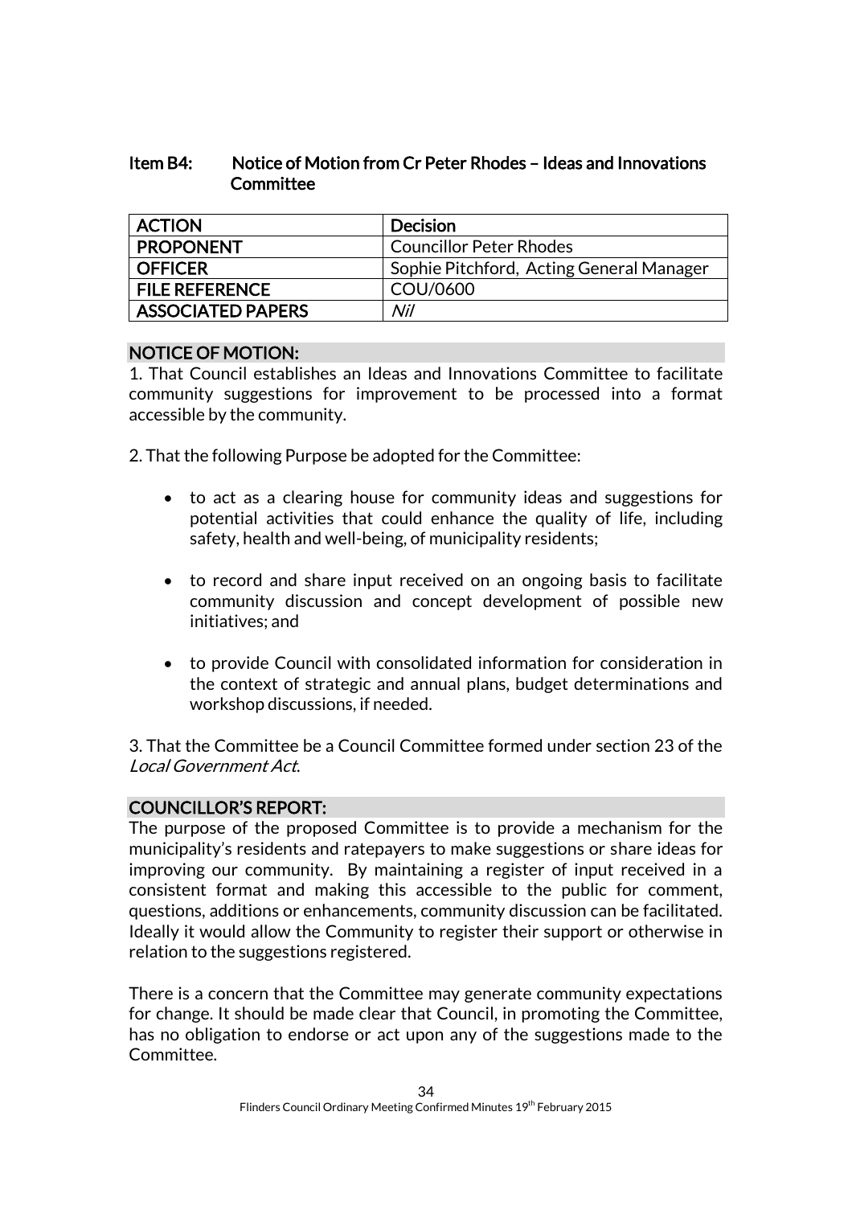### Item B4: Notice of Motion from Cr Peter Rhodes – Ideas and Innovations Committee

| ACTION | Decision |
|---|---|
| PROPONENT | Councillor Peter Rhodes |
| OFFICER | Sophie Pitchford, Acting General Manager |
| FILE REFERENCE | COU/0600 |
| ASSOCIATED PAPERS | *Nil* |

**NOTICE OF MOTION:**

1. That Council establishes an Ideas and Innovations Committee to facilitate community suggestions for improvement to be processed into a format accessible by the community.

2. That the following Purpose be adopted for the Committee:

- to act as a clearing house for community ideas and suggestions for potential activities that could enhance the quality of life, including safety, health and well-being, of municipality residents;
- to record and share input received on an ongoing basis to facilitate community discussion and concept development of possible new initiatives; and
- to provide Council with consolidated information for consideration in the context of strategic and annual plans, budget determinations and workshop discussions, if needed.

3. That the Committee be a Council Committee formed under section 23 of the *Local Government Act*.

**COUNCILLOR'S REPORT:**

The purpose of the proposed Committee is to provide a mechanism for the municipality's residents and ratepayers to make suggestions or share ideas for improving our community. By maintaining a register of input received in a consistent format and making this accessible to the public for comment, questions, additions or enhancements, community discussion can be facilitated. Ideally it would allow the Community to register their support or otherwise in relation to the suggestions registered.

There is a concern that the Committee may generate community expectations for change. It should be made clear that Council, in promoting the Committee, has no obligation to endorse or act upon any of the suggestions made to the Committee.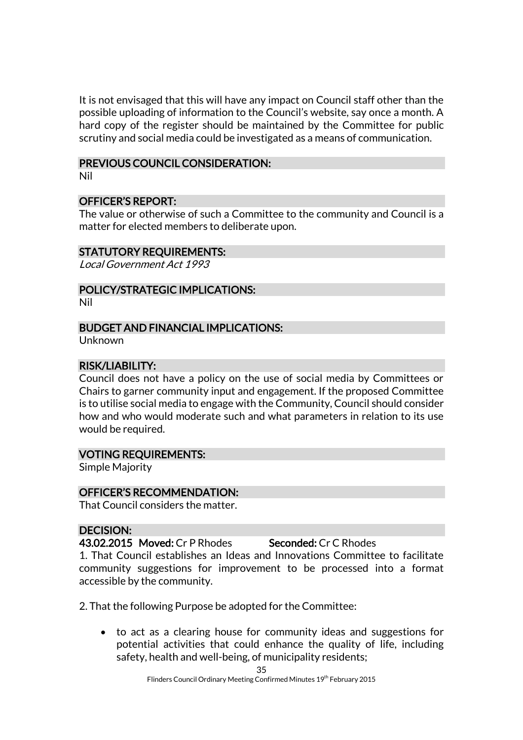It is not envisaged that this will have any impact on Council staff other than the possible uploading of information to the Council's website, say once a month. A hard copy of the register should be maintained by the Committee for public scrutiny and social media could be investigated as a means of communication.

## PREVIOUS COUNCIL CONSIDERATION:

Nil

## OFFICER'S REPORT:

The value or otherwise of such a Committee to the community and Council is a matter for elected members to deliberate upon.

## STATUTORY REQUIREMENTS:

*Local Government Act 1993*

## POLICY/STRATEGIC IMPLICATIONS:

Nil

## BUDGET AND FINANCIAL IMPLICATIONS:

Unknown

## RISK/LIABILITY:

Council does not have a policy on the use of social media by Committees or Chairs to garner community input and engagement. If the proposed Committee is to utilise social media to engage with the Community, Council should consider how and who would moderate such and what parameters in relation to its use would be required.

## VOTING REQUIREMENTS:

Simple Majority

## OFFICER'S RECOMMENDATION:

That Council considers the matter.

## DECISION:

**43.02.2015 Moved:** Cr P Rhodes **Seconded:** Cr C Rhodes

1. That Council establishes an Ideas and Innovations Committee to facilitate community suggestions for improvement to be processed into a format accessible by the community.

2. That the following Purpose be adopted for the Committee:

- to act as a clearing house for community ideas and suggestions for potential activities that could enhance the quality of life, including safety, health and well-being, of municipality residents;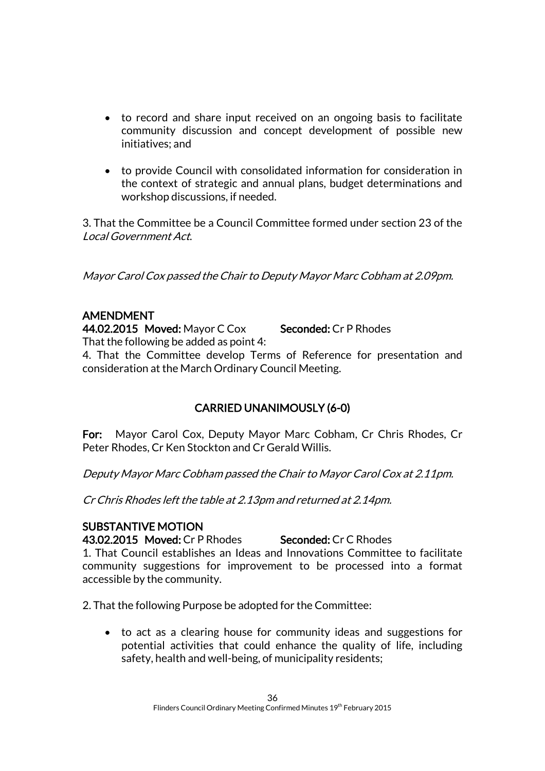- to record and share input received on an ongoing basis to facilitate community discussion and concept development of possible new initiatives; and
- to provide Council with consolidated information for consideration in the context of strategic and annual plans, budget determinations and workshop discussions, if needed.

3. That the Committee be a Council Committee formed under section 23 of the *Local Government Act*.

*Mayor Carol Cox passed the Chair to Deputy Mayor Marc Cobham at 2.09pm.*

**AMENDMENT**

**44.02.2015 Moved:** Mayor C Cox **Seconded:** Cr P Rhodes

That the following be added as point 4:

4. That the Committee develop Terms of Reference for presentation and consideration at the March Ordinary Council Meeting.

**CARRIED UNANIMOUSLY (6-0)**

**For:** Mayor Carol Cox, Deputy Mayor Marc Cobham, Cr Chris Rhodes, Cr Peter Rhodes, Cr Ken Stockton and Cr Gerald Willis.

*Deputy Mayor Marc Cobham passed the Chair to Mayor Carol Cox at 2.11pm.*

*Cr Chris Rhodes left the table at 2.13pm and returned at 2.14pm.*

**SUBSTANTIVE MOTION**

**43.02.2015 Moved:** Cr P Rhodes **Seconded:** Cr C Rhodes

1. That Council establishes an Ideas and Innovations Committee to facilitate community suggestions for improvement to be processed into a format accessible by the community.

2. That the following Purpose be adopted for the Committee:

- to act as a clearing house for community ideas and suggestions for potential activities that could enhance the quality of life, including safety, health and well-being, of municipality residents;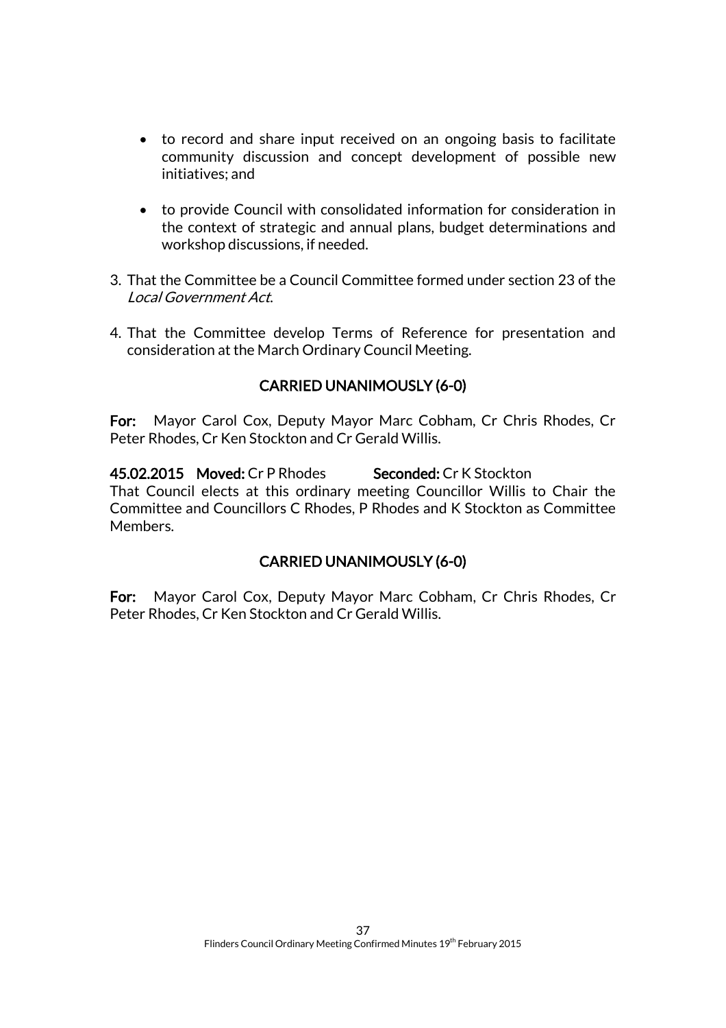- to record and share input received on an ongoing basis to facilitate community discussion and concept development of possible new initiatives; and

- to provide Council with consolidated information for consideration in the context of strategic and annual plans, budget determinations and workshop discussions, if needed.

3. That the Committee be a Council Committee formed under section 23 of the *Local Government Act*.

4. That the Committee develop Terms of Reference for presentation and consideration at the March Ordinary Council Meeting.

**CARRIED UNANIMOUSLY (6-0)**

**For:** Mayor Carol Cox, Deputy Mayor Marc Cobham, Cr Chris Rhodes, Cr Peter Rhodes, Cr Ken Stockton and Cr Gerald Willis.

**45.02.2015 Moved:** Cr P Rhodes **Seconded:** Cr K Stockton

That Council elects at this ordinary meeting Councillor Willis to Chair the Committee and Councillors C Rhodes, P Rhodes and K Stockton as Committee Members.

**CARRIED UNANIMOUSLY (6-0)**

**For:** Mayor Carol Cox, Deputy Mayor Marc Cobham, Cr Chris Rhodes, Cr Peter Rhodes, Cr Ken Stockton and Cr Gerald Willis.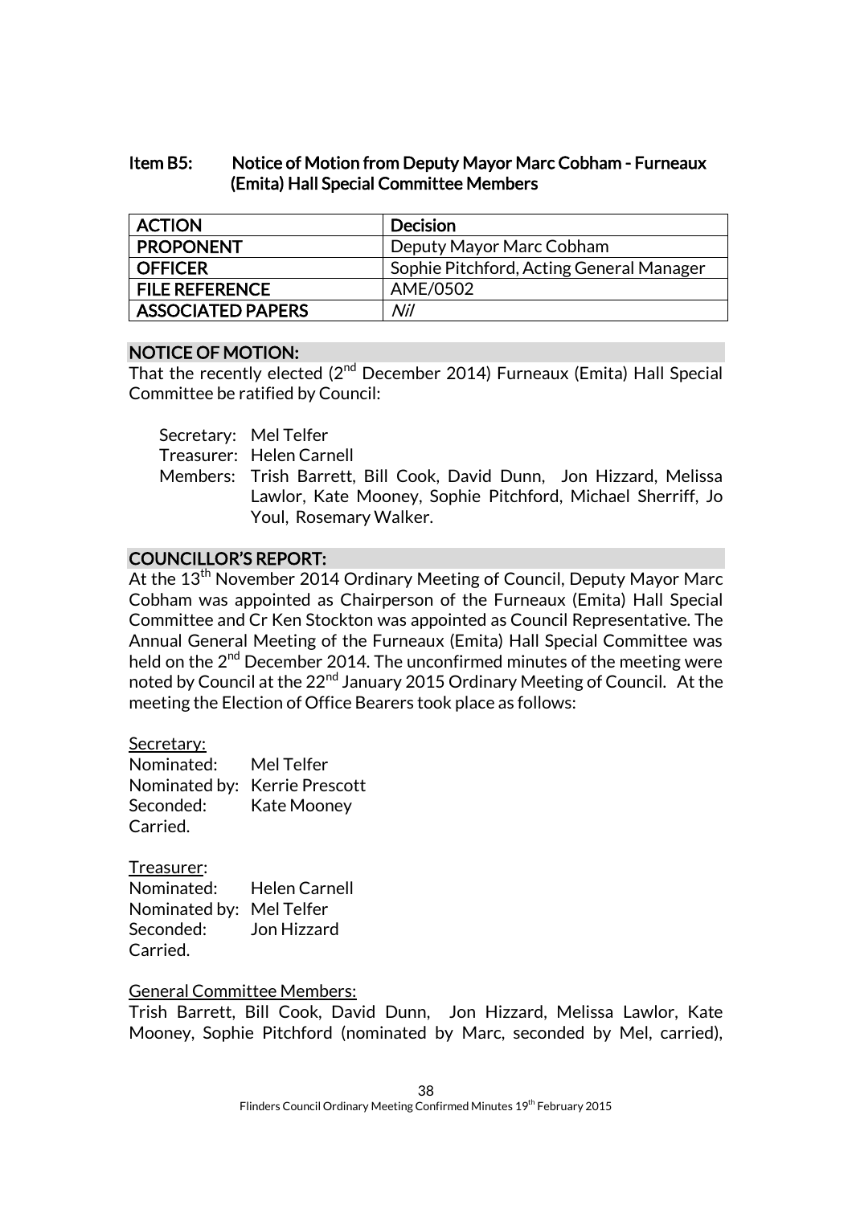### Item B5: Notice of Motion from Deputy Mayor Marc Cobham - Furneaux (Emita) Hall Special Committee Members

| ACTION | Decision |
|---|---|
| PROPONENT | Deputy Mayor Marc Cobham |
| OFFICER | Sophie Pitchford, Acting General Manager |
| FILE REFERENCE | AME/0502 |
| ASSOCIATED PAPERS | *Nil* |

**NOTICE OF MOTION:**

That the recently elected (2nd December 2014) Furneaux (Emita) Hall Special Committee be ratified by Council:

Secretary: Mel Telfer
Treasurer: Helen Carnell
Members: Trish Barrett, Bill Cook, David Dunn, Jon Hizzard, Melissa Lawlor, Kate Mooney, Sophie Pitchford, Michael Sherriff, Jo Youl, Rosemary Walker.

**COUNCILLOR'S REPORT:**

At the 13th November 2014 Ordinary Meeting of Council, Deputy Mayor Marc Cobham was appointed as Chairperson of the Furneaux (Emita) Hall Special Committee and Cr Ken Stockton was appointed as Council Representative. The Annual General Meeting of the Furneaux (Emita) Hall Special Committee was held on the 2nd December 2014. The unconfirmed minutes of the meeting were noted by Council at the 22nd January 2015 Ordinary Meeting of Council. At the meeting the Election of Office Bearers took place as follows:

Secretary:
Nominated: Mel Telfer
Nominated by: Kerrie Prescott
Seconded: Kate Mooney
Carried.

Treasurer:
Nominated: Helen Carnell
Nominated by: Mel Telfer
Seconded: Jon Hizzard
Carried.

General Committee Members:
Trish Barrett, Bill Cook, David Dunn, Jon Hizzard, Melissa Lawlor, Kate Mooney, Sophie Pitchford (nominated by Marc, seconded by Mel, carried),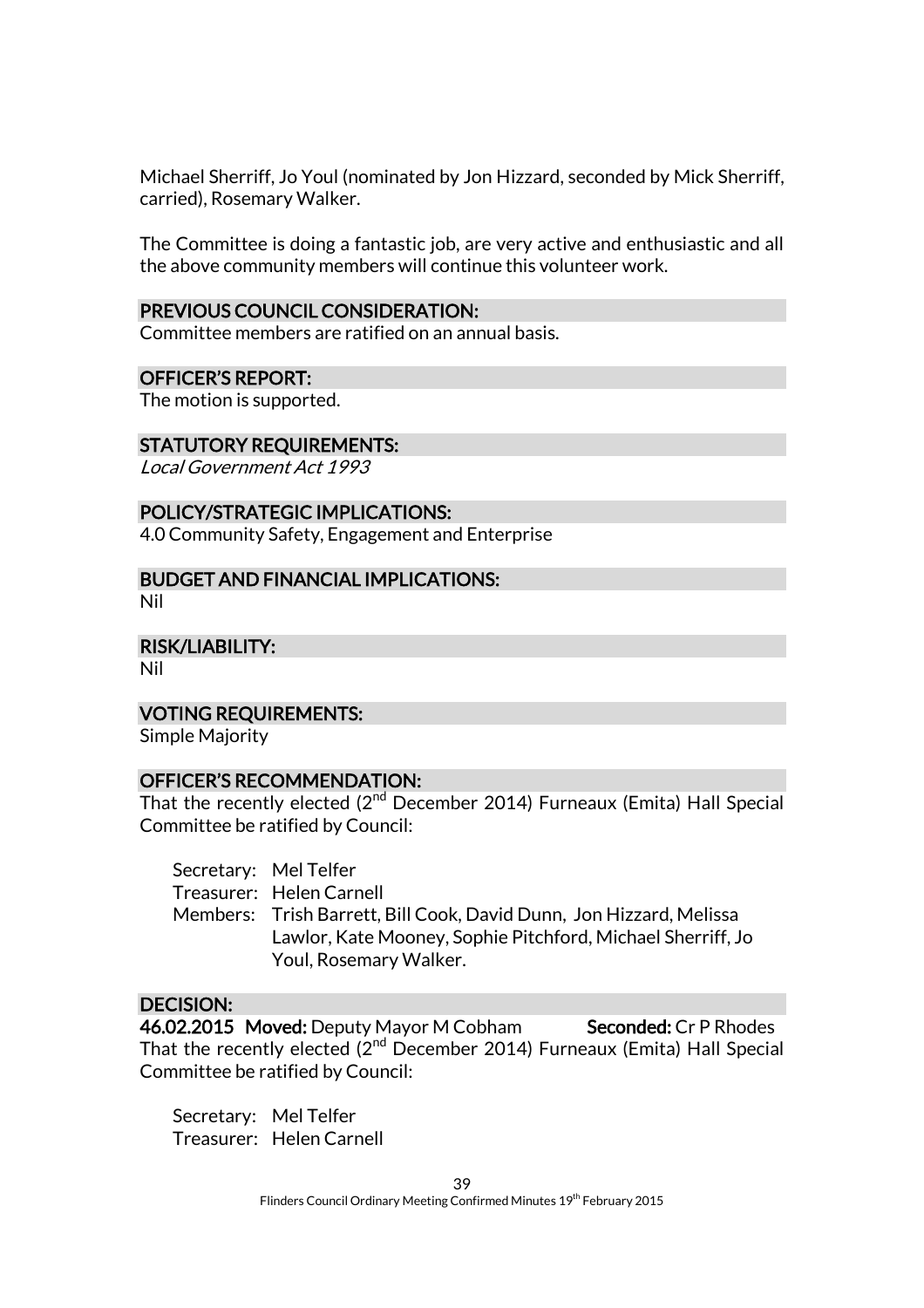Michael Sherriff, Jo Youl (nominated by Jon Hizzard, seconded by Mick Sherriff, carried), Rosemary Walker.

The Committee is doing a fantastic job, are very active and enthusiastic and all the above community members will continue this volunteer work.

## PREVIOUS COUNCIL CONSIDERATION:

Committee members are ratified on an annual basis.

## OFFICER'S REPORT:

The motion is supported.

## STATUTORY REQUIREMENTS:

*Local Government Act 1993*

## POLICY/STRATEGIC IMPLICATIONS:

4.0 Community Safety, Engagement and Enterprise

## BUDGET AND FINANCIAL IMPLICATIONS:

Nil

## RISK/LIABILITY:

Nil

## VOTING REQUIREMENTS:

Simple Majority

## OFFICER'S RECOMMENDATION:

That the recently elected (2nd December 2014) Furneaux (Emita) Hall Special Committee be ratified by Council:

Secretary: Mel Telfer
Treasurer: Helen Carnell
Members: Trish Barrett, Bill Cook, David Dunn, Jon Hizzard, Melissa Lawlor, Kate Mooney, Sophie Pitchford, Michael Sherriff, Jo Youl, Rosemary Walker.

## DECISION:

**46.02.2015 Moved:** Deputy Mayor M Cobham **Seconded:** Cr P Rhodes

That the recently elected (2nd December 2014) Furneaux (Emita) Hall Special Committee be ratified by Council:

Secretary: Mel Telfer
Treasurer: Helen Carnell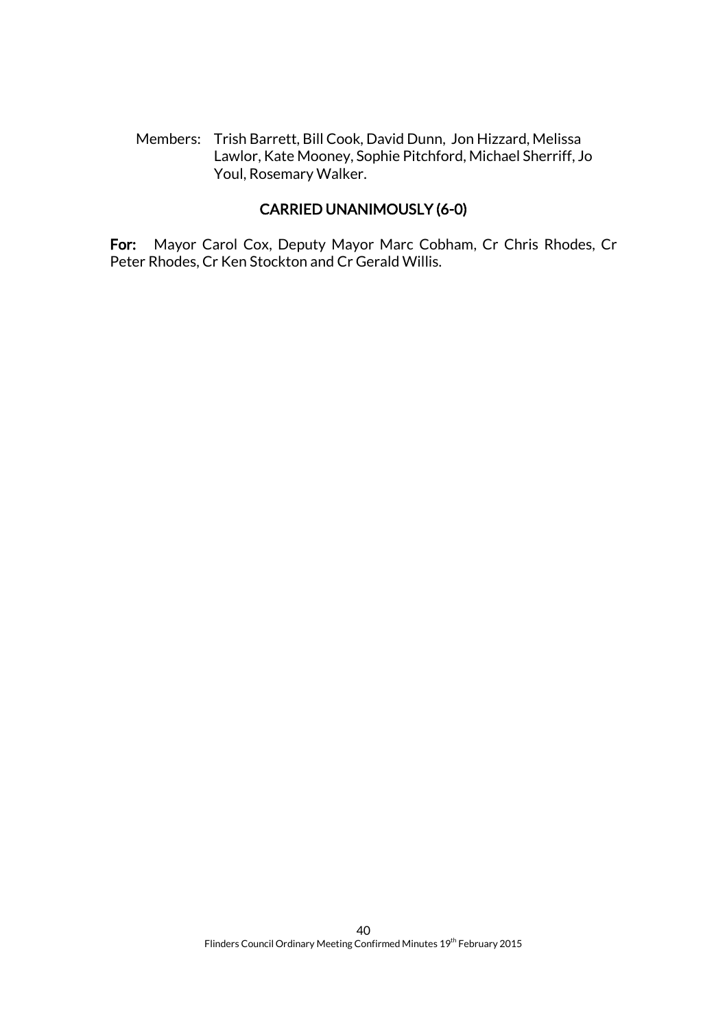Members: Trish Barrett, Bill Cook, David Dunn, Jon Hizzard, Melissa Lawlor, Kate Mooney, Sophie Pitchford, Michael Sherriff, Jo Youl, Rosemary Walker.

**CARRIED UNANIMOUSLY (6-0)**

**For:** Mayor Carol Cox, Deputy Mayor Marc Cobham, Cr Chris Rhodes, Cr Peter Rhodes, Cr Ken Stockton and Cr Gerald Willis.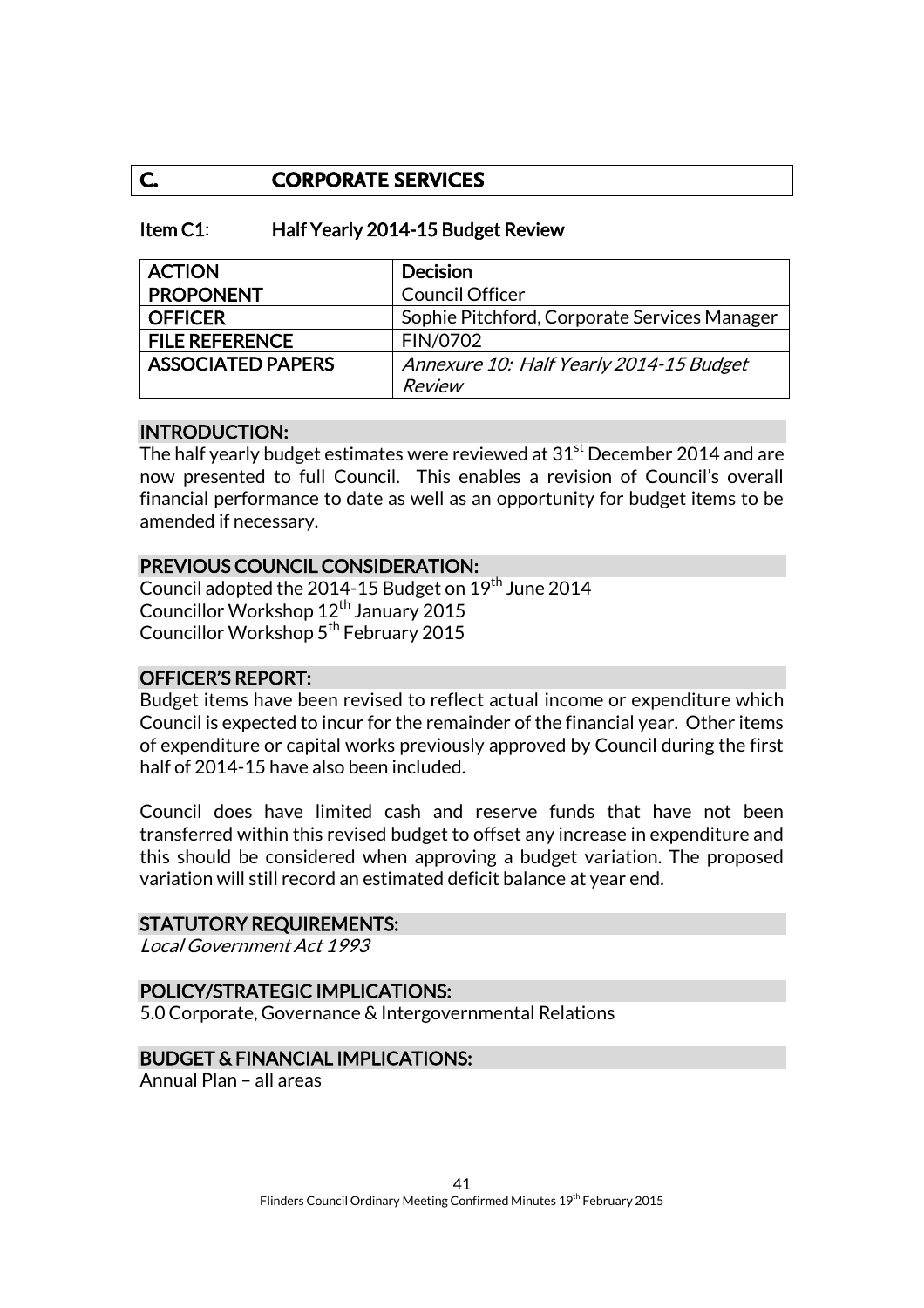## C. CORPORATE SERVICES

### Item C1: Half Yearly 2014-15 Budget Review

| ACTION | Decision |
|---|---|
| PROPONENT | Council Officer |
| OFFICER | Sophie Pitchford, Corporate Services Manager |
| FILE REFERENCE | FIN/0702 |
| ASSOCIATED PAPERS | *Annexure 10: Half Yearly 2014-15 Budget Review* |

#### INTRODUCTION:

The half yearly budget estimates were reviewed at 31st December 2014 and are now presented to full Council. This enables a revision of Council's overall financial performance to date as well as an opportunity for budget items to be amended if necessary.

#### PREVIOUS COUNCIL CONSIDERATION:

Council adopted the 2014-15 Budget on 19th June 2014
Councillor Workshop 12th January 2015
Councillor Workshop 5th February 2015

#### OFFICER'S REPORT:

Budget items have been revised to reflect actual income or expenditure which Council is expected to incur for the remainder of the financial year. Other items of expenditure or capital works previously approved by Council during the first half of 2014-15 have also been included.

Council does have limited cash and reserve funds that have not been transferred within this revised budget to offset any increase in expenditure and this should be considered when approving a budget variation. The proposed variation will still record an estimated deficit balance at year end.

#### STATUTORY REQUIREMENTS:

*Local Government Act 1993*

#### POLICY/STRATEGIC IMPLICATIONS:

5.0 Corporate, Governance & Intergovernmental Relations

#### BUDGET & FINANCIAL IMPLICATIONS:

Annual Plan – all areas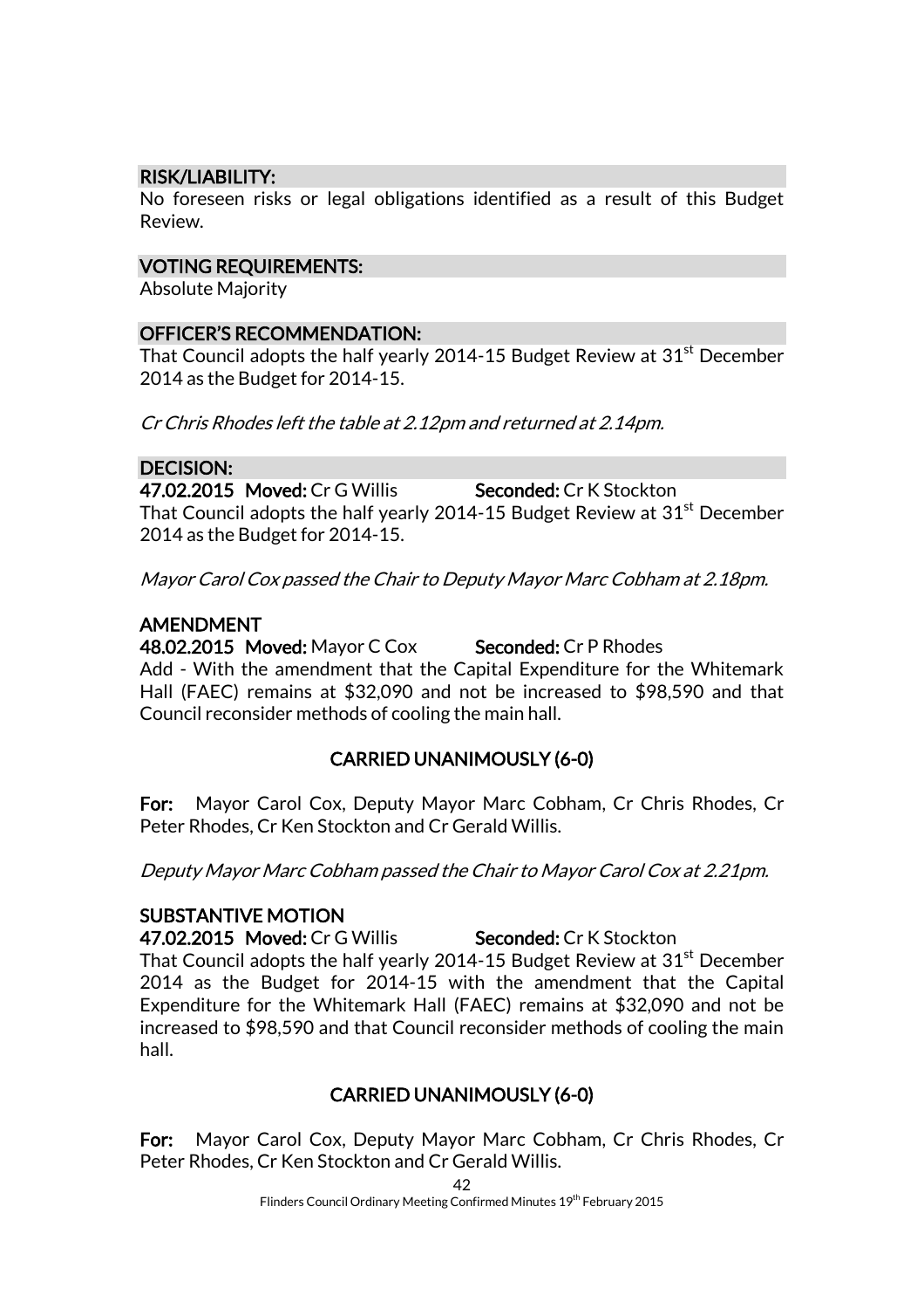## RISK/LIABILITY:

No foreseen risks or legal obligations identified as a result of this Budget Review.

## VOTING REQUIREMENTS:

Absolute Majority

## OFFICER'S RECOMMENDATION:

That Council adopts the half yearly 2014-15 Budget Review at 31st December 2014 as the Budget for 2014-15.

*Cr Chris Rhodes left the table at 2.12pm and returned at 2.14pm.*

## DECISION:

**47.02.2015 Moved:** Cr G Willis **Seconded:** Cr K Stockton

That Council adopts the half yearly 2014-15 Budget Review at 31st December 2014 as the Budget for 2014-15.

*Mayor Carol Cox passed the Chair to Deputy Mayor Marc Cobham at 2.18pm.*

**AMENDMENT**

**48.02.2015 Moved:** Mayor C Cox **Seconded:** Cr P Rhodes

Add - With the amendment that the Capital Expenditure for the Whitemark Hall (FAEC) remains at $32,090 and not be increased to $98,590 and that Council reconsider methods of cooling the main hall.

**CARRIED UNANIMOUSLY (6-0)**

**For:** Mayor Carol Cox, Deputy Mayor Marc Cobham, Cr Chris Rhodes, Cr Peter Rhodes, Cr Ken Stockton and Cr Gerald Willis.

*Deputy Mayor Marc Cobham passed the Chair to Mayor Carol Cox at 2.21pm.*

**SUBSTANTIVE MOTION**

**47.02.2015 Moved:** Cr G Willis **Seconded:** Cr K Stockton

That Council adopts the half yearly 2014-15 Budget Review at 31st December 2014 as the Budget for 2014-15 with the amendment that the Capital Expenditure for the Whitemark Hall (FAEC) remains at $32,090 and not be increased to $98,590 and that Council reconsider methods of cooling the main hall.

**CARRIED UNANIMOUSLY (6-0)**

**For:** Mayor Carol Cox, Deputy Mayor Marc Cobham, Cr Chris Rhodes, Cr Peter Rhodes, Cr Ken Stockton and Cr Gerald Willis.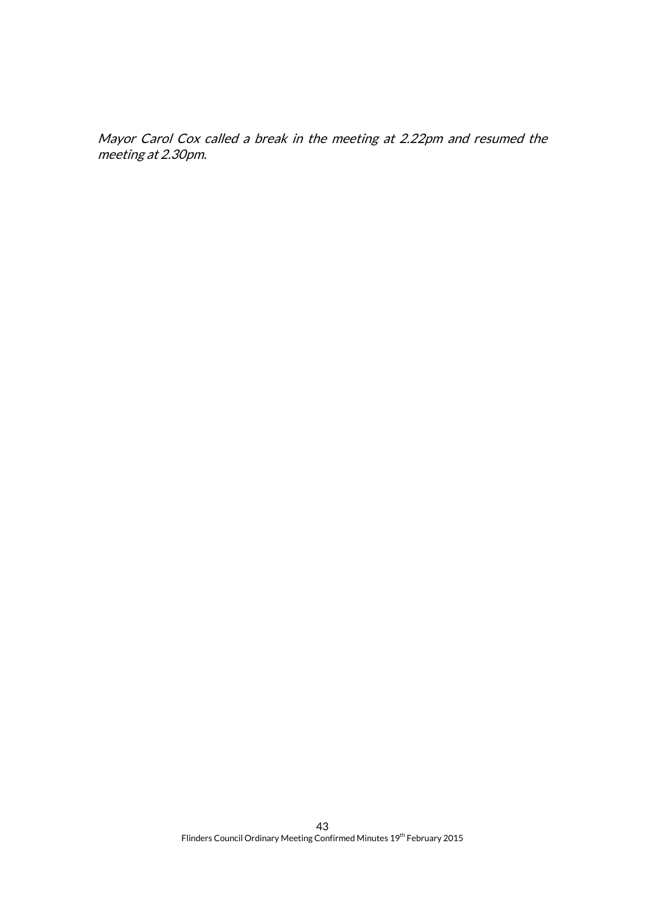*Mayor Carol Cox called a break in the meeting at 2.22pm and resumed the meeting at 2.30pm.*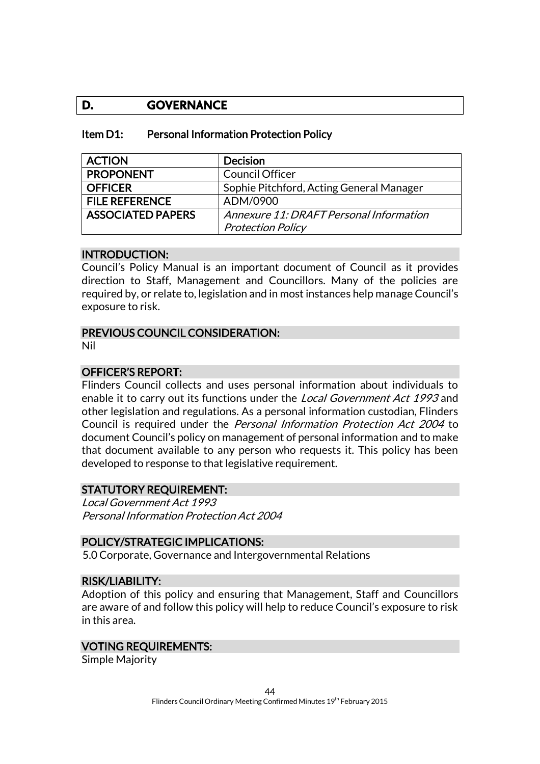## D. GOVERNANCE

### Item D1: Personal Information Protection Policy

| ACTION | Decision |
|---|---|
| PROPONENT | Council Officer |
| OFFICER | Sophie Pitchford, Acting General Manager |
| FILE REFERENCE | ADM/0900 |
| ASSOCIATED PAPERS | *Annexure 11: DRAFT Personal Information Protection Policy* |

#### INTRODUCTION:

Council's Policy Manual is an important document of Council as it provides direction to Staff, Management and Councillors. Many of the policies are required by, or relate to, legislation and in most instances help manage Council's exposure to risk.

#### PREVIOUS COUNCIL CONSIDERATION:

Nil

#### OFFICER'S REPORT:

Flinders Council collects and uses personal information about individuals to enable it to carry out its functions under the *Local Government Act 1993* and other legislation and regulations. As a personal information custodian, Flinders Council is required under the *Personal Information Protection Act 2004* to document Council's policy on management of personal information and to make that document available to any person who requests it. This policy has been developed to response to that legislative requirement.

#### STATUTORY REQUIREMENT:

*Local Government Act 1993*
*Personal Information Protection Act 2004*

#### POLICY/STRATEGIC IMPLICATIONS:

5.0 Corporate, Governance and Intergovernmental Relations

#### RISK/LIABILITY:

Adoption of this policy and ensuring that Management, Staff and Councillors are aware of and follow this policy will help to reduce Council's exposure to risk in this area.

#### VOTING REQUIREMENTS:

Simple Majority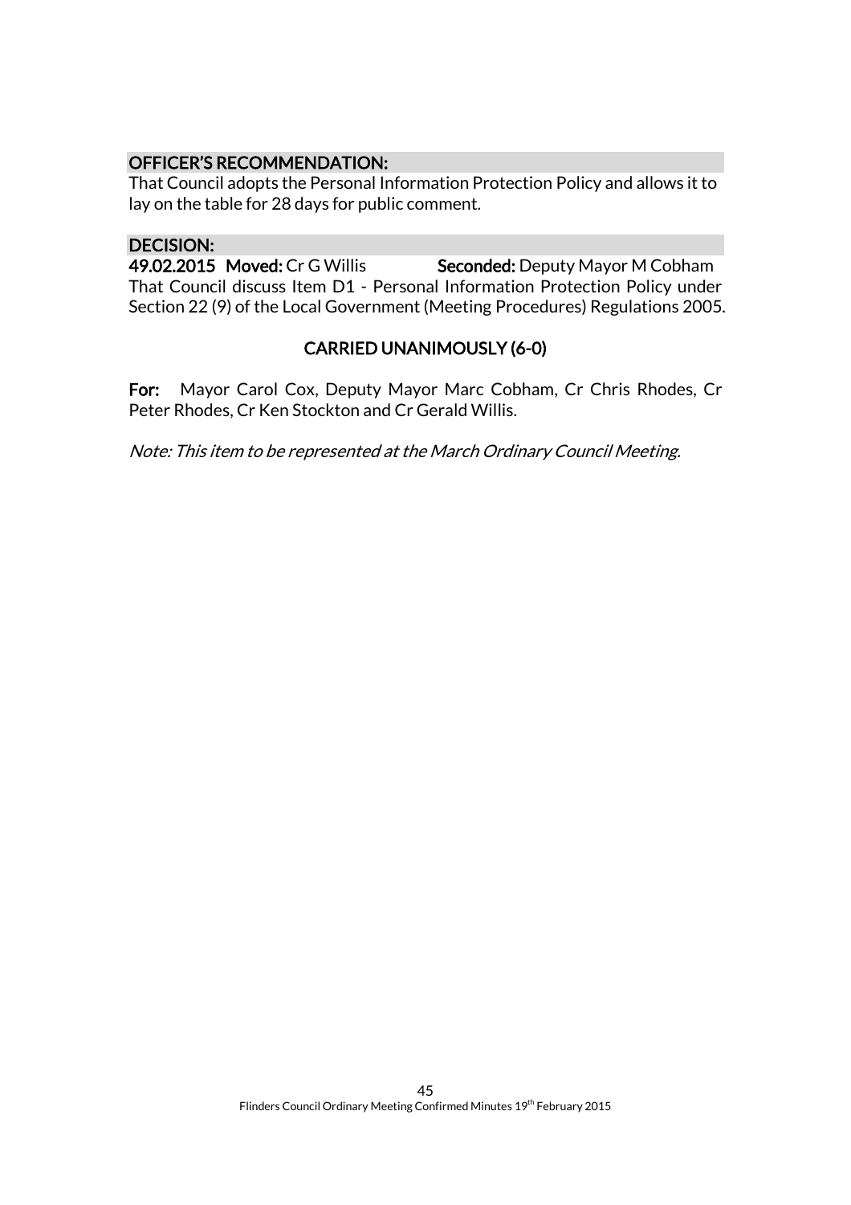### OFFICER'S RECOMMENDATION:

That Council adopts the Personal Information Protection Policy and allows it to lay on the table for 28 days for public comment.

### DECISION:

**49.02.2015 Moved:** Cr G Willis **Seconded:** Deputy Mayor M Cobham

That Council discuss Item D1 - Personal Information Protection Policy under Section 22 (9) of the Local Government (Meeting Procedures) Regulations 2005.

**CARRIED UNANIMOUSLY (6-0)**

**For:** Mayor Carol Cox, Deputy Mayor Marc Cobham, Cr Chris Rhodes, Cr Peter Rhodes, Cr Ken Stockton and Cr Gerald Willis.

*Note: This item to be represented at the March Ordinary Council Meeting.*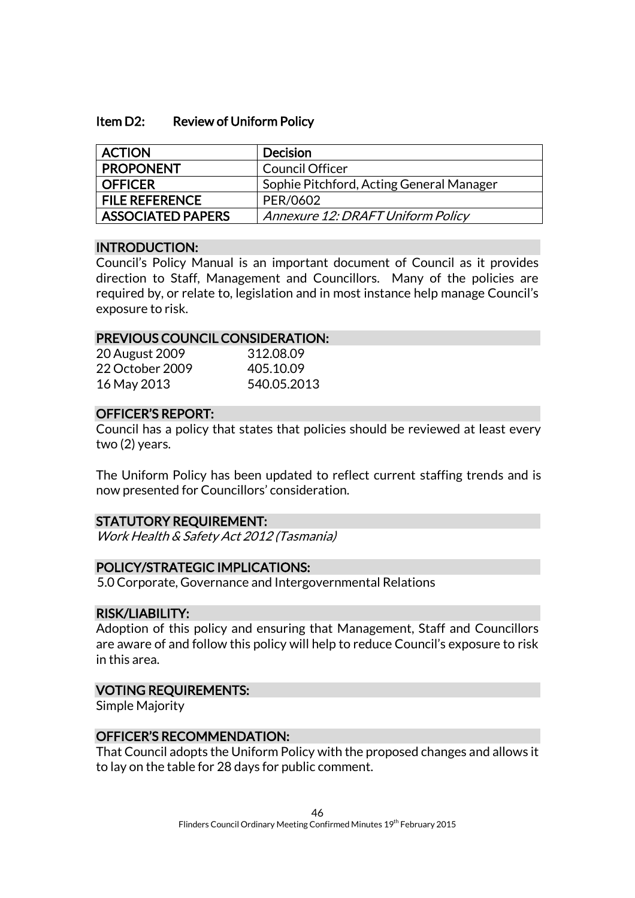### Item D2: Review of Uniform Policy

| ACTION | Decision |
|---|---|
| PROPONENT | Council Officer |
| OFFICER | Sophie Pitchford, Acting General Manager |
| FILE REFERENCE | PER/0602 |
| ASSOCIATED PAPERS | *Annexure 12: DRAFT Uniform Policy* |

#### INTRODUCTION:

Council's Policy Manual is an important document of Council as it provides direction to Staff, Management and Councillors. Many of the policies are required by, or relate to, legislation and in most instance help manage Council's exposure to risk.

#### PREVIOUS COUNCIL CONSIDERATION:

20 August 2009 312.08.09
22 October 2009 405.10.09
16 May 2013 540.05.2013

#### OFFICER'S REPORT:

Council has a policy that states that policies should be reviewed at least every two (2) years.

The Uniform Policy has been updated to reflect current staffing trends and is now presented for Councillors' consideration.

#### STATUTORY REQUIREMENT:

*Work Health & Safety Act 2012 (Tasmania)*

#### POLICY/STRATEGIC IMPLICATIONS:

5.0 Corporate, Governance and Intergovernmental Relations

#### RISK/LIABILITY:

Adoption of this policy and ensuring that Management, Staff and Councillors are aware of and follow this policy will help to reduce Council's exposure to risk in this area.

#### VOTING REQUIREMENTS:

Simple Majority

#### OFFICER'S RECOMMENDATION:

That Council adopts the Uniform Policy with the proposed changes and allows it to lay on the table for 28 days for public comment.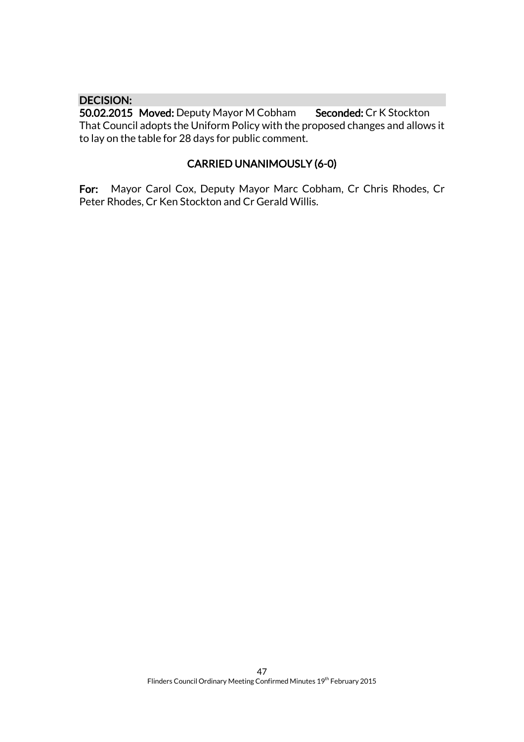**DECISION:**

**50.02.2015 Moved:** Deputy Mayor M Cobham **Seconded:** Cr K Stockton

That Council adopts the Uniform Policy with the proposed changes and allows it to lay on the table for 28 days for public comment.

**CARRIED UNANIMOUSLY (6-0)**

**For:** Mayor Carol Cox, Deputy Mayor Marc Cobham, Cr Chris Rhodes, Cr Peter Rhodes, Cr Ken Stockton and Cr Gerald Willis.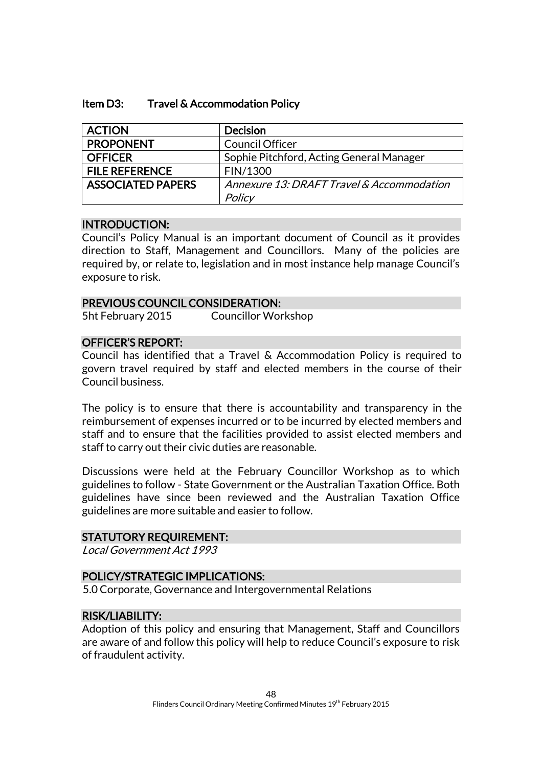## Item D3: Travel & Accommodation Policy

| ACTION | Decision |
|---|---|
| PROPONENT | Council Officer |
| OFFICER | Sophie Pitchford, Acting General Manager |
| FILE REFERENCE | FIN/1300 |
| ASSOCIATED PAPERS | *Annexure 13: DRAFT Travel & Accommodation Policy* |

### INTRODUCTION:

Council's Policy Manual is an important document of Council as it provides direction to Staff, Management and Councillors. Many of the policies are required by, or relate to, legislation and in most instance help manage Council's exposure to risk.

### PREVIOUS COUNCIL CONSIDERATION:

5ht February 2015 Councillor Workshop

### OFFICER'S REPORT:

Council has identified that a Travel & Accommodation Policy is required to govern travel required by staff and elected members in the course of their Council business.

The policy is to ensure that there is accountability and transparency in the reimbursement of expenses incurred or to be incurred by elected members and staff and to ensure that the facilities provided to assist elected members and staff to carry out their civic duties are reasonable.

Discussions were held at the February Councillor Workshop as to which guidelines to follow - State Government or the Australian Taxation Office. Both guidelines have since been reviewed and the Australian Taxation Office guidelines are more suitable and easier to follow.

### STATUTORY REQUIREMENT:

*Local Government Act 1993*

### POLICY/STRATEGIC IMPLICATIONS:

5.0 Corporate, Governance and Intergovernmental Relations

### RISK/LIABILITY:

Adoption of this policy and ensuring that Management, Staff and Councillors are aware of and follow this policy will help to reduce Council's exposure to risk of fraudulent activity.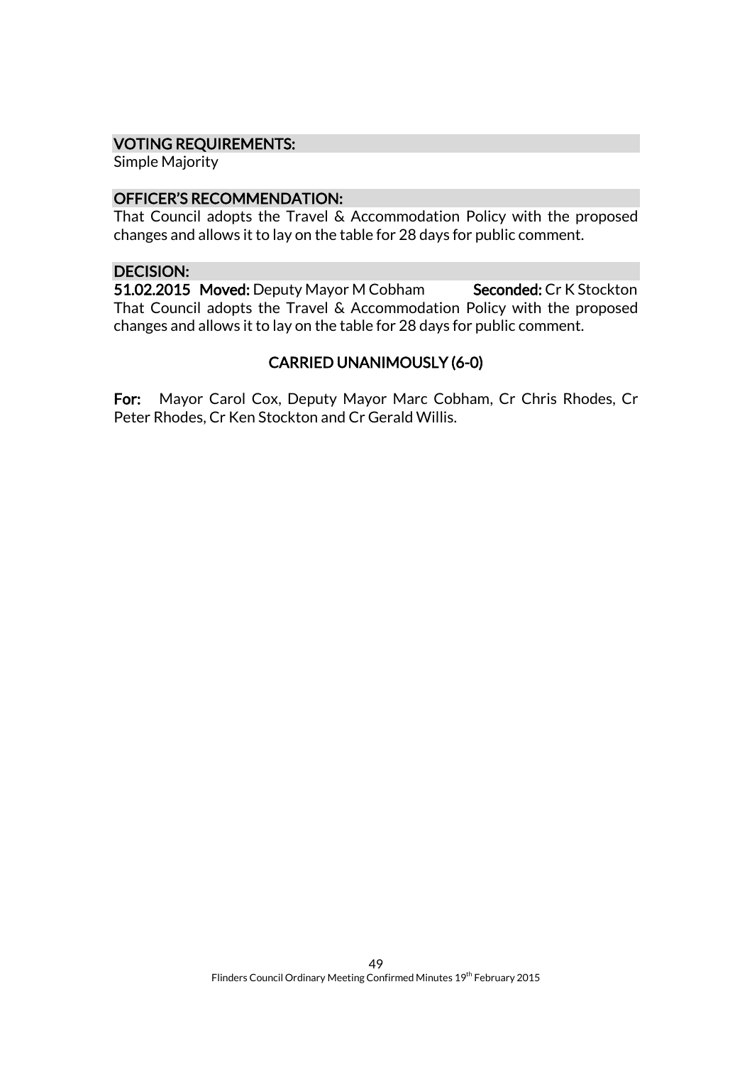### VOTING REQUIREMENTS:

Simple Majority

### OFFICER'S RECOMMENDATION:

That Council adopts the Travel & Accommodation Policy with the proposed changes and allows it to lay on the table for 28 days for public comment.

### DECISION:

**51.02.2015 Moved:** Deputy Mayor M Cobham **Seconded:** Cr K Stockton

That Council adopts the Travel & Accommodation Policy with the proposed changes and allows it to lay on the table for 28 days for public comment.

**CARRIED UNANIMOUSLY (6-0)**

**For:** Mayor Carol Cox, Deputy Mayor Marc Cobham, Cr Chris Rhodes, Cr Peter Rhodes, Cr Ken Stockton and Cr Gerald Willis.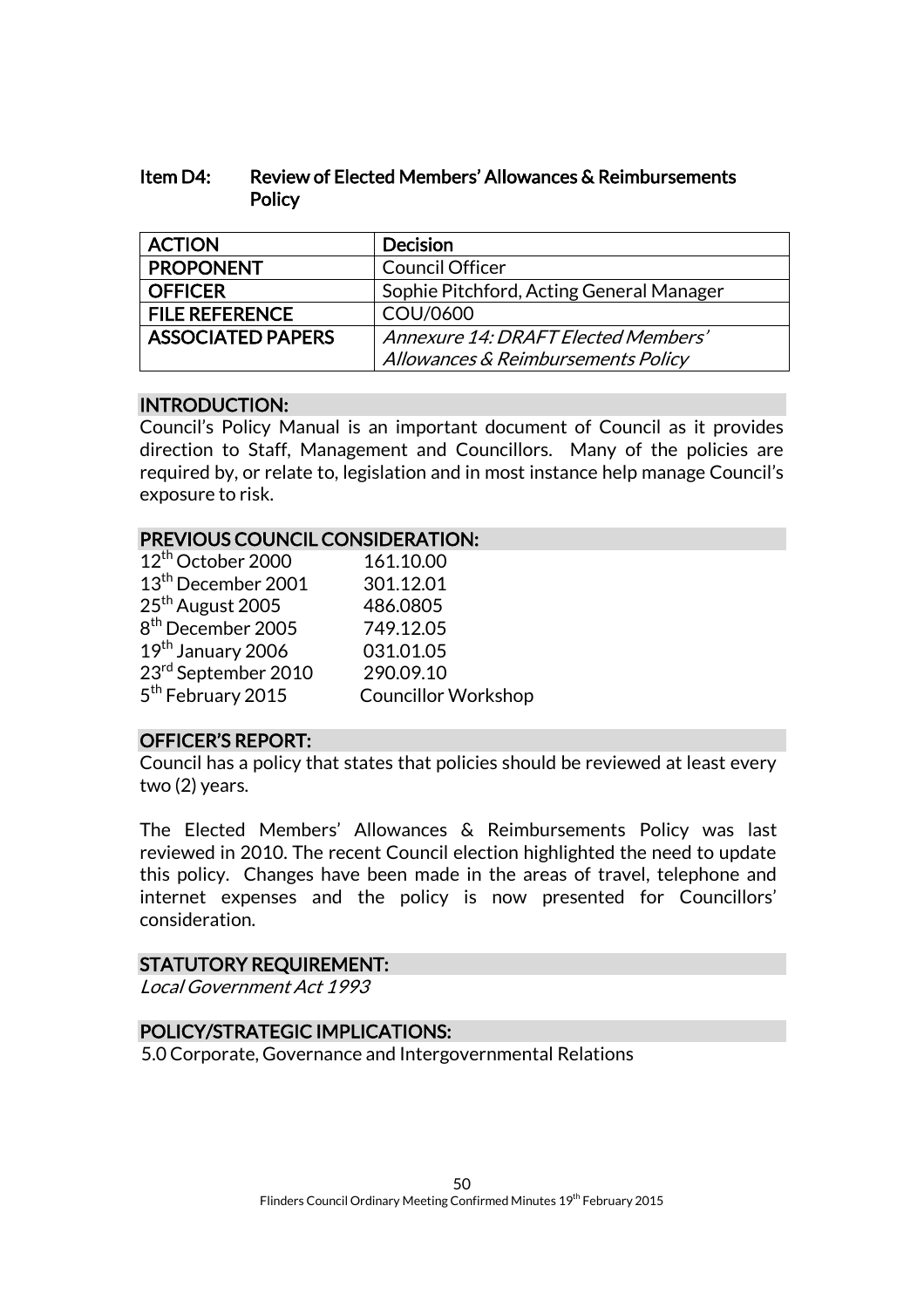## Item D4: Review of Elected Members' Allowances & Reimbursements Policy

| ACTION | Decision |
|---|---|
| PROPONENT | Council Officer |
| OFFICER | Sophie Pitchford, Acting General Manager |
| FILE REFERENCE | COU/0600 |
| ASSOCIATED PAPERS | *Annexure 14: DRAFT Elected Members' Allowances & Reimbursements Policy* |

### INTRODUCTION:

Council's Policy Manual is an important document of Council as it provides direction to Staff, Management and Councillors. Many of the policies are required by, or relate to, legislation and in most instance help manage Council's exposure to risk.

### PREVIOUS COUNCIL CONSIDERATION:

| | |
|---|---|
| 12th October 2000 | 161.10.00 |
| 13th December 2001 | 301.12.01 |
| 25th August 2005 | 486.0805 |
| 8th December 2005 | 749.12.05 |
| 19th January 2006 | 031.01.05 |
| 23rd September 2010 | 290.09.10 |
| 5th February 2015 | Councillor Workshop |

### OFFICER'S REPORT:

Council has a policy that states that policies should be reviewed at least every two (2) years.

The Elected Members' Allowances & Reimbursements Policy was last reviewed in 2010. The recent Council election highlighted the need to update this policy. Changes have been made in the areas of travel, telephone and internet expenses and the policy is now presented for Councillors' consideration.

### STATUTORY REQUIREMENT:

*Local Government Act 1993*

### POLICY/STRATEGIC IMPLICATIONS:

5.0 Corporate, Governance and Intergovernmental Relations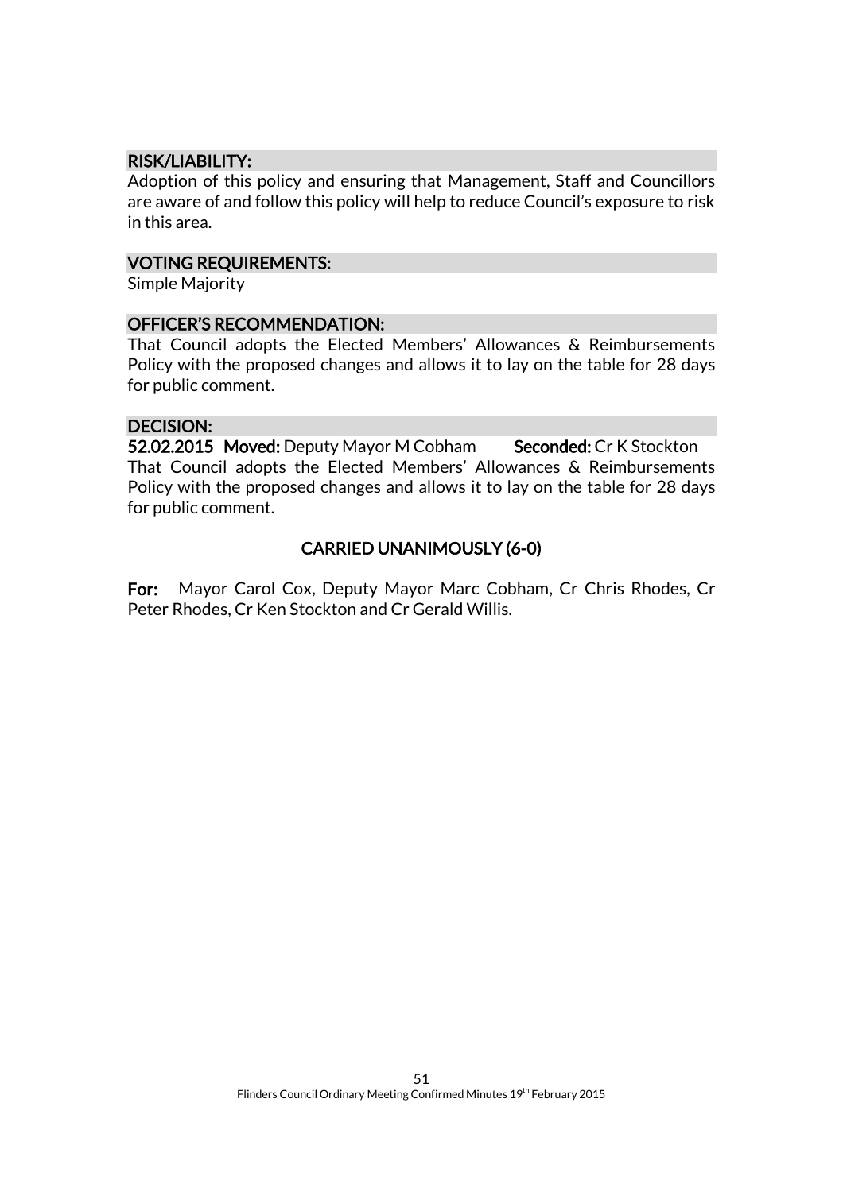### RISK/LIABILITY:

Adoption of this policy and ensuring that Management, Staff and Councillors are aware of and follow this policy will help to reduce Council's exposure to risk in this area.

### VOTING REQUIREMENTS:

Simple Majority

### OFFICER'S RECOMMENDATION:

That Council adopts the Elected Members' Allowances & Reimbursements Policy with the proposed changes and allows it to lay on the table for 28 days for public comment.

### DECISION:

**52.02.2015 Moved:** Deputy Mayor M Cobham **Seconded:** Cr K Stockton

That Council adopts the Elected Members' Allowances & Reimbursements Policy with the proposed changes and allows it to lay on the table for 28 days for public comment.

**CARRIED UNANIMOUSLY (6-0)**

**For:** Mayor Carol Cox, Deputy Mayor Marc Cobham, Cr Chris Rhodes, Cr Peter Rhodes, Cr Ken Stockton and Cr Gerald Willis.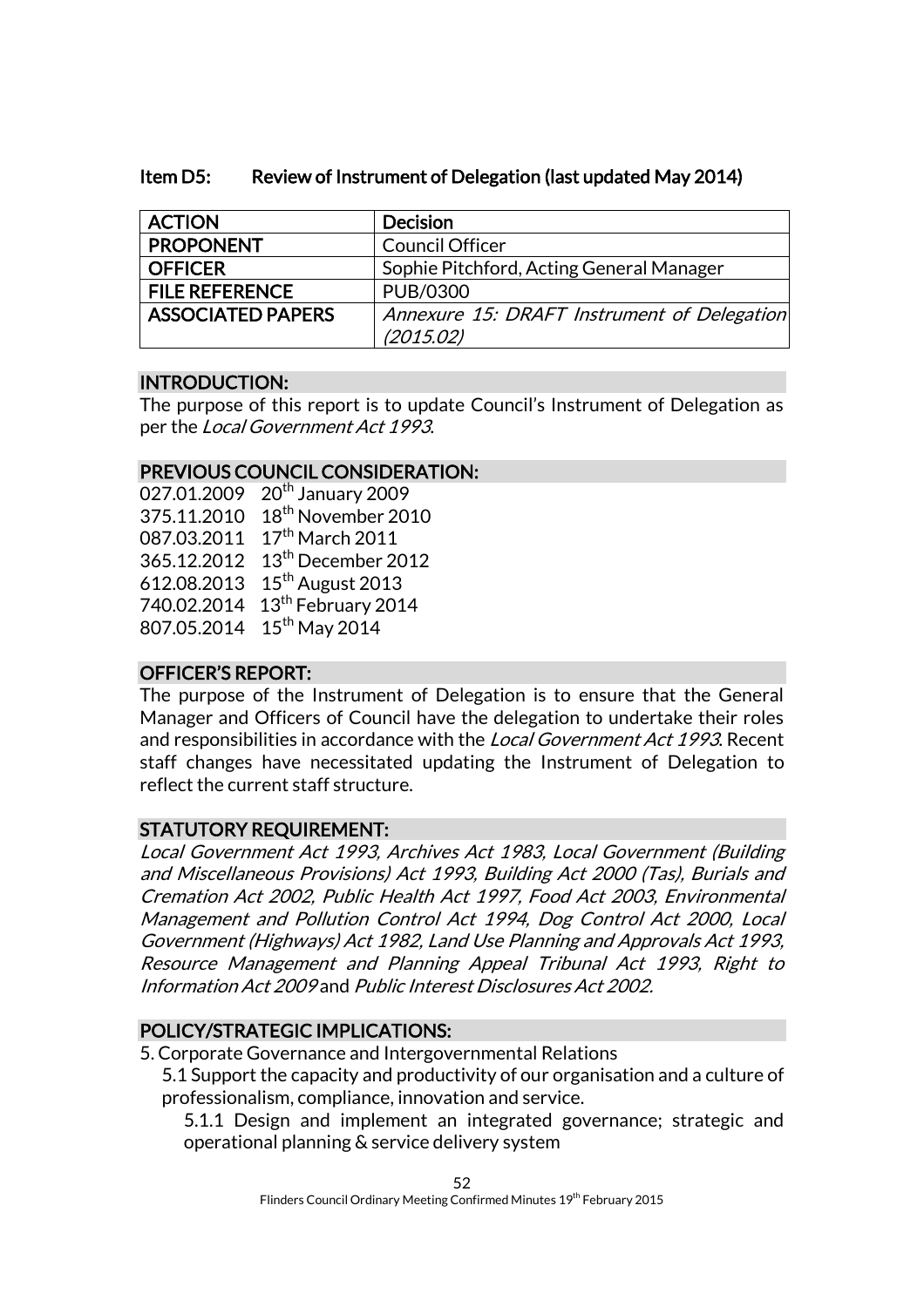## Item D5: Review of Instrument of Delegation (last updated May 2014)

| ACTION | Decision |
|---|---|
| PROPONENT | Council Officer |
| OFFICER | Sophie Pitchford, Acting General Manager |
| FILE REFERENCE | PUB/0300 |
| ASSOCIATED PAPERS | *Annexure 15: DRAFT Instrument of Delegation (2015.02)* |

### INTRODUCTION:

The purpose of this report is to update Council's Instrument of Delegation as per the *Local Government Act 1993*.

### PREVIOUS COUNCIL CONSIDERATION:

027.01.2009 20th January 2009
375.11.2010 18th November 2010
087.03.2011 17th March 2011
365.12.2012 13th December 2012
612.08.2013 15th August 2013
740.02.2014 13th February 2014
807.05.2014 15th May 2014

### OFFICER'S REPORT:

The purpose of the Instrument of Delegation is to ensure that the General Manager and Officers of Council have the delegation to undertake their roles and responsibilities in accordance with the *Local Government Act 1993*. Recent staff changes have necessitated updating the Instrument of Delegation to reflect the current staff structure.

### STATUTORY REQUIREMENT:

*Local Government Act 1993, Archives Act 1983, Local Government (Building and Miscellaneous Provisions) Act 1993, Building Act 2000 (Tas), Burials and Cremation Act 2002, Public Health Act 1997, Food Act 2003, Environmental Management and Pollution Control Act 1994, Dog Control Act 2000, Local Government (Highways) Act 1982, Land Use Planning and Approvals Act 1993, Resource Management and Planning Appeal Tribunal Act 1993, Right to Information Act 2009* and *Public Interest Disclosures Act 2002.*

### POLICY/STRATEGIC IMPLICATIONS:

5. Corporate Governance and Intergovernmental Relations
   - 5.1 Support the capacity and productivity of our organisation and a culture of professionalism, compliance, innovation and service.
     - 5.1.1 Design and implement an integrated governance; strategic and operational planning & service delivery system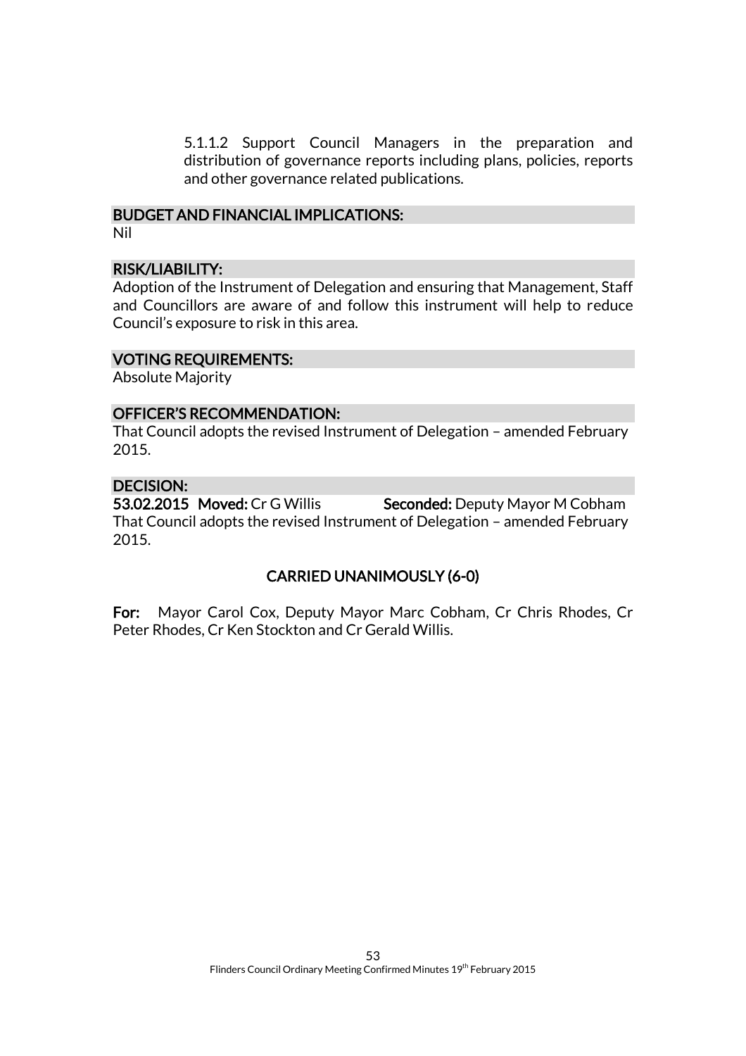5.1.1.2 Support Council Managers in the preparation and distribution of governance reports including plans, policies, reports and other governance related publications.

## BUDGET AND FINANCIAL IMPLICATIONS:

Nil

## RISK/LIABILITY:

Adoption of the Instrument of Delegation and ensuring that Management, Staff and Councillors are aware of and follow this instrument will help to reduce Council's exposure to risk in this area.

## VOTING REQUIREMENTS:

Absolute Majority

## OFFICER'S RECOMMENDATION:

That Council adopts the revised Instrument of Delegation – amended February 2015.

## DECISION:

**53.02.2015 Moved:** Cr G Willis **Seconded:** Deputy Mayor M Cobham

That Council adopts the revised Instrument of Delegation – amended February 2015.

**CARRIED UNANIMOUSLY (6-0)**

**For:** Mayor Carol Cox, Deputy Mayor Marc Cobham, Cr Chris Rhodes, Cr Peter Rhodes, Cr Ken Stockton and Cr Gerald Willis.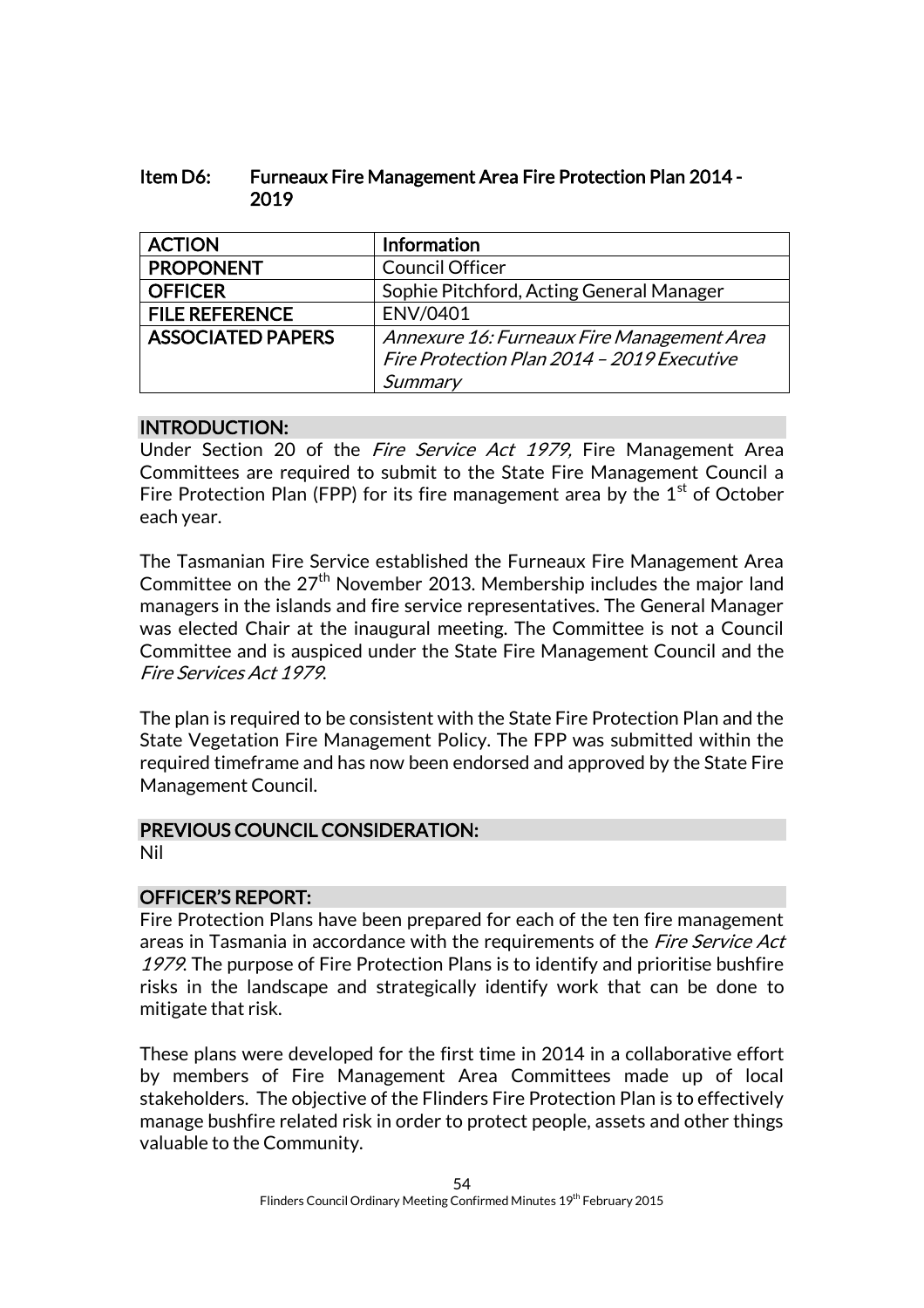## Item D6: Furneaux Fire Management Area Fire Protection Plan 2014 - 2019

| ACTION | Information |
|---|---|
| PROPONENT | Council Officer |
| OFFICER | Sophie Pitchford, Acting General Manager |
| FILE REFERENCE | ENV/0401 |
| ASSOCIATED PAPERS | *Annexure 16: Furneaux Fire Management Area Fire Protection Plan 2014 – 2019 Executive Summary* |

### INTRODUCTION:

Under Section 20 of the *Fire Service Act 1979,* Fire Management Area Committees are required to submit to the State Fire Management Council a Fire Protection Plan (FPP) for its fire management area by the 1st of October each year.

The Tasmanian Fire Service established the Furneaux Fire Management Area Committee on the 27th November 2013. Membership includes the major land managers in the islands and fire service representatives. The General Manager was elected Chair at the inaugural meeting. The Committee is not a Council Committee and is auspiced under the State Fire Management Council and the *Fire Services Act 1979*.

The plan is required to be consistent with the State Fire Protection Plan and the State Vegetation Fire Management Policy. The FPP was submitted within the required timeframe and has now been endorsed and approved by the State Fire Management Council.

### PREVIOUS COUNCIL CONSIDERATION:

Nil

### OFFICER'S REPORT:

Fire Protection Plans have been prepared for each of the ten fire management areas in Tasmania in accordance with the requirements of the *Fire Service Act 1979*. The purpose of Fire Protection Plans is to identify and prioritise bushfire risks in the landscape and strategically identify work that can be done to mitigate that risk.

These plans were developed for the first time in 2014 in a collaborative effort by members of Fire Management Area Committees made up of local stakeholders. The objective of the Flinders Fire Protection Plan is to effectively manage bushfire related risk in order to protect people, assets and other things valuable to the Community.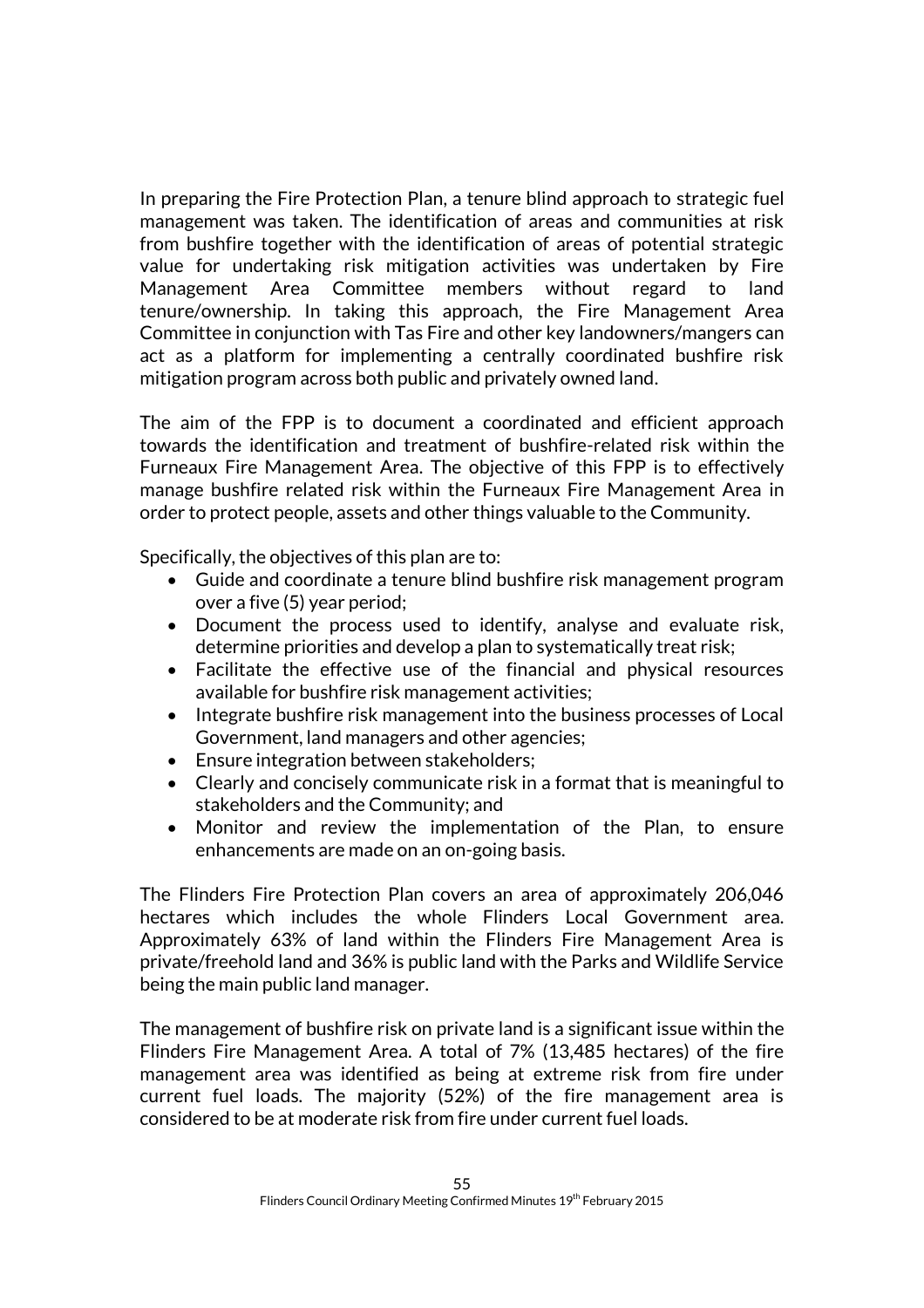In preparing the Fire Protection Plan, a tenure blind approach to strategic fuel management was taken. The identification of areas and communities at risk from bushfire together with the identification of areas of potential strategic value for undertaking risk mitigation activities was undertaken by Fire Management Area Committee members without regard to land tenure/ownership. In taking this approach, the Fire Management Area Committee in conjunction with Tas Fire and other key landowners/mangers can act as a platform for implementing a centrally coordinated bushfire risk mitigation program across both public and privately owned land.

The aim of the FPP is to document a coordinated and efficient approach towards the identification and treatment of bushfire-related risk within the Furneaux Fire Management Area. The objective of this FPP is to effectively manage bushfire related risk within the Furneaux Fire Management Area in order to protect people, assets and other things valuable to the Community.

Specifically, the objectives of this plan are to:

- Guide and coordinate a tenure blind bushfire risk management program over a five (5) year period;
- Document the process used to identify, analyse and evaluate risk, determine priorities and develop a plan to systematically treat risk;
- Facilitate the effective use of the financial and physical resources available for bushfire risk management activities;
- Integrate bushfire risk management into the business processes of Local Government, land managers and other agencies;
- Ensure integration between stakeholders;
- Clearly and concisely communicate risk in a format that is meaningful to stakeholders and the Community; and
- Monitor and review the implementation of the Plan, to ensure enhancements are made on an on-going basis.

The Flinders Fire Protection Plan covers an area of approximately 206,046 hectares which includes the whole Flinders Local Government area. Approximately 63% of land within the Flinders Fire Management Area is private/freehold land and 36% is public land with the Parks and Wildlife Service being the main public land manager.

The management of bushfire risk on private land is a significant issue within the Flinders Fire Management Area. A total of 7% (13,485 hectares) of the fire management area was identified as being at extreme risk from fire under current fuel loads. The majority (52%) of the fire management area is considered to be at moderate risk from fire under current fuel loads.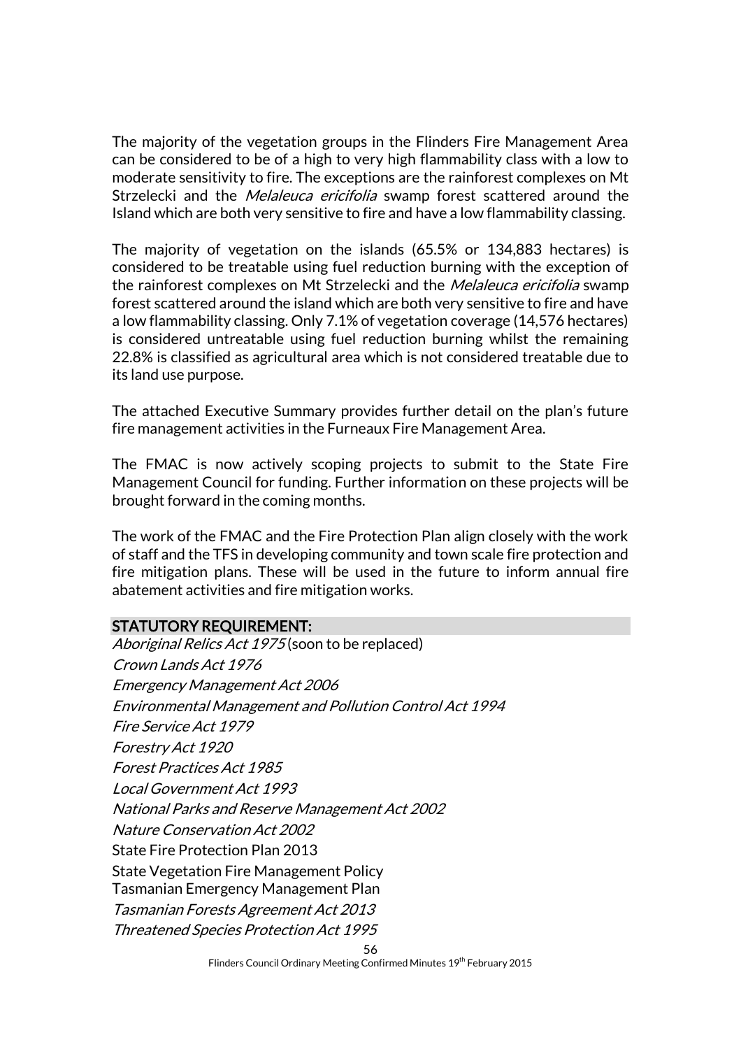The majority of the vegetation groups in the Flinders Fire Management Area can be considered to be of a high to very high flammability class with a low to moderate sensitivity to fire. The exceptions are the rainforest complexes on Mt Strzelecki and the *Melaleuca ericifolia* swamp forest scattered around the Island which are both very sensitive to fire and have a low flammability classing.

The majority of vegetation on the islands (65.5% or 134,883 hectares) is considered to be treatable using fuel reduction burning with the exception of the rainforest complexes on Mt Strzelecki and the *Melaleuca ericifolia* swamp forest scattered around the island which are both very sensitive to fire and have a low flammability classing. Only 7.1% of vegetation coverage (14,576 hectares) is considered untreatable using fuel reduction burning whilst the remaining 22.8% is classified as agricultural area which is not considered treatable due to its land use purpose.

The attached Executive Summary provides further detail on the plan's future fire management activities in the Furneaux Fire Management Area.

The FMAC is now actively scoping projects to submit to the State Fire Management Council for funding. Further information on these projects will be brought forward in the coming months.

The work of the FMAC and the Fire Protection Plan align closely with the work of staff and the TFS in developing community and town scale fire protection and fire mitigation plans. These will be used in the future to inform annual fire abatement activities and fire mitigation works.

## STATUTORY REQUIREMENT:

*Aboriginal Relics Act 1975* (soon to be replaced)
*Crown Lands Act 1976*
*Emergency Management Act 2006*
*Environmental Management and Pollution Control Act 1994*
*Fire Service Act 1979*
*Forestry Act 1920*
*Forest Practices Act 1985*
*Local Government Act 1993*
*National Parks and Reserve Management Act 2002*
*Nature Conservation Act 2002*
State Fire Protection Plan 2013
State Vegetation Fire Management Policy
Tasmanian Emergency Management Plan
*Tasmanian Forests Agreement Act 2013*
*Threatened Species Protection Act 1995*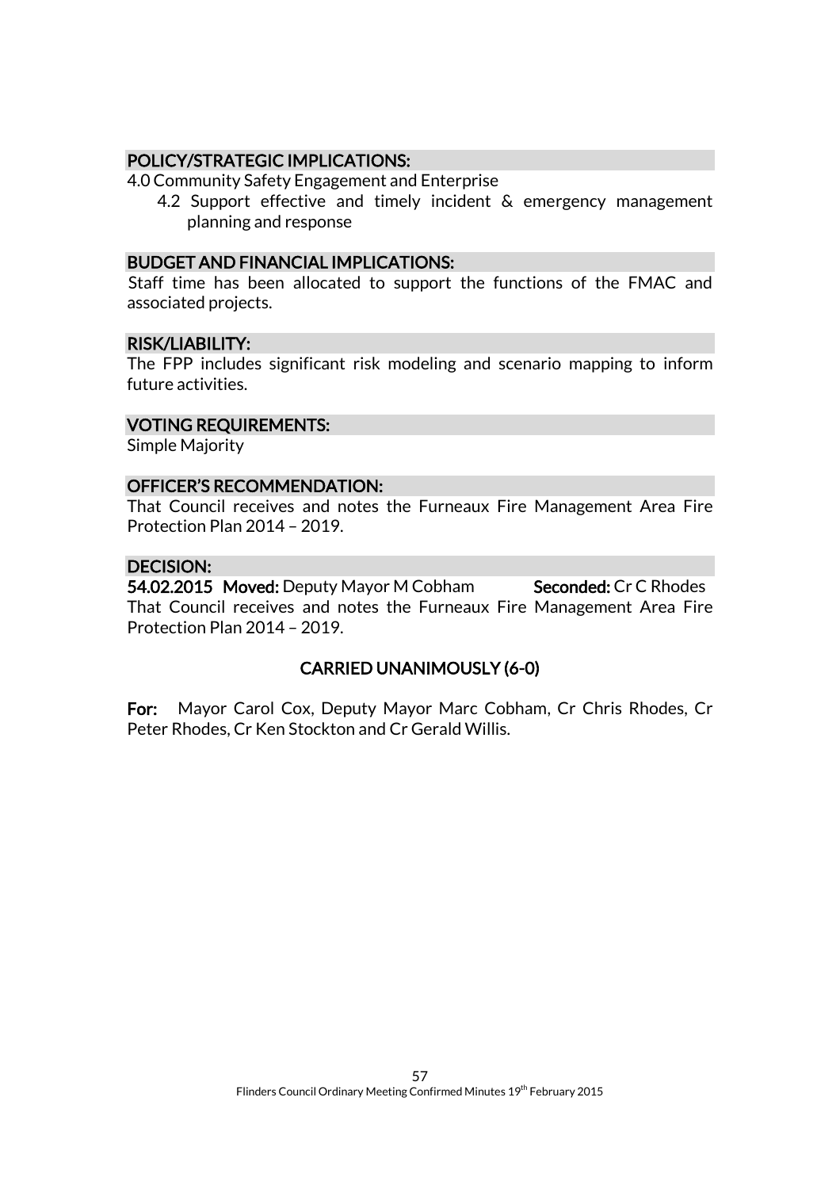## POLICY/STRATEGIC IMPLICATIONS:

4.0 Community Safety Engagement and Enterprise

4.2 Support effective and timely incident & emergency management planning and response

## BUDGET AND FINANCIAL IMPLICATIONS:

Staff time has been allocated to support the functions of the FMAC and associated projects.

## RISK/LIABILITY:

The FPP includes significant risk modeling and scenario mapping to inform future activities.

## VOTING REQUIREMENTS:

Simple Majority

## OFFICER'S RECOMMENDATION:

That Council receives and notes the Furneaux Fire Management Area Fire Protection Plan 2014 – 2019.

## DECISION:

**54.02.2015 Moved:** Deputy Mayor M Cobham **Seconded:** Cr C Rhodes

That Council receives and notes the Furneaux Fire Management Area Fire Protection Plan 2014 – 2019.

**CARRIED UNANIMOUSLY (6-0)**

**For:** Mayor Carol Cox, Deputy Mayor Marc Cobham, Cr Chris Rhodes, Cr Peter Rhodes, Cr Ken Stockton and Cr Gerald Willis.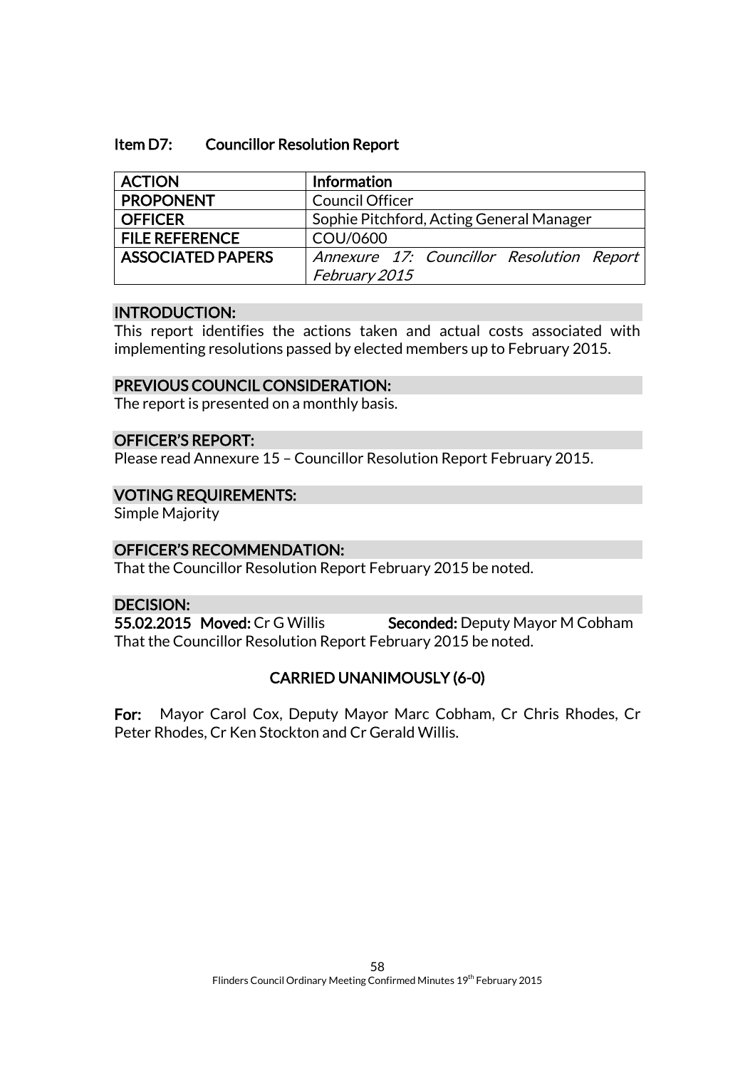### Item D7: Councillor Resolution Report

| ACTION | Information |
|---|---|
| PROPONENT | Council Officer |
| OFFICER | Sophie Pitchford, Acting General Manager |
| FILE REFERENCE | COU/0600 |
| ASSOCIATED PAPERS | *Annexure 17: Councillor Resolution Report February 2015* |

**INTRODUCTION:**
This report identifies the actions taken and actual costs associated with implementing resolutions passed by elected members up to February 2015.

**PREVIOUS COUNCIL CONSIDERATION:**
The report is presented on a monthly basis.

**OFFICER'S REPORT:**
Please read Annexure 15 – Councillor Resolution Report February 2015.

**VOTING REQUIREMENTS:**
Simple Majority

**OFFICER'S RECOMMENDATION:**
That the Councillor Resolution Report February 2015 be noted.

**DECISION:**
**55.02.2015 Moved:** Cr G Willis **Seconded:** Deputy Mayor M Cobham
That the Councillor Resolution Report February 2015 be noted.

**CARRIED UNANIMOUSLY (6-0)**

**For:** Mayor Carol Cox, Deputy Mayor Marc Cobham, Cr Chris Rhodes, Cr Peter Rhodes, Cr Ken Stockton and Cr Gerald Willis.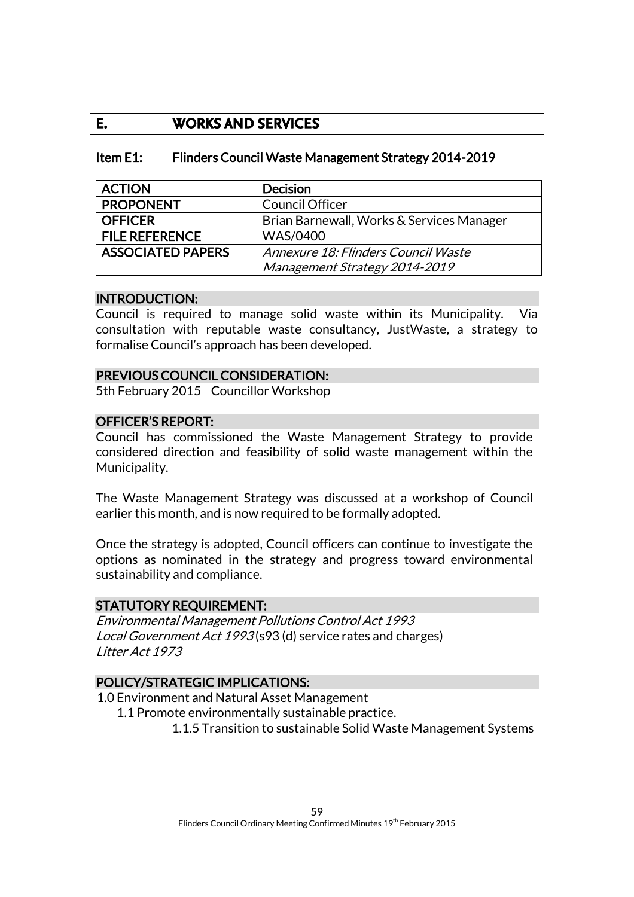## E. WORKS AND SERVICES

### Item E1: Flinders Council Waste Management Strategy 2014-2019

| ACTION | Decision |
|---|---|
| PROPONENT | Council Officer |
| OFFICER | Brian Barnewall, Works & Services Manager |
| FILE REFERENCE | WAS/0400 |
| ASSOCIATED PAPERS | *Annexure 18: Flinders Council Waste Management Strategy 2014-2019* |

#### INTRODUCTION:

Council is required to manage solid waste within its Municipality. Via consultation with reputable waste consultancy, JustWaste, a strategy to formalise Council's approach has been developed.

#### PREVIOUS COUNCIL CONSIDERATION:

5th February 2015 Councillor Workshop

#### OFFICER'S REPORT:

Council has commissioned the Waste Management Strategy to provide considered direction and feasibility of solid waste management within the Municipality.

The Waste Management Strategy was discussed at a workshop of Council earlier this month, and is now required to be formally adopted.

Once the strategy is adopted, Council officers can continue to investigate the options as nominated in the strategy and progress toward environmental sustainability and compliance.

#### STATUTORY REQUIREMENT:

*Environmental Management Pollutions Control Act 1993*
*Local Government Act 1993* (s93 (d) service rates and charges)
*Litter Act 1973*

#### POLICY/STRATEGIC IMPLICATIONS:

1.0 Environment and Natural Asset Management
- 1.1 Promote environmentally sustainable practice.
  - 1.1.5 Transition to sustainable Solid Waste Management Systems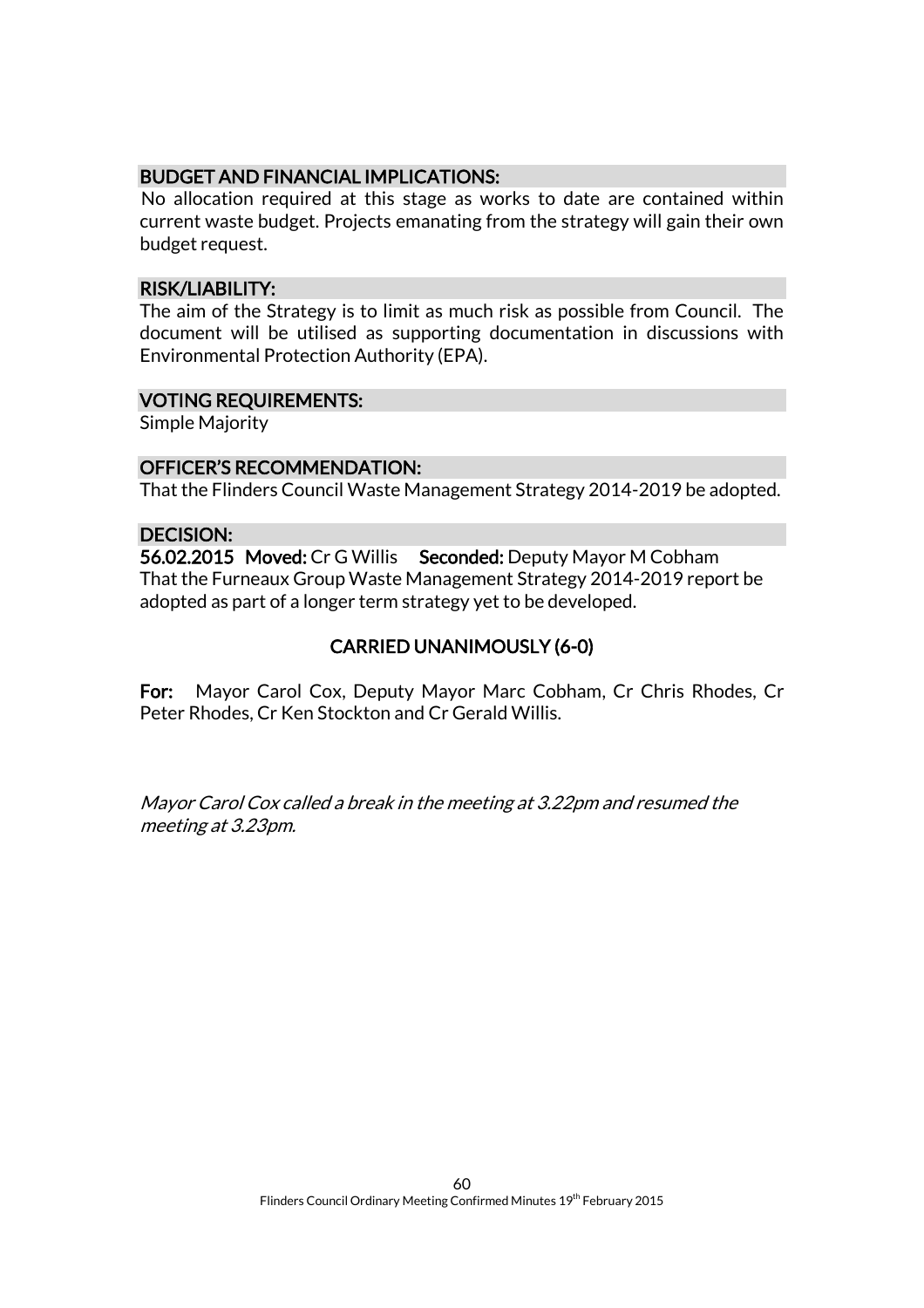### BUDGET AND FINANCIAL IMPLICATIONS:

No allocation required at this stage as works to date are contained within current waste budget. Projects emanating from the strategy will gain their own budget request.

### RISK/LIABILITY:

The aim of the Strategy is to limit as much risk as possible from Council. The document will be utilised as supporting documentation in discussions with Environmental Protection Authority (EPA).

### VOTING REQUIREMENTS:

Simple Majority

### OFFICER'S RECOMMENDATION:

That the Flinders Council Waste Management Strategy 2014-2019 be adopted.

### DECISION:

**56.02.2015 Moved:** Cr G Willis **Seconded:** Deputy Mayor M Cobham
That the Furneaux Group Waste Management Strategy 2014-2019 report be adopted as part of a longer term strategy yet to be developed.

**CARRIED UNANIMOUSLY (6-0)**

**For:** Mayor Carol Cox, Deputy Mayor Marc Cobham, Cr Chris Rhodes, Cr Peter Rhodes, Cr Ken Stockton and Cr Gerald Willis.

*Mayor Carol Cox called a break in the meeting at 3.22pm and resumed the meeting at 3.23pm.*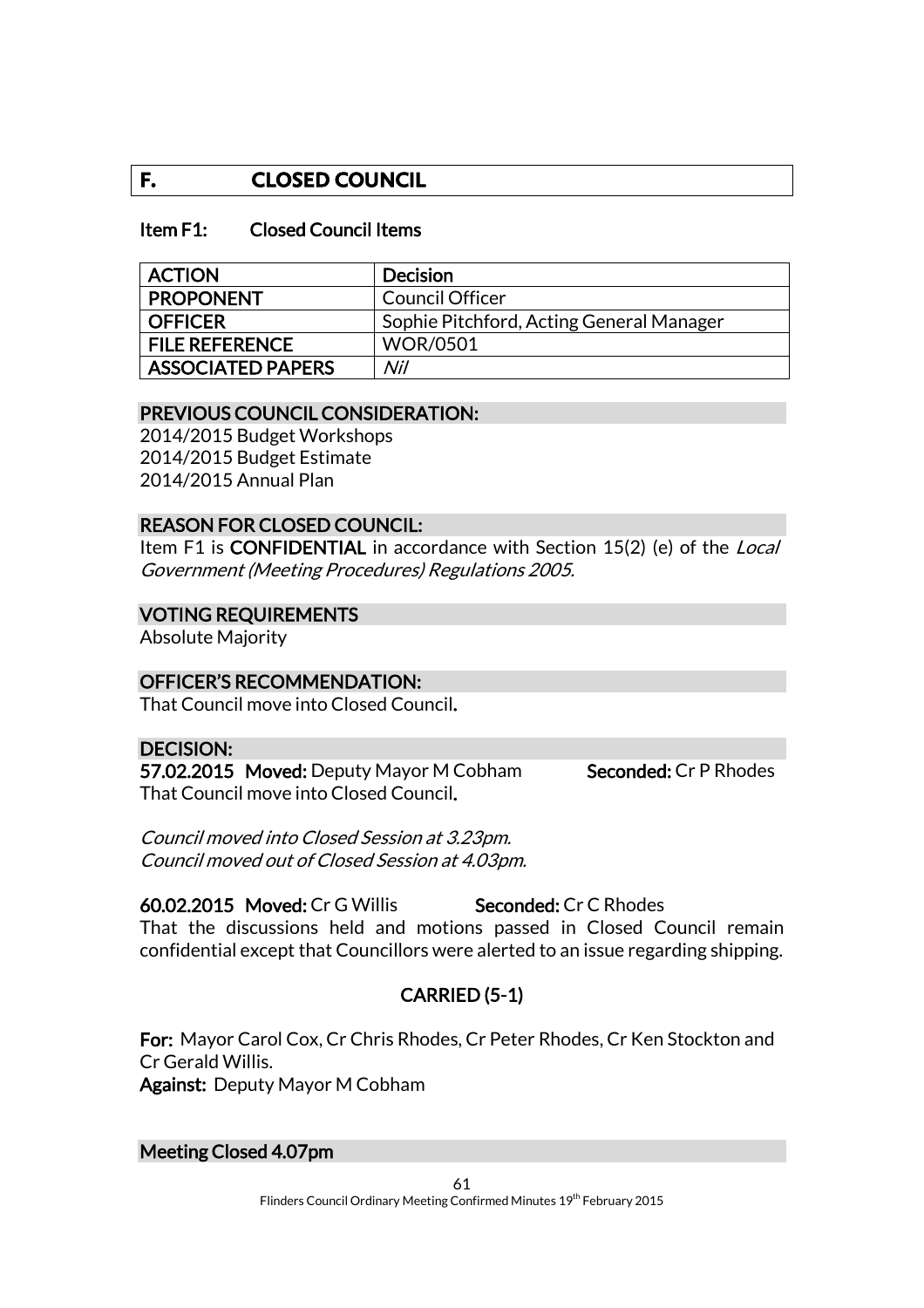# F. CLOSED COUNCIL

## Item F1: Closed Council Items

| | |
|---|---|
| **ACTION** | **Decision** |
| **PROPONENT** | Council Officer |
| **OFFICER** | Sophie Pitchford, Acting General Manager |
| **FILE REFERENCE** | WOR/0501 |
| **ASSOCIATED PAPERS** | *Nil* |

**PREVIOUS COUNCIL CONSIDERATION:**
2014/2015 Budget Workshops
2014/2015 Budget Estimate
2014/2015 Annual Plan

**REASON FOR CLOSED COUNCIL:**
Item F1 is **CONFIDENTIAL** in accordance with Section 15(2) (e) of the *Local Government (Meeting Procedures) Regulations 2005.*

**VOTING REQUIREMENTS**
Absolute Majority

**OFFICER'S RECOMMENDATION:**
That Council move into Closed Council.

**DECISION:**
**57.02.2015 Moved:** Deputy Mayor M Cobham **Seconded:** Cr P Rhodes
That Council move into Closed Council.

*Council moved into Closed Session at 3.23pm.*
*Council moved out of Closed Session at 4.03pm.*

**60.02.2015 Moved:** Cr G Willis **Seconded:** Cr C Rhodes
That the discussions held and motions passed in Closed Council remain confidential except that Councillors were alerted to an issue regarding shipping.

**CARRIED (5-1)**

**For:** Mayor Carol Cox, Cr Chris Rhodes, Cr Peter Rhodes, Cr Ken Stockton and Cr Gerald Willis.
**Against:** Deputy Mayor M Cobham

**Meeting Closed 4.07pm**